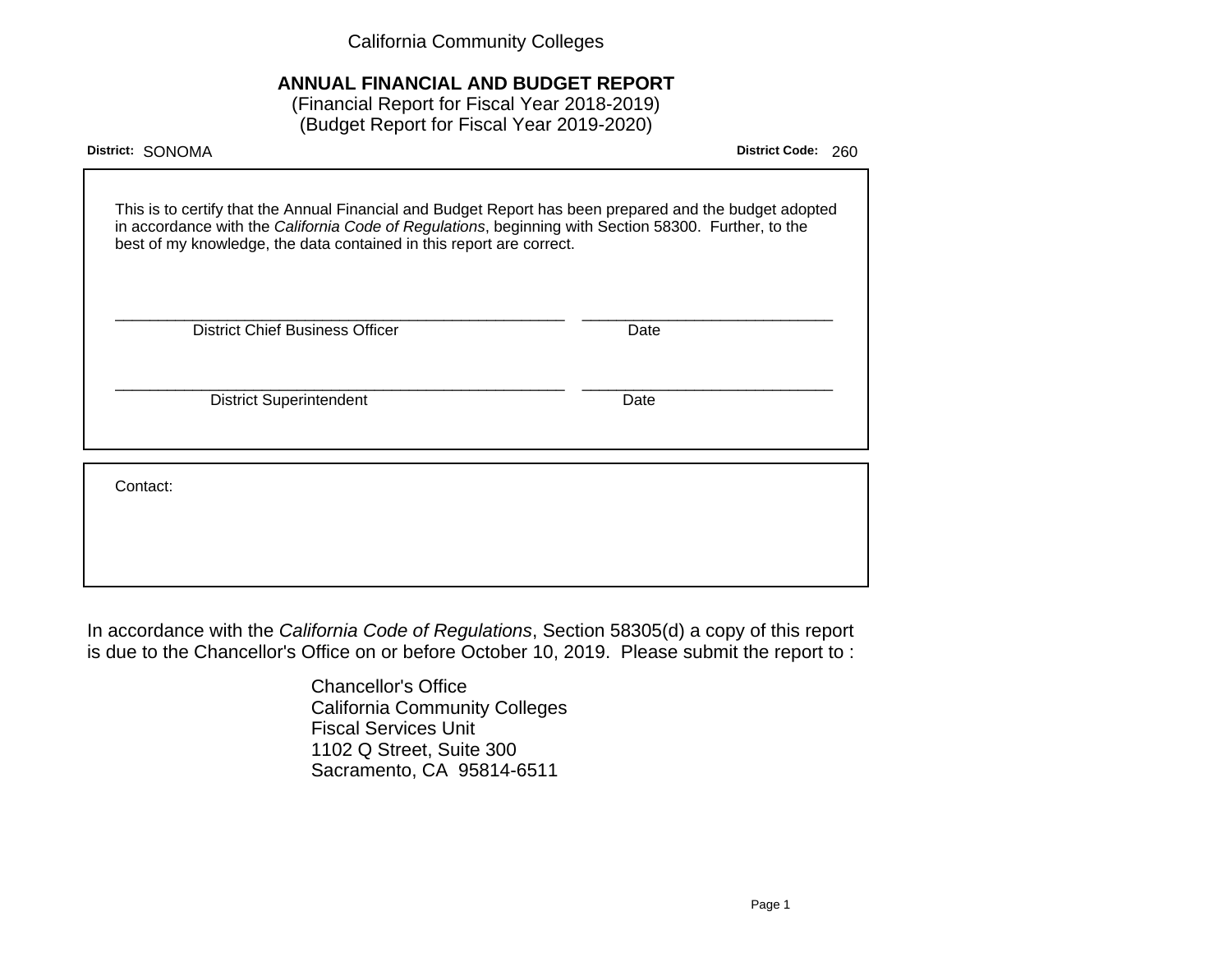California Community Colleges

# ANNUAL FINANCIAL AND BUDGET REPORT

(Financial Report for Fiscal Year 2018-2019)
(Budget Report for Fiscal Year 2019-2020)

**District:** SONOMA **District Code:** 260

This is to certify that the Annual Financial and Budget Report has been prepared and the budget adopted in accordance with the *California Code of Regulations*, beginning with Section 58300. Further, to the best of my knowledge, the data contained in this report are correct.

_____________________________________________________ ____________________________
District Chief Business Officer Date

_____________________________________________________ ____________________________
District Superintendent Date

Contact:

In accordance with the *California Code of Regulations*, Section 58305(d) a copy of this report is due to the Chancellor's Office on or before October 10, 2019. Please submit the report to :

Chancellor's Office
California Community Colleges
Fiscal Services Unit
1102 Q Street, Suite 300
Sacramento, CA 95814-6511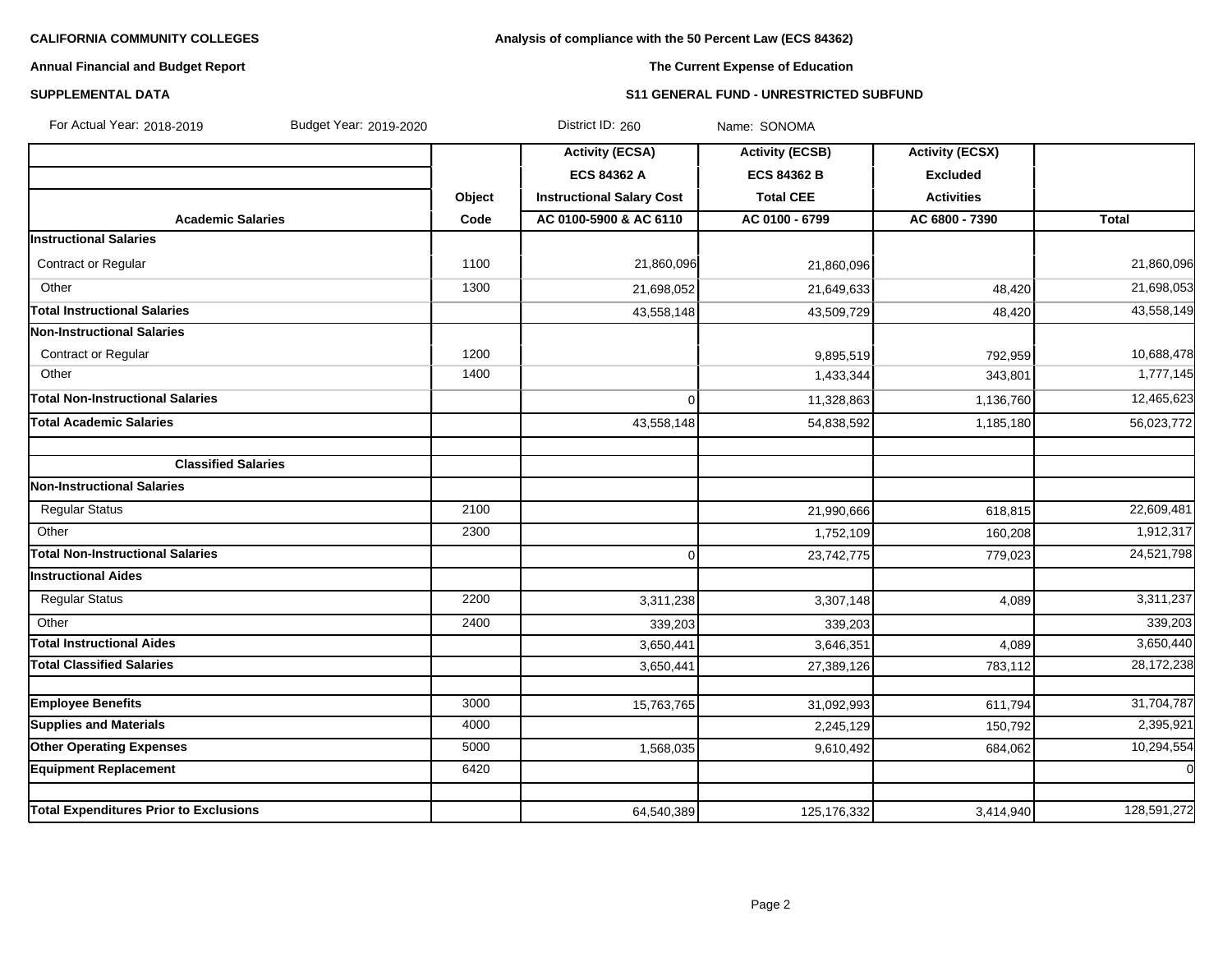**CALIFORNIA COMMUNITY COLLEGES**

**Annual Financial and Budget Report**

**SUPPLEMENTAL DATA**

**Analysis of compliance with the 50 Percent Law (ECS 84362)**

**The Current Expense of Education**

**S11 GENERAL FUND - UNRESTRICTED SUBFUND**

For Actual Year: 2018-2019 Budget Year: 2019-2020 District ID: 260 Name: SONOMA

| | | Activity (ECSA) | Activity (ECSB) | Activity (ECSX) | |
|---|---|---|---|---|---|
| | | ECS 84362 A | ECS 84362 B | Excluded | |
| | Object | Instructional Salary Cost | Total CEE | Activities | |
| **Academic Salaries** | Code | AC 0100-5900 & AC 6110 | AC 0100 - 6799 | AC 6800 - 7390 | Total |
| **Instructional Salaries** | | | | | |
| Contract or Regular | 1100 | 21,860,096 | 21,860,096 | | 21,860,096 |
| Other | 1300 | 21,698,052 | 21,649,633 | 48,420 | 21,698,053 |
| **Total Instructional Salaries** | | 43,558,148 | 43,509,729 | 48,420 | 43,558,149 |
| **Non-Instructional Salaries** | | | | | |
| Contract or Regular | 1200 | | 9,895,519 | 792,959 | 10,688,478 |
| Other | 1400 | | 1,433,344 | 343,801 | 1,777,145 |
| **Total Non-Instructional Salaries** | | 0 | 11,328,863 | 1,136,760 | 12,465,623 |
| **Total Academic Salaries** | | 43,558,148 | 54,838,592 | 1,185,180 | 56,023,772 |
| | | | | | |
| **Classified Salaries** | | | | | |
| **Non-Instructional Salaries** | | | | | |
| Regular Status | 2100 | | 21,990,666 | 618,815 | 22,609,481 |
| Other | 2300 | | 1,752,109 | 160,208 | 1,912,317 |
| **Total Non-Instructional Salaries** | | 0 | 23,742,775 | 779,023 | 24,521,798 |
| **Instructional Aides** | | | | | |
| Regular Status | 2200 | 3,311,238 | 3,307,148 | 4,089 | 3,311,237 |
| Other | 2400 | 339,203 | 339,203 | | 339,203 |
| **Total Instructional Aides** | | 3,650,441 | 3,646,351 | 4,089 | 3,650,440 |
| **Total Classified Salaries** | | 3,650,441 | 27,389,126 | 783,112 | 28,172,238 |
| | | | | | |
| **Employee Benefits** | 3000 | 15,763,765 | 31,092,993 | 611,794 | 31,704,787 |
| **Supplies and Materials** | 4000 | | 2,245,129 | 150,792 | 2,395,921 |
| **Other Operating Expenses** | 5000 | 1,568,035 | 9,610,492 | 684,062 | 10,294,554 |
| **Equipment Replacement** | 6420 | | | | 0 |
| | | | | | |
| **Total Expenditures Prior to Exclusions** | | 64,540,389 | 125,176,332 | 3,414,940 | 128,591,272 |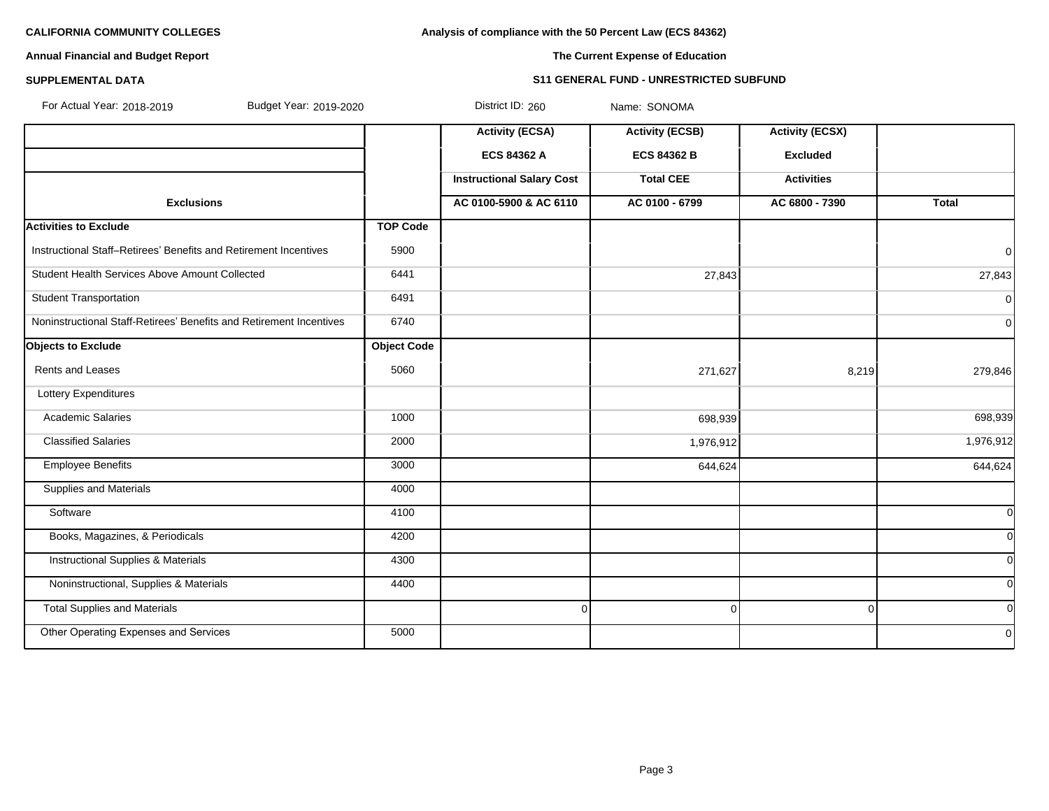**CALIFORNIA COMMUNITY COLLEGES**

**Annual Financial and Budget Report**

**SUPPLEMENTAL DATA**

**Analysis of compliance with the 50 Percent Law (ECS 84362)**

**The Current Expense of Education**

**S11 GENERAL FUND - UNRESTRICTED SUBFUND**

For Actual Year: 2018-2019 Budget Year: 2019-2020 District ID: 260 Name: SONOMA

| | | Activity (ECSA) | Activity (ECSB) | Activity (ECSX) | |
|---|---|---|---|---|---|
| | | ECS 84362 A | ECS 84362 B | Excluded | |
| | | Instructional Salary Cost | Total CEE | Activities | |
| **Exclusions** | | AC 0100-5900 & AC 6110 | AC 0100 - 6799 | AC 6800 - 7390 | Total |
| **Activities to Exclude** | **TOP Code** | | | | |
| Instructional Staff–Retirees' Benefits and Retirement Incentives | 5900 | | | | 0 |
| Student Health Services Above Amount Collected | 6441 | | 27,843 | | 27,843 |
| Student Transportation | 6491 | | | | 0 |
| Noninstructional Staff-Retirees' Benefits and Retirement Incentives | 6740 | | | | 0 |
| **Objects to Exclude** | **Object Code** | | | | |
| Rents and Leases | 5060 | | 271,627 | 8,219 | 279,846 |
| Lottery Expenditures | | | | | |
| Academic Salaries | 1000 | | 698,939 | | 698,939 |
| Classified Salaries | 2000 | | 1,976,912 | | 1,976,912 |
| Employee Benefits | 3000 | | 644,624 | | 644,624 |
| Supplies and Materials | 4000 | | | | |
| Software | 4100 | | | | 0 |
| Books, Magazines, & Periodicals | 4200 | | | | 0 |
| Instructional Supplies & Materials | 4300 | | | | 0 |
| Noninstructional, Supplies & Materials | 4400 | | | | 0 |
| Total Supplies and Materials | | 0 | 0 | 0 | 0 |
| Other Operating Expenses and Services | 5000 | | | | 0 |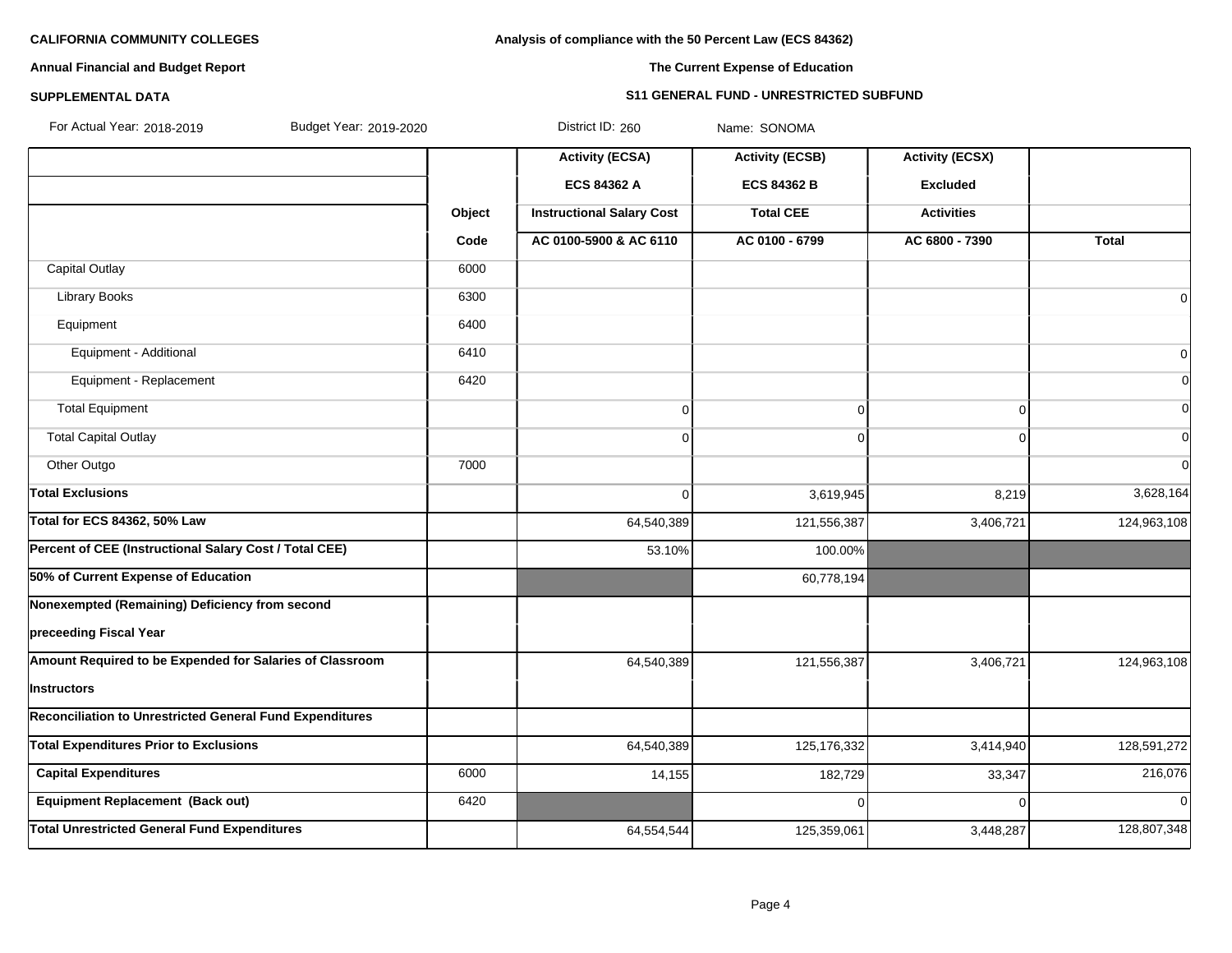**CALIFORNIA COMMUNITY COLLEGES**

**Annual Financial and Budget Report**

**SUPPLEMENTAL DATA**

**Analysis of compliance with the 50 Percent Law (ECS 84362)**

**The Current Expense of Education**

**S11 GENERAL FUND - UNRESTRICTED SUBFUND**

For Actual Year: 2018-2019 Budget Year: 2019-2020 District ID: 260 Name: SONOMA

| | Object Code | Activity (ECSA) ECS 84362 A Instructional Salary Cost AC 0100-5900 & AC 6110 | Activity (ECSB) ECS 84362 B Total CEE AC 0100 - 6799 | Activity (ECSX) Excluded Activities AC 6800 - 7390 | Total |
|---|---|---|---|---|---|
| Capital Outlay | 6000 | | | | |
| Library Books | 6300 | | | | 0 |
| Equipment | 6400 | | | | |
| Equipment - Additional | 6410 | | | | 0 |
| Equipment - Replacement | 6420 | | | | 0 |
| Total Equipment | | 0 | 0 | 0 | 0 |
| Total Capital Outlay | | 0 | 0 | 0 | 0 |
| Other Outgo | 7000 | | | | 0 |
| **Total Exclusions** | | 0 | 3,619,945 | 8,219 | 3,628,164 |
| **Total for ECS 84362, 50% Law** | | 64,540,389 | 121,556,387 | 3,406,721 | 124,963,108 |
| **Percent of CEE (Instructional Salary Cost / Total CEE)** | | 53.10% | 100.00% | | |
| **50% of Current Expense of Education** | | | 60,778,194 | | |
| **Nonexempted (Remaining) Deficiency from second preceeding Fiscal Year** | | | | | |
| **Amount Required to be Expended for Salaries of Classroom Instructors** | | 64,540,389 | 121,556,387 | 3,406,721 | 124,963,108 |
| **Reconciliation to Unrestricted General Fund Expenditures** | | | | | |
| **Total Expenditures Prior to Exclusions** | | 64,540,389 | 125,176,332 | 3,414,940 | 128,591,272 |
| **Capital Expenditures** | 6000 | 14,155 | 182,729 | 33,347 | 216,076 |
| **Equipment Replacement (Back out)** | 6420 | | 0 | 0 | 0 |
| **Total Unrestricted General Fund Expenditures** | | 64,554,544 | 125,359,061 | 3,448,287 | 128,807,348 |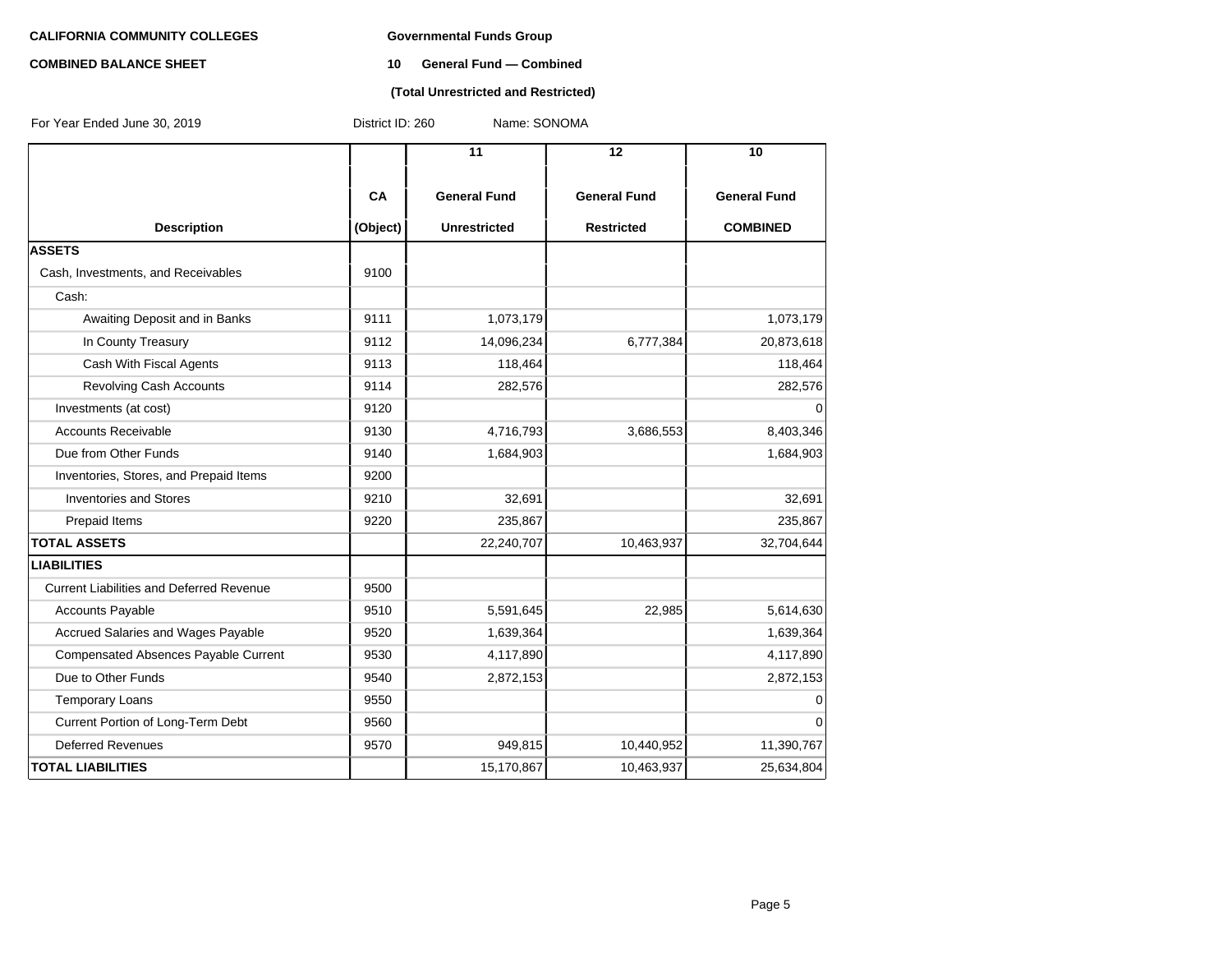**CALIFORNIA COMMUNITY COLLEGES**

**COMBINED BALANCE SHEET**

**Governmental Funds Group**

**10 General Fund — Combined**

**(Total Unrestricted and Restricted)**

For Year Ended June 30, 2019 District ID: 260 Name: SONOMA

| Description | CA (Object) | 11 General Fund Unrestricted | 12 General Fund Restricted | 10 General Fund COMBINED |
|---|---|---|---|---|
| **ASSETS** | | | | |
| Cash, Investments, and Receivables | 9100 | | | |
| Cash: | | | | |
| Awaiting Deposit and in Banks | 9111 | 1,073,179 | | 1,073,179 |
| In County Treasury | 9112 | 14,096,234 | 6,777,384 | 20,873,618 |
| Cash With Fiscal Agents | 9113 | 118,464 | | 118,464 |
| Revolving Cash Accounts | 9114 | 282,576 | | 282,576 |
| Investments (at cost) | 9120 | | | 0 |
| Accounts Receivable | 9130 | 4,716,793 | 3,686,553 | 8,403,346 |
| Due from Other Funds | 9140 | 1,684,903 | | 1,684,903 |
| Inventories, Stores, and Prepaid Items | 9200 | | | |
| Inventories and Stores | 9210 | 32,691 | | 32,691 |
| Prepaid Items | 9220 | 235,867 | | 235,867 |
| **TOTAL ASSETS** | | 22,240,707 | 10,463,937 | 32,704,644 |
| **LIABILITIES** | | | | |
| Current Liabilities and Deferred Revenue | 9500 | | | |
| Accounts Payable | 9510 | 5,591,645 | 22,985 | 5,614,630 |
| Accrued Salaries and Wages Payable | 9520 | 1,639,364 | | 1,639,364 |
| Compensated Absences Payable Current | 9530 | 4,117,890 | | 4,117,890 |
| Due to Other Funds | 9540 | 2,872,153 | | 2,872,153 |
| Temporary Loans | 9550 | | | 0 |
| Current Portion of Long-Term Debt | 9560 | | | 0 |
| Deferred Revenues | 9570 | 949,815 | 10,440,952 | 11,390,767 |
| **TOTAL LIABILITIES** | | 15,170,867 | 10,463,937 | 25,634,804 |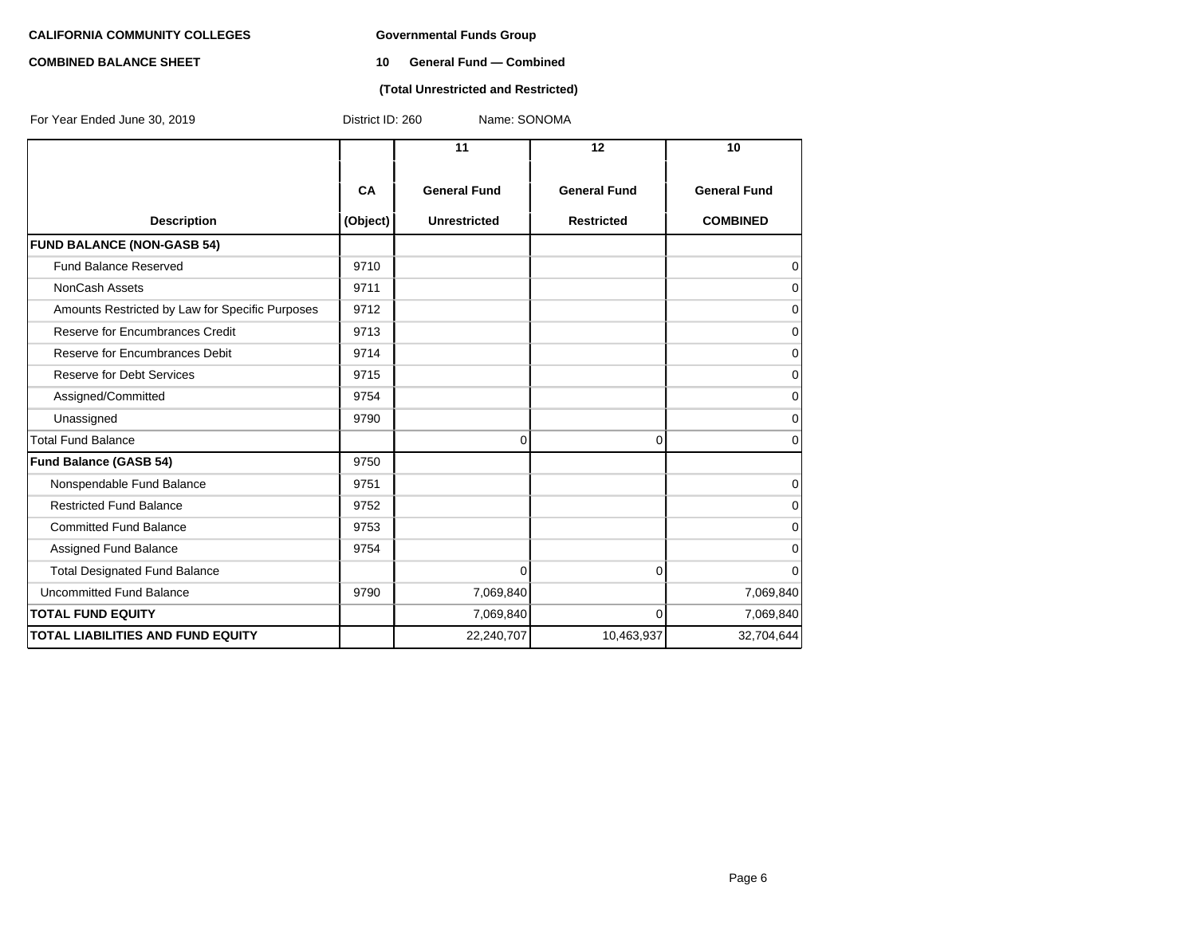**CALIFORNIA COMMUNITY COLLEGES** **Governmental Funds Group**

**COMBINED BALANCE SHEET** **10 General Fund — Combined**

**(Total Unrestricted and Restricted)**

For Year Ended June 30, 2019 District ID: 260 Name: SONOMA

| Description | CA (Object) | 11 General Fund Unrestricted | 12 General Fund Restricted | 10 General Fund COMBINED |
|---|---|---|---|---|
| **FUND BALANCE (NON-GASB 54)** | | | | |
| Fund Balance Reserved | 9710 | | | 0 |
| NonCash Assets | 9711 | | | 0 |
| Amounts Restricted by Law for Specific Purposes | 9712 | | | 0 |
| Reserve for Encumbrances Credit | 9713 | | | 0 |
| Reserve for Encumbrances Debit | 9714 | | | 0 |
| Reserve for Debt Services | 9715 | | | 0 |
| Assigned/Committed | 9754 | | | 0 |
| Unassigned | 9790 | | | 0 |
| Total Fund Balance | | 0 | 0 | 0 |
| **Fund Balance (GASB 54)** | 9750 | | | |
| Nonspendable Fund Balance | 9751 | | | 0 |
| Restricted Fund Balance | 9752 | | | 0 |
| Committed Fund Balance | 9753 | | | 0 |
| Assigned Fund Balance | 9754 | | | 0 |
| Total Designated Fund Balance | | 0 | 0 | 0 |
| Uncommitted Fund Balance | 9790 | 7,069,840 | | 7,069,840 |
| **TOTAL FUND EQUITY** | | 7,069,840 | 0 | 7,069,840 |
| **TOTAL LIABILITIES AND FUND EQUITY** | | 22,240,707 | 10,463,937 | 32,704,644 |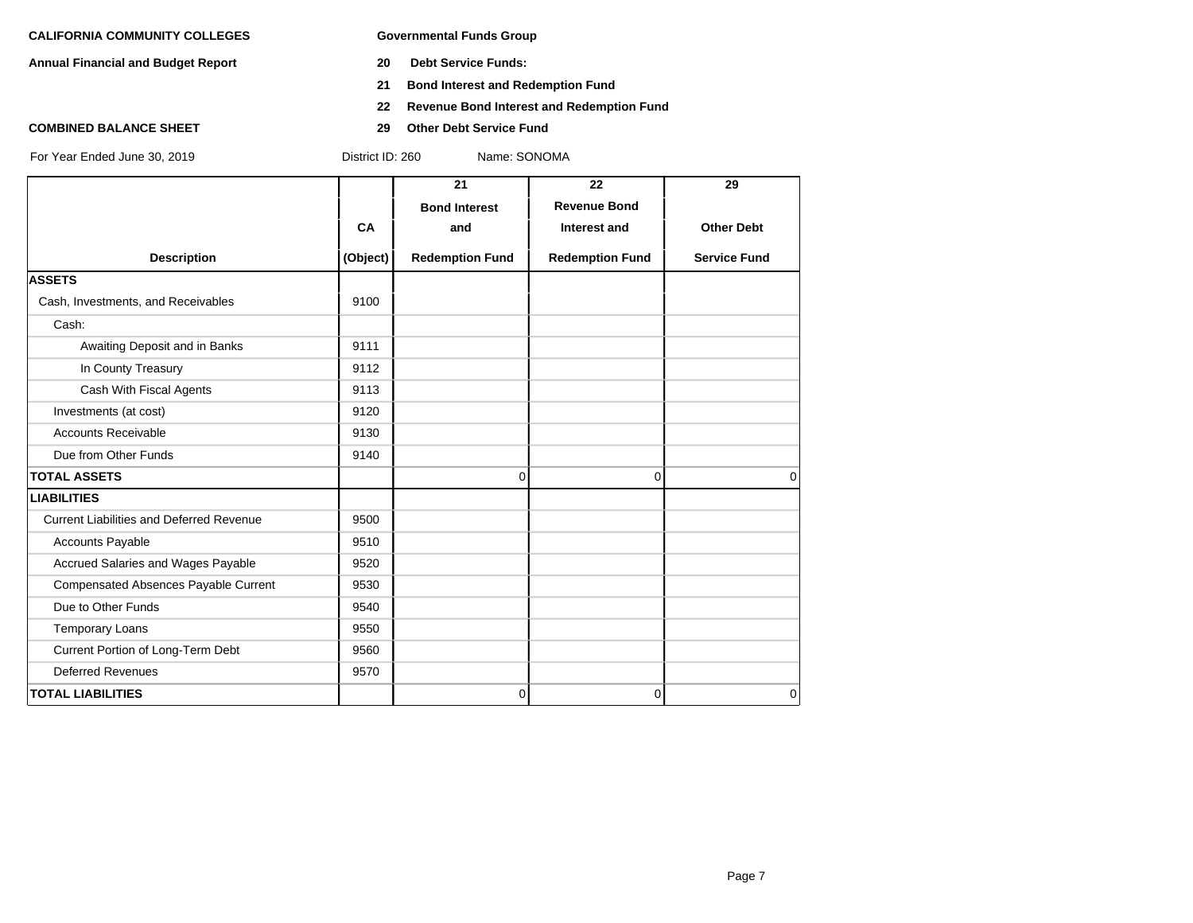**CALIFORNIA COMMUNITY COLLEGES**

**Annual Financial and Budget Report**

**COMBINED BALANCE SHEET**

**Governmental Funds Group**

**20 Debt Service Funds:**

**21 Bond Interest and Redemption Fund**

**22 Revenue Bond Interest and Redemption Fund**

**29 Other Debt Service Fund**

For Year Ended June 30, 2019 District ID: 260 Name: SONOMA

| Description | CA (Object) | 21 Bond Interest and Redemption Fund | 22 Revenue Bond Interest and Redemption Fund | 29 Other Debt Service Fund |
|---|---|---|---|---|
| **ASSETS** | | | | |
| Cash, Investments, and Receivables | 9100 | | | |
| Cash: | | | | |
| Awaiting Deposit and in Banks | 9111 | | | |
| In County Treasury | 9112 | | | |
| Cash With Fiscal Agents | 9113 | | | |
| Investments (at cost) | 9120 | | | |
| Accounts Receivable | 9130 | | | |
| Due from Other Funds | 9140 | | | |
| **TOTAL ASSETS** | | 0 | 0 | 0 |
| **LIABILITIES** | | | | |
| Current Liabilities and Deferred Revenue | 9500 | | | |
| Accounts Payable | 9510 | | | |
| Accrued Salaries and Wages Payable | 9520 | | | |
| Compensated Absences Payable Current | 9530 | | | |
| Due to Other Funds | 9540 | | | |
| Temporary Loans | 9550 | | | |
| Current Portion of Long-Term Debt | 9560 | | | |
| Deferred Revenues | 9570 | | | |
| **TOTAL LIABILITIES** | | 0 | 0 | 0 |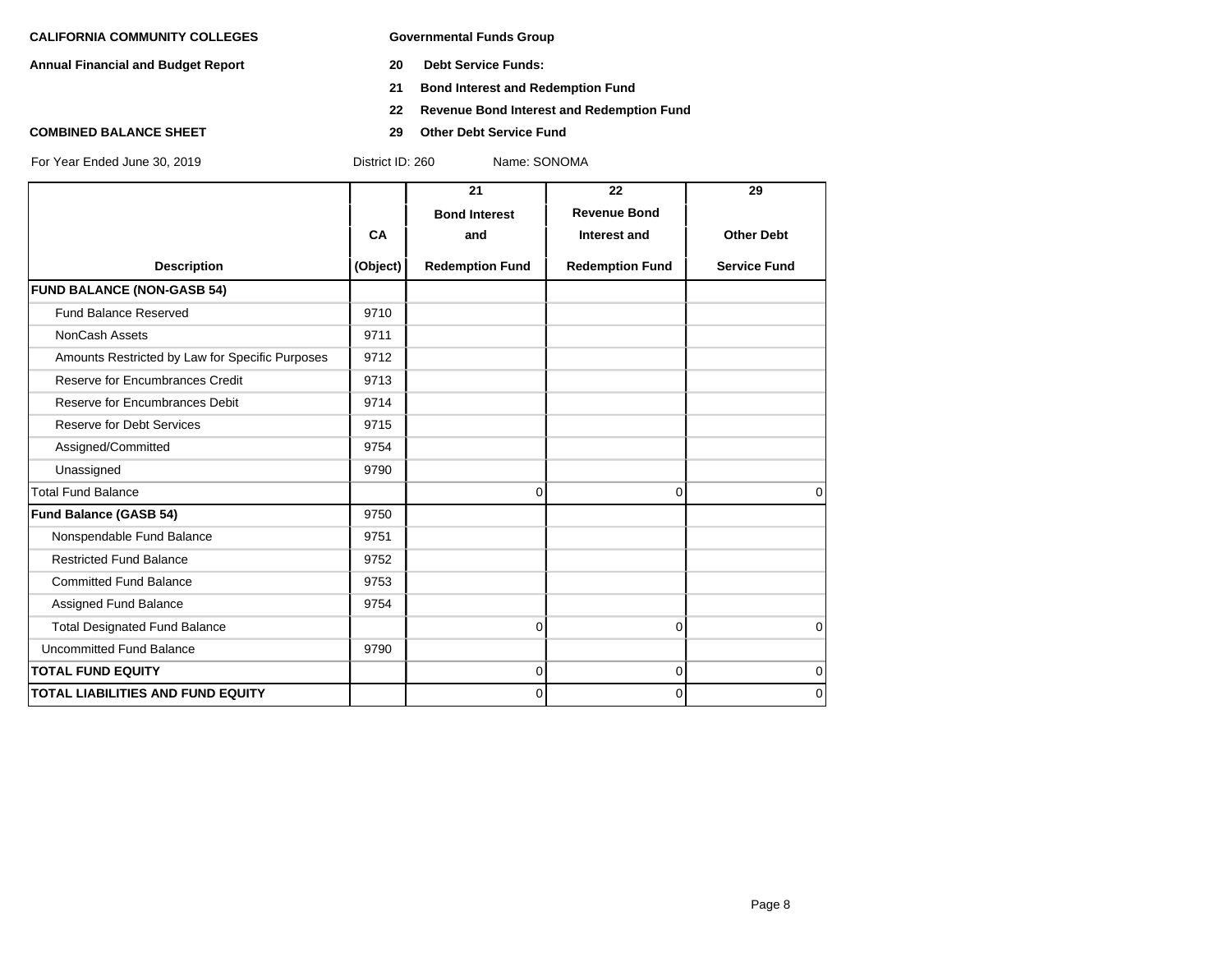**CALIFORNIA COMMUNITY COLLEGES** | **Governmental Funds Group**

**Annual Financial and Budget Report**

**20 Debt Service Funds:**

**21 Bond Interest and Redemption Fund**

**22 Revenue Bond Interest and Redemption Fund**

**COMBINED BALANCE SHEET**

**29 Other Debt Service Fund**

For Year Ended June 30, 2019 District ID: 260 Name: SONOMA

| Description | CA (Object) | 21 Bond Interest and Redemption Fund | 22 Revenue Bond Interest and Redemption Fund | 29 Other Debt Service Fund |
|---|---|---|---|---|
| **FUND BALANCE (NON-GASB 54)** | | | | |
| Fund Balance Reserved | 9710 | | | |
| NonCash Assets | 9711 | | | |
| Amounts Restricted by Law for Specific Purposes | 9712 | | | |
| Reserve for Encumbrances Credit | 9713 | | | |
| Reserve for Encumbrances Debit | 9714 | | | |
| Reserve for Debt Services | 9715 | | | |
| Assigned/Committed | 9754 | | | |
| Unassigned | 9790 | | | |
| Total Fund Balance | | 0 | 0 | 0 |
| **Fund Balance (GASB 54)** | 9750 | | | |
| Nonspendable Fund Balance | 9751 | | | |
| Restricted Fund Balance | 9752 | | | |
| Committed Fund Balance | 9753 | | | |
| Assigned Fund Balance | 9754 | | | |
| Total Designated Fund Balance | | 0 | 0 | 0 |
| Uncommitted Fund Balance | 9790 | | | |
| **TOTAL FUND EQUITY** | | 0 | 0 | 0 |
| **TOTAL LIABILITIES AND FUND EQUITY** | | 0 | 0 | 0 |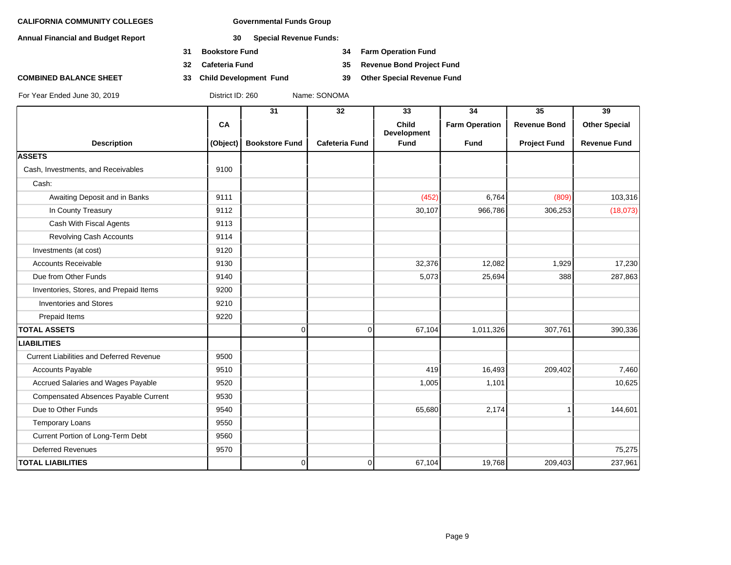**CALIFORNIA COMMUNITY COLLEGES** — **Governmental Funds Group**

**Annual Financial and Budget Report** — **30 Special Revenue Funds:**

- **31 Bookstore Fund**
- **32 Cafeteria Fund**
- **33 Child Development Fund**
- **34 Farm Operation Fund**
- **35 Revenue Bond Project Fund**
- **39 Other Special Revenue Fund**

**COMBINED BALANCE SHEET**

For Year Ended June 30, 2019 — District ID: 260 — Name: SONOMA

| Description | CA (Object) | 31 Bookstore Fund | 32 Cafeteria Fund | 33 Child Development Fund | 34 Farm Operation Fund | 35 Revenue Bond Project Fund | 39 Other Special Revenue Fund |
|---|---|---|---|---|---|---|---|
| **ASSETS** | | | | | | | |
| Cash, Investments, and Receivables | 9100 | | | | | | |
| Cash: | | | | | | | |
| Awaiting Deposit and in Banks | 9111 | | | (452) | 6,764 | (809) | 103,316 |
| In County Treasury | 9112 | | | 30,107 | 966,786 | 306,253 | (18,073) |
| Cash With Fiscal Agents | 9113 | | | | | | |
| Revolving Cash Accounts | 9114 | | | | | | |
| Investments (at cost) | 9120 | | | | | | |
| Accounts Receivable | 9130 | | | 32,376 | 12,082 | 1,929 | 17,230 |
| Due from Other Funds | 9140 | | | 5,073 | 25,694 | 388 | 287,863 |
| Inventories, Stores, and Prepaid Items | 9200 | | | | | | |
| Inventories and Stores | 9210 | | | | | | |
| Prepaid Items | 9220 | | | | | | |
| **TOTAL ASSETS** | | 0 | 0 | 67,104 | 1,011,326 | 307,761 | 390,336 |
| **LIABILITIES** | | | | | | | |
| Current Liabilities and Deferred Revenue | 9500 | | | | | | |
| Accounts Payable | 9510 | | | 419 | 16,493 | 209,402 | 7,460 |
| Accrued Salaries and Wages Payable | 9520 | | | 1,005 | 1,101 | | 10,625 |
| Compensated Absences Payable Current | 9530 | | | | | | |
| Due to Other Funds | 9540 | | | 65,680 | 2,174 | 1 | 144,601 |
| Temporary Loans | 9550 | | | | | | |
| Current Portion of Long-Term Debt | 9560 | | | | | | |
| Deferred Revenues | 9570 | | | | | | 75,275 |
| **TOTAL LIABILITIES** | | 0 | 0 | 67,104 | 19,768 | 209,403 | 237,961 |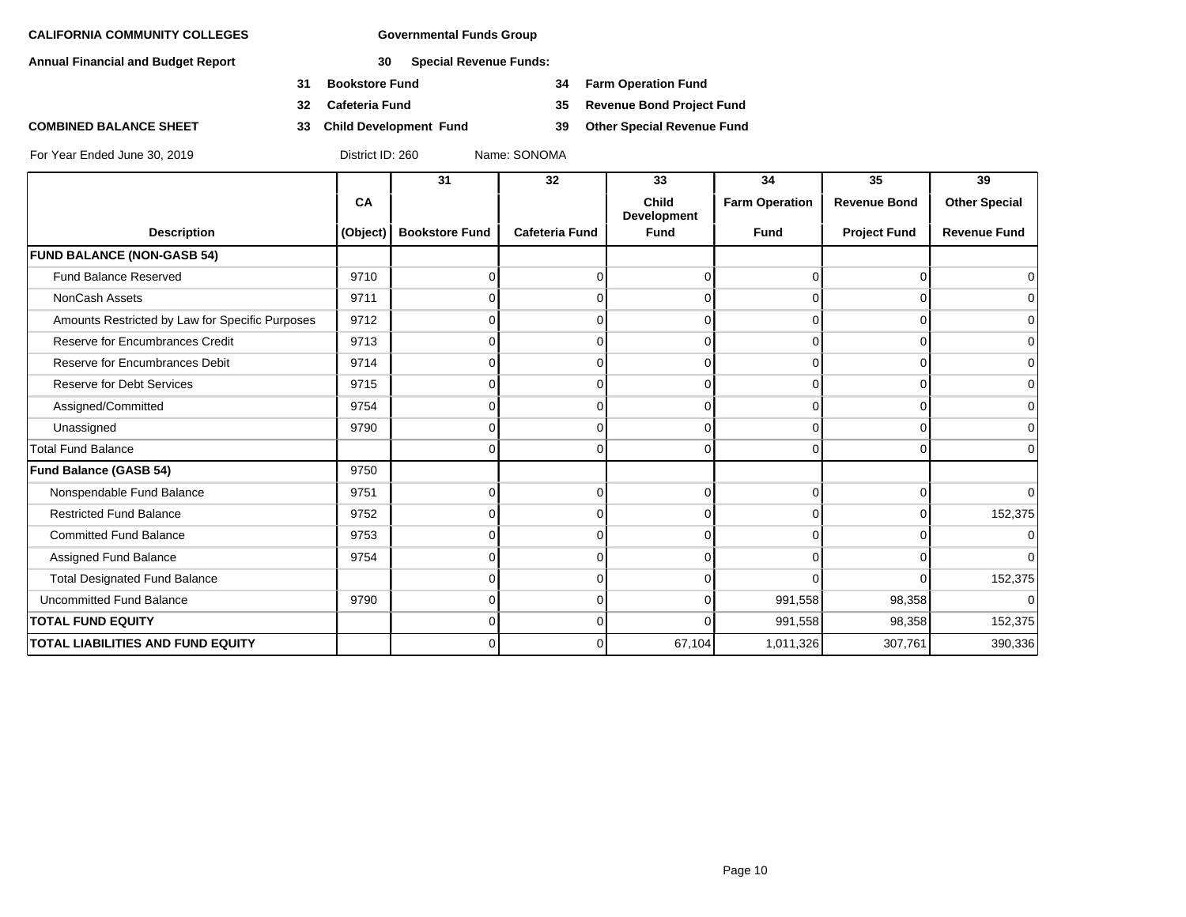**CALIFORNIA COMMUNITY COLLEGES**

**Annual Financial and Budget Report**

**COMBINED BALANCE SHEET**

**Governmental Funds Group**

**30 Special Revenue Funds:**

**31 Bookstore Fund**
**32 Cafeteria Fund**
**33 Child Development Fund**
**34 Farm Operation Fund**
**35 Revenue Bond Project Fund**
**39 Other Special Revenue Fund**

For Year Ended June 30, 2019 | District ID: 260 | Name: SONOMA

| Description | CA (Object) | 31 Bookstore Fund | 32 Cafeteria Fund | 33 Child Development Fund | 34 Farm Operation Fund | 35 Revenue Bond Project Fund | 39 Other Special Revenue Fund |
|---|---|---|---|---|---|---|---|
| **FUND BALANCE (NON-GASB 54)** | | | | | | | |
| Fund Balance Reserved | 9710 | 0 | 0 | 0 | 0 | 0 | 0 |
| NonCash Assets | 9711 | 0 | 0 | 0 | 0 | 0 | 0 |
| Amounts Restricted by Law for Specific Purposes | 9712 | 0 | 0 | 0 | 0 | 0 | 0 |
| Reserve for Encumbrances Credit | 9713 | 0 | 0 | 0 | 0 | 0 | 0 |
| Reserve for Encumbrances Debit | 9714 | 0 | 0 | 0 | 0 | 0 | 0 |
| Reserve for Debt Services | 9715 | 0 | 0 | 0 | 0 | 0 | 0 |
| Assigned/Committed | 9754 | 0 | 0 | 0 | 0 | 0 | 0 |
| Unassigned | 9790 | 0 | 0 | 0 | 0 | 0 | 0 |
| Total Fund Balance | | 0 | 0 | 0 | 0 | 0 | 0 |
| **Fund Balance (GASB 54)** | 9750 | | | | | | |
| Nonspendable Fund Balance | 9751 | 0 | 0 | 0 | 0 | 0 | 0 |
| Restricted Fund Balance | 9752 | 0 | 0 | 0 | 0 | 0 | 152,375 |
| Committed Fund Balance | 9753 | 0 | 0 | 0 | 0 | 0 | 0 |
| Assigned Fund Balance | 9754 | 0 | 0 | 0 | 0 | 0 | 0 |
| Total Designated Fund Balance | | 0 | 0 | 0 | 0 | 0 | 152,375 |
| Uncommitted Fund Balance | 9790 | 0 | 0 | 0 | 991,558 | 98,358 | 0 |
| **TOTAL FUND EQUITY** | | 0 | 0 | 0 | 991,558 | 98,358 | 152,375 |
| **TOTAL LIABILITIES AND FUND EQUITY** | | 0 | 0 | 67,104 | 1,011,326 | 307,761 | 390,336 |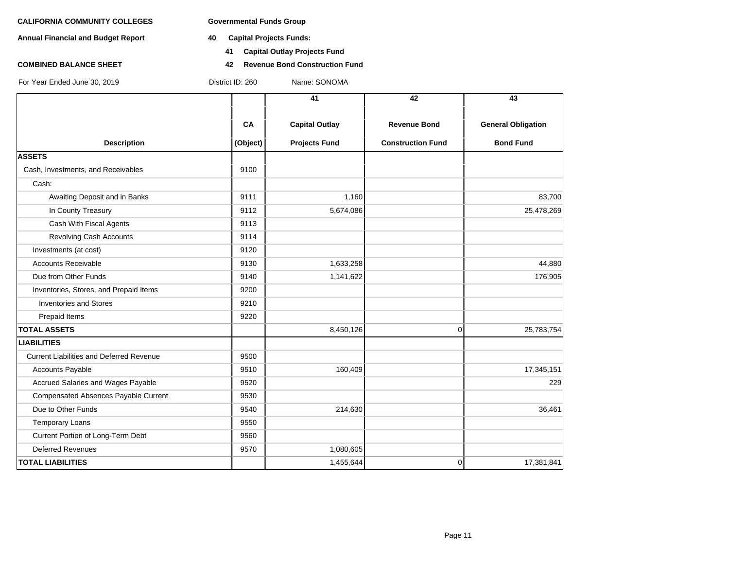**CALIFORNIA COMMUNITY COLLEGES**

**Annual Financial and Budget Report**

**COMBINED BALANCE SHEET**

For Year Ended June 30, 2019

**Governmental Funds Group**

**40 Capital Projects Funds:**

**41 Capital Outlay Projects Fund**

**42 Revenue Bond Construction Fund**

District ID: 260 Name: SONOMA

| Description | CA (Object) | 41 Capital Outlay Projects Fund | 42 Revenue Bond Construction Fund | 43 General Obligation Bond Fund |
|---|---|---|---|---|
| **ASSETS** | | | | |
| Cash, Investments, and Receivables | 9100 | | | |
| Cash: | | | | |
| Awaiting Deposit and in Banks | 9111 | 1,160 | | 83,700 |
| In County Treasury | 9112 | 5,674,086 | | 25,478,269 |
| Cash With Fiscal Agents | 9113 | | | |
| Revolving Cash Accounts | 9114 | | | |
| Investments (at cost) | 9120 | | | |
| Accounts Receivable | 9130 | 1,633,258 | | 44,880 |
| Due from Other Funds | 9140 | 1,141,622 | | 176,905 |
| Inventories, Stores, and Prepaid Items | 9200 | | | |
| Inventories and Stores | 9210 | | | |
| Prepaid Items | 9220 | | | |
| **TOTAL ASSETS** | | 8,450,126 | 0 | 25,783,754 |
| **LIABILITIES** | | | | |
| Current Liabilities and Deferred Revenue | 9500 | | | |
| Accounts Payable | 9510 | 160,409 | | 17,345,151 |
| Accrued Salaries and Wages Payable | 9520 | | | 229 |
| Compensated Absences Payable Current | 9530 | | | |
| Due to Other Funds | 9540 | 214,630 | | 36,461 |
| Temporary Loans | 9550 | | | |
| Current Portion of Long-Term Debt | 9560 | | | |
| Deferred Revenues | 9570 | 1,080,605 | | |
| **TOTAL LIABILITIES** | | 1,455,644 | 0 | 17,381,841 |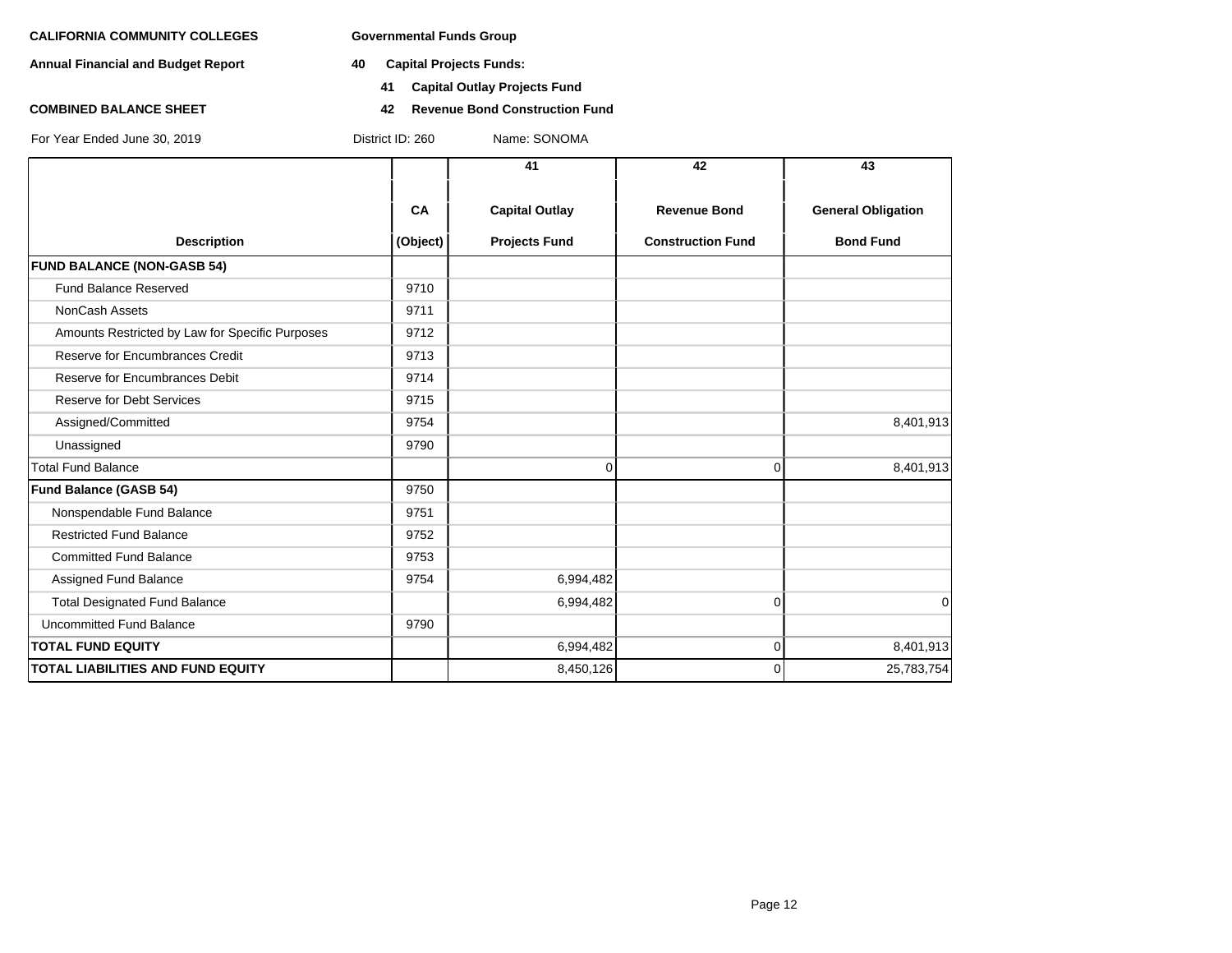**CALIFORNIA COMMUNITY COLLEGES** **Governmental Funds Group**

**Annual Financial and Budget Report** **40 Capital Projects Funds:**

**41 Capital Outlay Projects Fund**

**COMBINED BALANCE SHEET** **42 Revenue Bond Construction Fund**

For Year Ended June 30, 2019 District ID: 260 Name: SONOMA

| Description | CA (Object) | 41 Capital Outlay Projects Fund | 42 Revenue Bond Construction Fund | 43 General Obligation Bond Fund |
|---|---|---|---|---|
| **FUND BALANCE (NON-GASB 54)** | | | | |
| Fund Balance Reserved | 9710 | | | |
| NonCash Assets | 9711 | | | |
| Amounts Restricted by Law for Specific Purposes | 9712 | | | |
| Reserve for Encumbrances Credit | 9713 | | | |
| Reserve for Encumbrances Debit | 9714 | | | |
| Reserve for Debt Services | 9715 | | | |
| Assigned/Committed | 9754 | | | 8,401,913 |
| Unassigned | 9790 | | | |
| Total Fund Balance | | 0 | 0 | 8,401,913 |
| **Fund Balance (GASB 54)** | 9750 | | | |
| Nonspendable Fund Balance | 9751 | | | |
| Restricted Fund Balance | 9752 | | | |
| Committed Fund Balance | 9753 | | | |
| Assigned Fund Balance | 9754 | 6,994,482 | | |
| Total Designated Fund Balance | | 6,994,482 | 0 | 0 |
| Uncommitted Fund Balance | 9790 | | | |
| **TOTAL FUND EQUITY** | | 6,994,482 | 0 | 8,401,913 |
| **TOTAL LIABILITIES AND FUND EQUITY** | | 8,450,126 | 0 | 25,783,754 |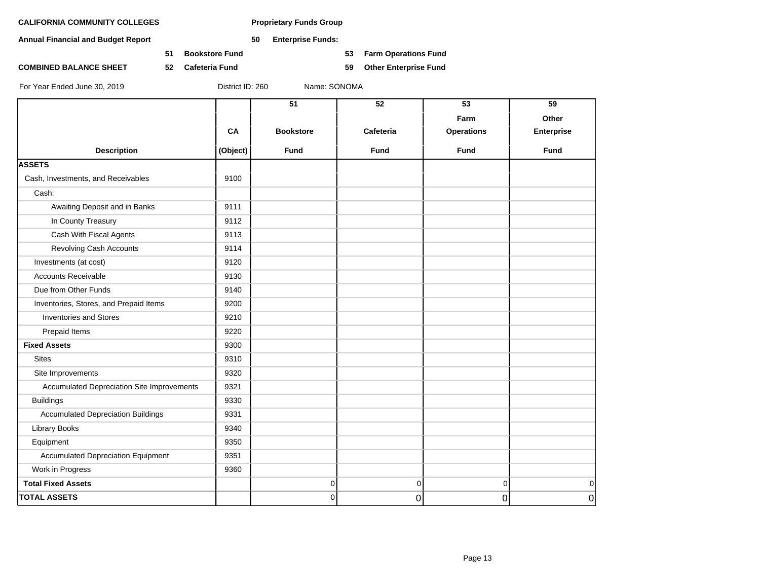**CALIFORNIA COMMUNITY COLLEGES** | **Proprietary Funds Group**

**Annual Financial and Budget Report**

**50 Enterprise Funds:**

**51 Bookstore Fund**
**52 Cafeteria Fund**
**53 Farm Operations Fund**
**59 Other Enterprise Fund**

**COMBINED BALANCE SHEET**

For Year Ended June 30, 2019 District ID: 260 Name: SONOMA

| Description | CA (Object) | 51 Bookstore Fund | 52 Cafeteria Fund | 53 Farm Operations Fund | 59 Other Enterprise Fund |
|---|---|---|---|---|---|
| **ASSETS** | | | | | |
| Cash, Investments, and Receivables | 9100 | | | | |
| Cash: | | | | | |
| Awaiting Deposit and in Banks | 9111 | | | | |
| In County Treasury | 9112 | | | | |
| Cash With Fiscal Agents | 9113 | | | | |
| Revolving Cash Accounts | 9114 | | | | |
| Investments (at cost) | 9120 | | | | |
| Accounts Receivable | 9130 | | | | |
| Due from Other Funds | 9140 | | | | |
| Inventories, Stores, and Prepaid Items | 9200 | | | | |
| Inventories and Stores | 9210 | | | | |
| Prepaid Items | 9220 | | | | |
| **Fixed Assets** | 9300 | | | | |
| Sites | 9310 | | | | |
| Site Improvements | 9320 | | | | |
| Accumulated Depreciation Site Improvements | 9321 | | | | |
| Buildings | 9330 | | | | |
| Accumulated Depreciation Buildings | 9331 | | | | |
| Library Books | 9340 | | | | |
| Equipment | 9350 | | | | |
| Accumulated Depreciation Equipment | 9351 | | | | |
| Work in Progress | 9360 | | | | |
| **Total Fixed Assets** | | 0 | 0 | 0 | 0 |
| **TOTAL ASSETS** | | 0 | 0 | 0 | 0 |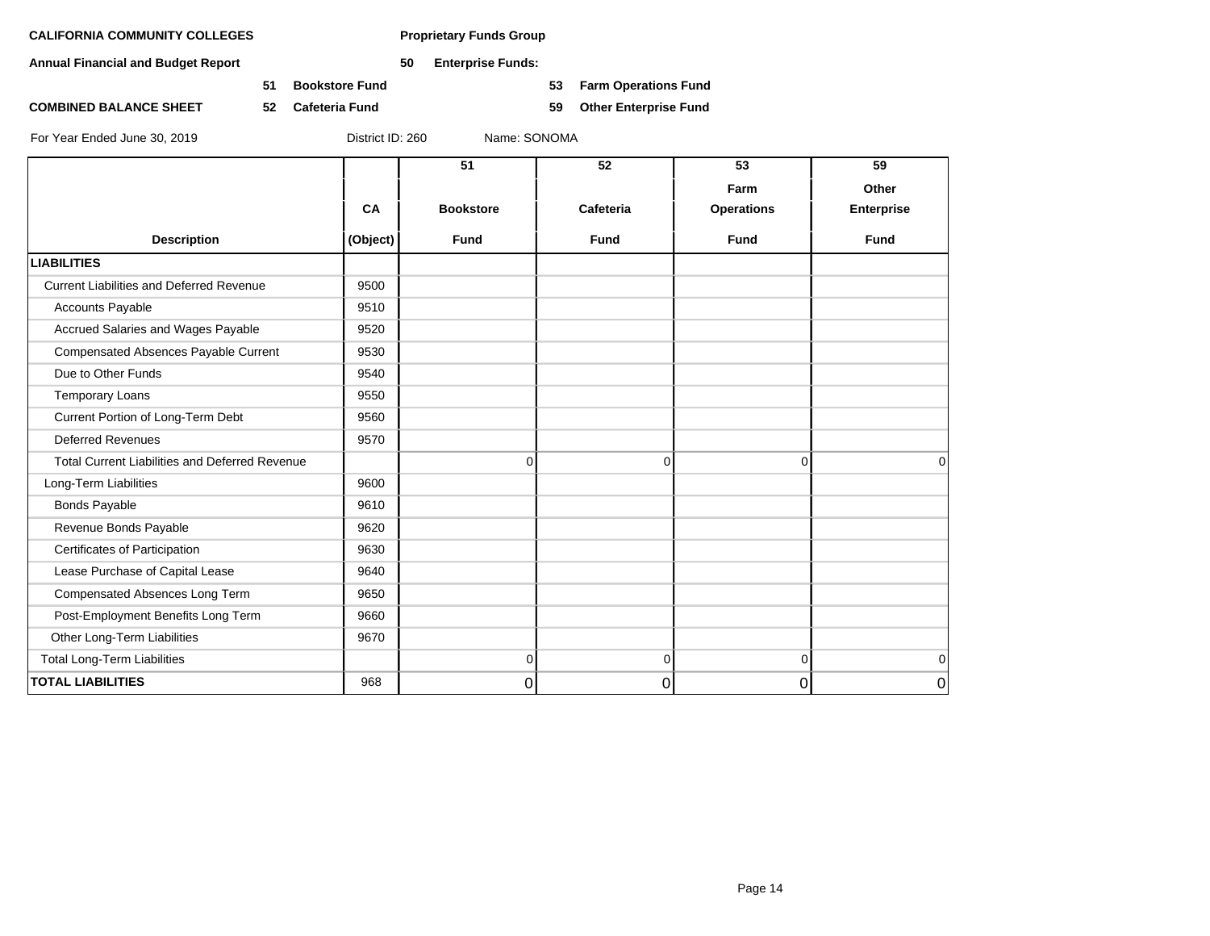**CALIFORNIA COMMUNITY COLLEGES**

**Annual Financial and Budget Report**

**COMBINED BALANCE SHEET**

**Proprietary Funds Group**

**50 Enterprise Funds:**

**51 Bookstore Fund**

**52 Cafeteria Fund**

**53 Farm Operations Fund**

**59 Other Enterprise Fund**

For Year Ended June 30, 2019 District ID: 260 Name: SONOMA

| Description | CA (Object) | 51 Bookstore Fund | 52 Cafeteria Fund | 53 Farm Operations Fund | 59 Other Enterprise Fund |
|---|---|---|---|---|---|
| **LIABILITIES** | | | | | |
| Current Liabilities and Deferred Revenue | 9500 | | | | |
| Accounts Payable | 9510 | | | | |
| Accrued Salaries and Wages Payable | 9520 | | | | |
| Compensated Absences Payable Current | 9530 | | | | |
| Due to Other Funds | 9540 | | | | |
| Temporary Loans | 9550 | | | | |
| Current Portion of Long-Term Debt | 9560 | | | | |
| Deferred Revenues | 9570 | | | | |
| Total Current Liabilities and Deferred Revenue | | 0 | 0 | 0 | 0 |
| Long-Term Liabilities | 9600 | | | | |
| Bonds Payable | 9610 | | | | |
| Revenue Bonds Payable | 9620 | | | | |
| Certificates of Participation | 9630 | | | | |
| Lease Purchase of Capital Lease | 9640 | | | | |
| Compensated Absences Long Term | 9650 | | | | |
| Post-Employment Benefits Long Term | 9660 | | | | |
| Other Long-Term Liabilities | 9670 | | | | |
| Total Long-Term Liabilities | | 0 | 0 | 0 | 0 |
| **TOTAL LIABILITIES** | 968 | 0 | 0 | 0 | 0 |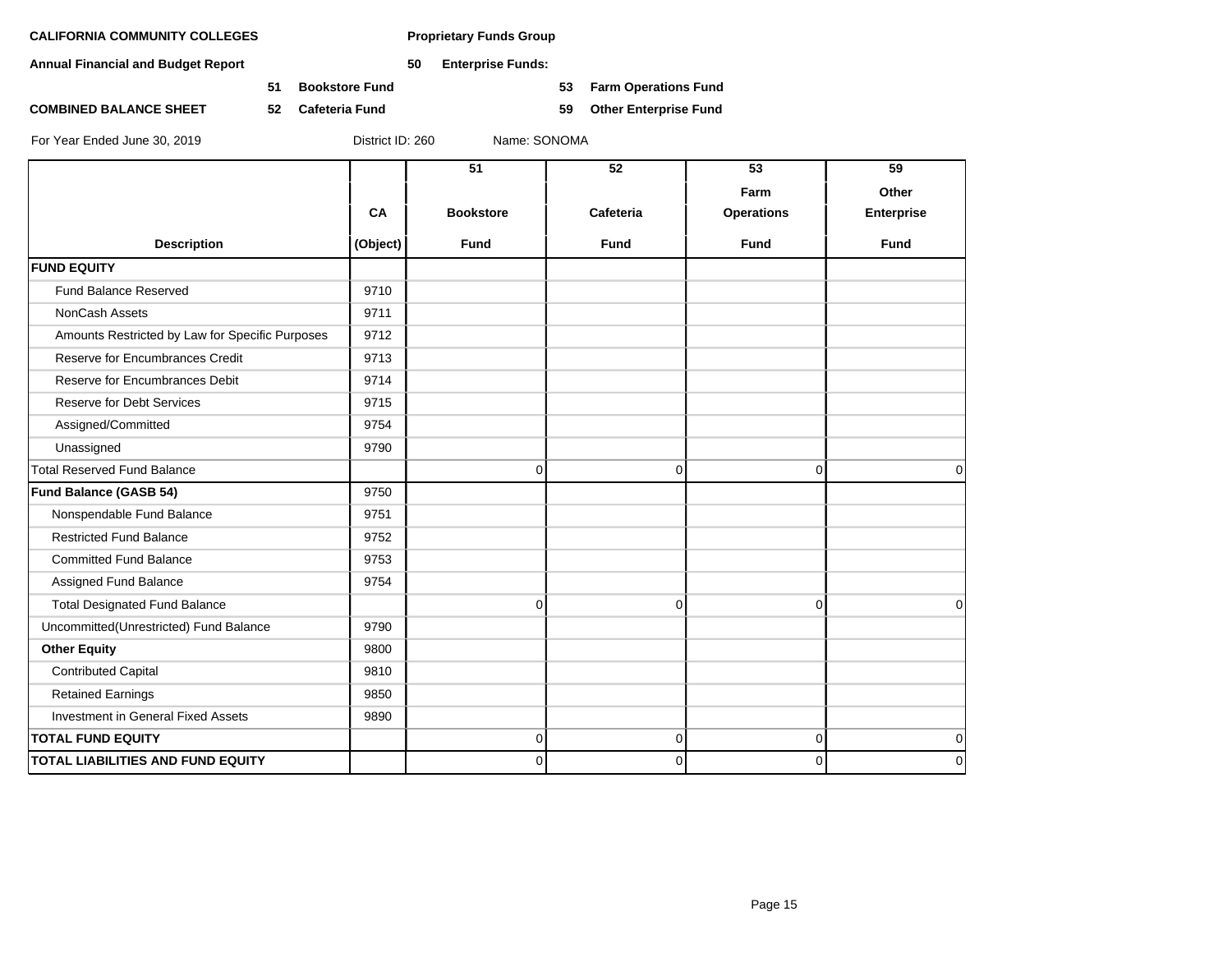**CALIFORNIA COMMUNITY COLLEGES**

**Annual Financial and Budget Report**

**COMBINED BALANCE SHEET**

**Proprietary Funds Group**

**50 Enterprise Funds:**

**51 Bookstore Fund**

**52 Cafeteria Fund**

**53 Farm Operations Fund**

**59 Other Enterprise Fund**

For Year Ended June 30, 2019 District ID: 260 Name: SONOMA

| Description | CA (Object) | 51 Bookstore Fund | 52 Cafeteria Fund | 53 Farm Operations Fund | 59 Other Enterprise Fund |
|---|---|---|---|---|---|
| **FUND EQUITY** | | | | | |
| Fund Balance Reserved | 9710 | | | | |
| NonCash Assets | 9711 | | | | |
| Amounts Restricted by Law for Specific Purposes | 9712 | | | | |
| Reserve for Encumbrances Credit | 9713 | | | | |
| Reserve for Encumbrances Debit | 9714 | | | | |
| Reserve for Debt Services | 9715 | | | | |
| Assigned/Committed | 9754 | | | | |
| Unassigned | 9790 | | | | |
| Total Reserved Fund Balance | | 0 | 0 | 0 | 0 |
| **Fund Balance (GASB 54)** | 9750 | | | | |
| Nonspendable Fund Balance | 9751 | | | | |
| Restricted Fund Balance | 9752 | | | | |
| Committed Fund Balance | 9753 | | | | |
| Assigned Fund Balance | 9754 | | | | |
| Total Designated Fund Balance | | 0 | 0 | 0 | 0 |
| Uncommitted(Unrestricted) Fund Balance | 9790 | | | | |
| **Other Equity** | 9800 | | | | |
| Contributed Capital | 9810 | | | | |
| Retained Earnings | 9850 | | | | |
| Investment in General Fixed Assets | 9890 | | | | |
| **TOTAL FUND EQUITY** | | 0 | 0 | 0 | 0 |
| **TOTAL LIABILITIES AND FUND EQUITY** | | 0 | 0 | 0 | 0 |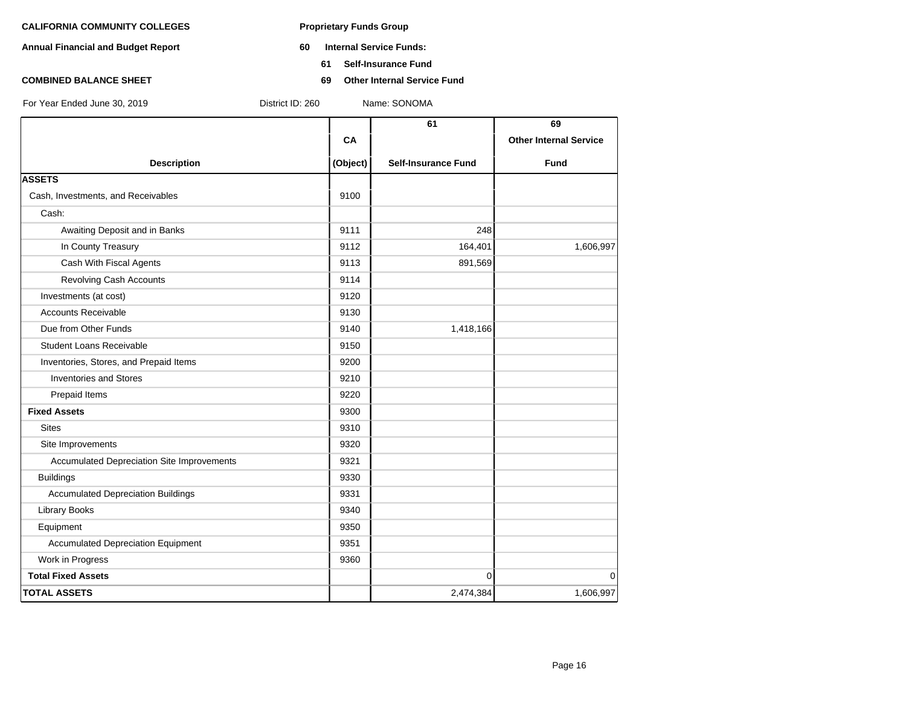**CALIFORNIA COMMUNITY COLLEGES**

**Annual Financial and Budget Report**

**COMBINED BALANCE SHEET**

**Proprietary Funds Group**

**60 Internal Service Funds:**

**61 Self-Insurance Fund**

**69 Other Internal Service Fund**

For Year Ended June 30, 2019 District ID: 260 Name: SONOMA

| Description | CA (Object) | 61 Self-Insurance Fund | 69 Other Internal Service Fund |
|---|---|---|---|
| **ASSETS** | | | |
| Cash, Investments, and Receivables | 9100 | | |
| Cash: | | | |
| Awaiting Deposit and in Banks | 9111 | 248 | |
| In County Treasury | 9112 | 164,401 | 1,606,997 |
| Cash With Fiscal Agents | 9113 | 891,569 | |
| Revolving Cash Accounts | 9114 | | |
| Investments (at cost) | 9120 | | |
| Accounts Receivable | 9130 | | |
| Due from Other Funds | 9140 | 1,418,166 | |
| Student Loans Receivable | 9150 | | |
| Inventories, Stores, and Prepaid Items | 9200 | | |
| Inventories and Stores | 9210 | | |
| Prepaid Items | 9220 | | |
| **Fixed Assets** | 9300 | | |
| Sites | 9310 | | |
| Site Improvements | 9320 | | |
| Accumulated Depreciation Site Improvements | 9321 | | |
| Buildings | 9330 | | |
| Accumulated Depreciation Buildings | 9331 | | |
| Library Books | 9340 | | |
| Equipment | 9350 | | |
| Accumulated Depreciation Equipment | 9351 | | |
| Work in Progress | 9360 | | |
| **Total Fixed Assets** | | 0 | 0 |
| **TOTAL ASSETS** | | 2,474,384 | 1,606,997 |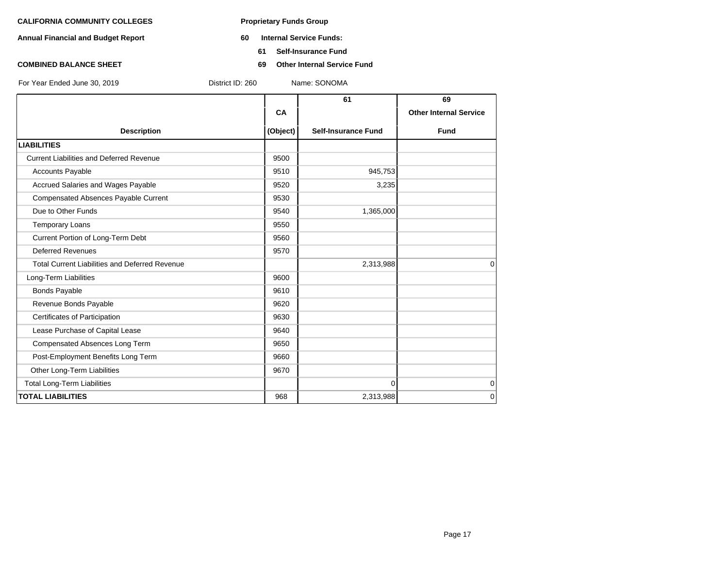**CALIFORNIA COMMUNITY COLLEGES** | **Proprietary Funds Group**

**Annual Financial and Budget Report**

**60 Internal Service Funds:**

**61 Self-Insurance Fund**

**69 Other Internal Service Fund**

**COMBINED BALANCE SHEET**

For Year Ended June 30, 2019 | District ID: 260 | Name: SONOMA

| Description | CA (Object) | 61 Self-Insurance Fund | 69 Other Internal Service Fund |
|---|---|---|---|
| **LIABILITIES** | | | |
| Current Liabilities and Deferred Revenue | 9500 | | |
| Accounts Payable | 9510 | 945,753 | |
| Accrued Salaries and Wages Payable | 9520 | 3,235 | |
| Compensated Absences Payable Current | 9530 | | |
| Due to Other Funds | 9540 | 1,365,000 | |
| Temporary Loans | 9550 | | |
| Current Portion of Long-Term Debt | 9560 | | |
| Deferred Revenues | 9570 | | |
| Total Current Liabilities and Deferred Revenue | | 2,313,988 | 0 |
| Long-Term Liabilities | 9600 | | |
| Bonds Payable | 9610 | | |
| Revenue Bonds Payable | 9620 | | |
| Certificates of Participation | 9630 | | |
| Lease Purchase of Capital Lease | 9640 | | |
| Compensated Absences Long Term | 9650 | | |
| Post-Employment Benefits Long Term | 9660 | | |
| Other Long-Term Liabilities | 9670 | | |
| Total Long-Term Liabilities | | 0 | 0 |
| **TOTAL LIABILITIES** | 968 | 2,313,988 | 0 |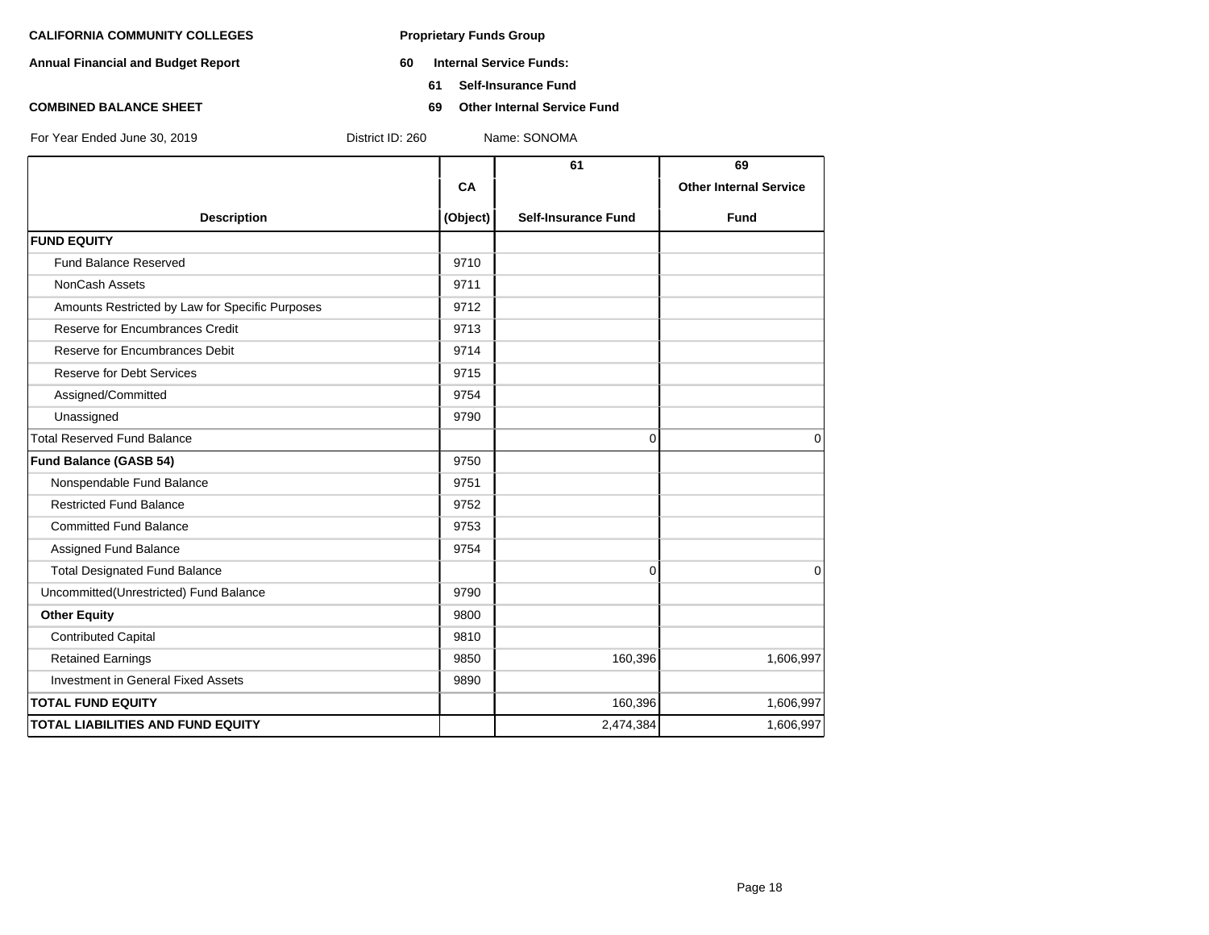**CALIFORNIA COMMUNITY COLLEGES**

**Annual Financial and Budget Report**

**COMBINED BALANCE SHEET**

**Proprietary Funds Group**

**60 Internal Service Funds:**

**61 Self-Insurance Fund**

**69 Other Internal Service Fund**

For Year Ended June 30, 2019 District ID: 260 Name: SONOMA

| Description | CA (Object) | 61 Self-Insurance Fund | 69 Other Internal Service Fund |
|---|---|---|---|
| **FUND EQUITY** | | | |
| Fund Balance Reserved | 9710 | | |
| NonCash Assets | 9711 | | |
| Amounts Restricted by Law for Specific Purposes | 9712 | | |
| Reserve for Encumbrances Credit | 9713 | | |
| Reserve for Encumbrances Debit | 9714 | | |
| Reserve for Debt Services | 9715 | | |
| Assigned/Committed | 9754 | | |
| Unassigned | 9790 | | |
| Total Reserved Fund Balance | | 0 | 0 |
| **Fund Balance (GASB 54)** | 9750 | | |
| Nonspendable Fund Balance | 9751 | | |
| Restricted Fund Balance | 9752 | | |
| Committed Fund Balance | 9753 | | |
| Assigned Fund Balance | 9754 | | |
| Total Designated Fund Balance | | 0 | 0 |
| Uncommitted(Unrestricted) Fund Balance | 9790 | | |
| **Other Equity** | 9800 | | |
| Contributed Capital | 9810 | | |
| Retained Earnings | 9850 | 160,396 | 1,606,997 |
| Investment in General Fixed Assets | 9890 | | |
| **TOTAL FUND EQUITY** | | 160,396 | 1,606,997 |
| **TOTAL LIABILITIES AND FUND EQUITY** | | 2,474,384 | 1,606,997 |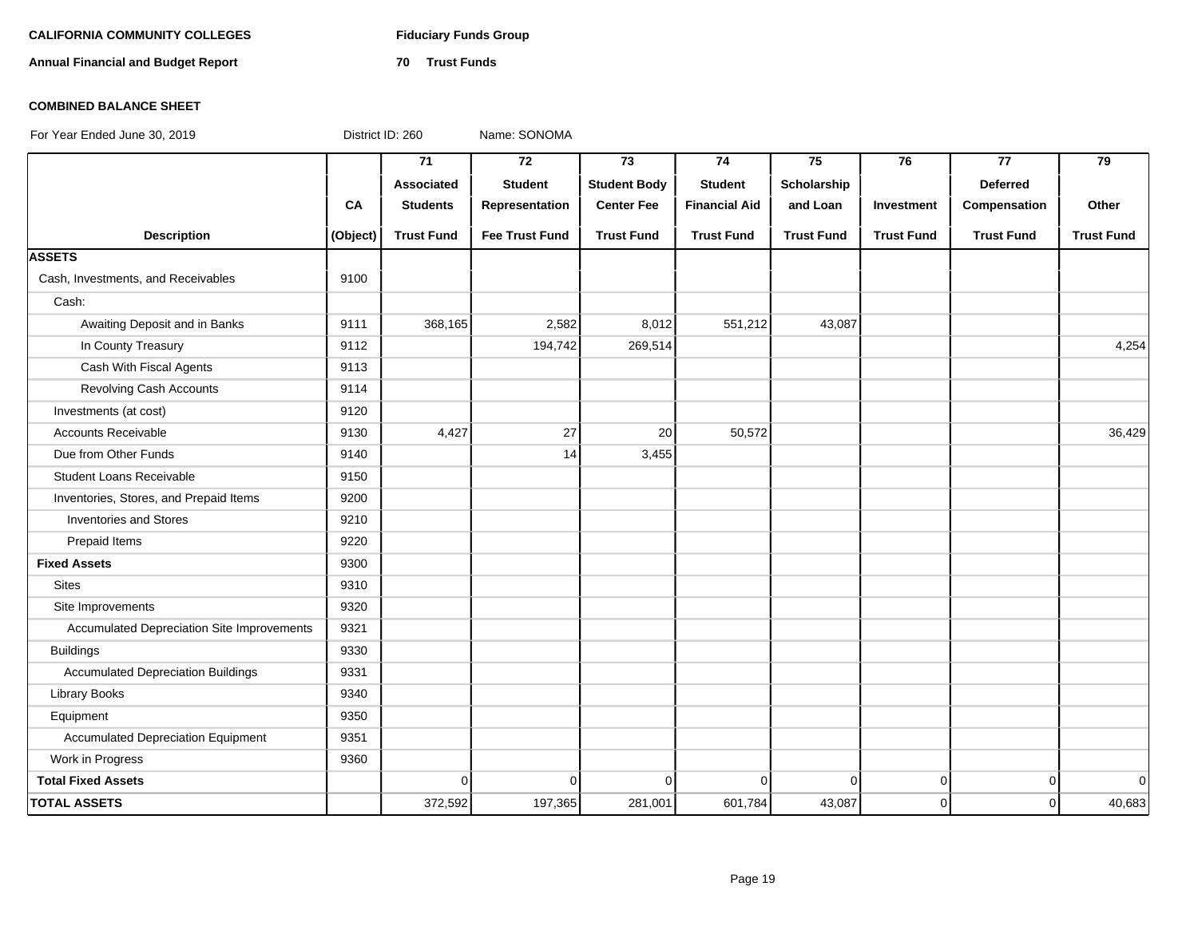**CALIFORNIA COMMUNITY COLLEGES** **Fiduciary Funds Group**

**Annual Financial and Budget Report** **70 Trust Funds**

**COMBINED BALANCE SHEET**

For Year Ended June 30, 2019 District ID: 260 Name: SONOMA

| Description | CA (Object) | 71 Associated Students Trust Fund | 72 Student Representation Fee Trust Fund | 73 Student Body Center Fee Trust Fund | 74 Student Financial Aid Trust Fund | 75 Scholarship and Loan Trust Fund | 76 Investment Trust Fund | 77 Deferred Compensation Trust Fund | 79 Other Trust Fund |
|---|---|---|---|---|---|---|---|---|---|
| **ASSETS** | | | | | | | | | |
| Cash, Investments, and Receivables | 9100 | | | | | | | | |
| Cash: | | | | | | | | | |
| Awaiting Deposit and in Banks | 9111 | 368,165 | 2,582 | 8,012 | 551,212 | 43,087 | | | |
| In County Treasury | 9112 | | 194,742 | 269,514 | | | | | 4,254 |
| Cash With Fiscal Agents | 9113 | | | | | | | | |
| Revolving Cash Accounts | 9114 | | | | | | | | |
| Investments (at cost) | 9120 | | | | | | | | |
| Accounts Receivable | 9130 | 4,427 | 27 | 20 | 50,572 | | | | 36,429 |
| Due from Other Funds | 9140 | | 14 | 3,455 | | | | | |
| Student Loans Receivable | 9150 | | | | | | | | |
| Inventories, Stores, and Prepaid Items | 9200 | | | | | | | | |
| Inventories and Stores | 9210 | | | | | | | | |
| Prepaid Items | 9220 | | | | | | | | |
| **Fixed Assets** | 9300 | | | | | | | | |
| Sites | 9310 | | | | | | | | |
| Site Improvements | 9320 | | | | | | | | |
| Accumulated Depreciation Site Improvements | 9321 | | | | | | | | |
| Buildings | 9330 | | | | | | | | |
| Accumulated Depreciation Buildings | 9331 | | | | | | | | |
| Library Books | 9340 | | | | | | | | |
| Equipment | 9350 | | | | | | | | |
| Accumulated Depreciation Equipment | 9351 | | | | | | | | |
| Work in Progress | 9360 | | | | | | | | |
| **Total Fixed Assets** | | 0 | 0 | 0 | 0 | 0 | 0 | 0 | 0 |
| **TOTAL ASSETS** | | 372,592 | 197,365 | 281,001 | 601,784 | 43,087 | 0 | 0 | 40,683 |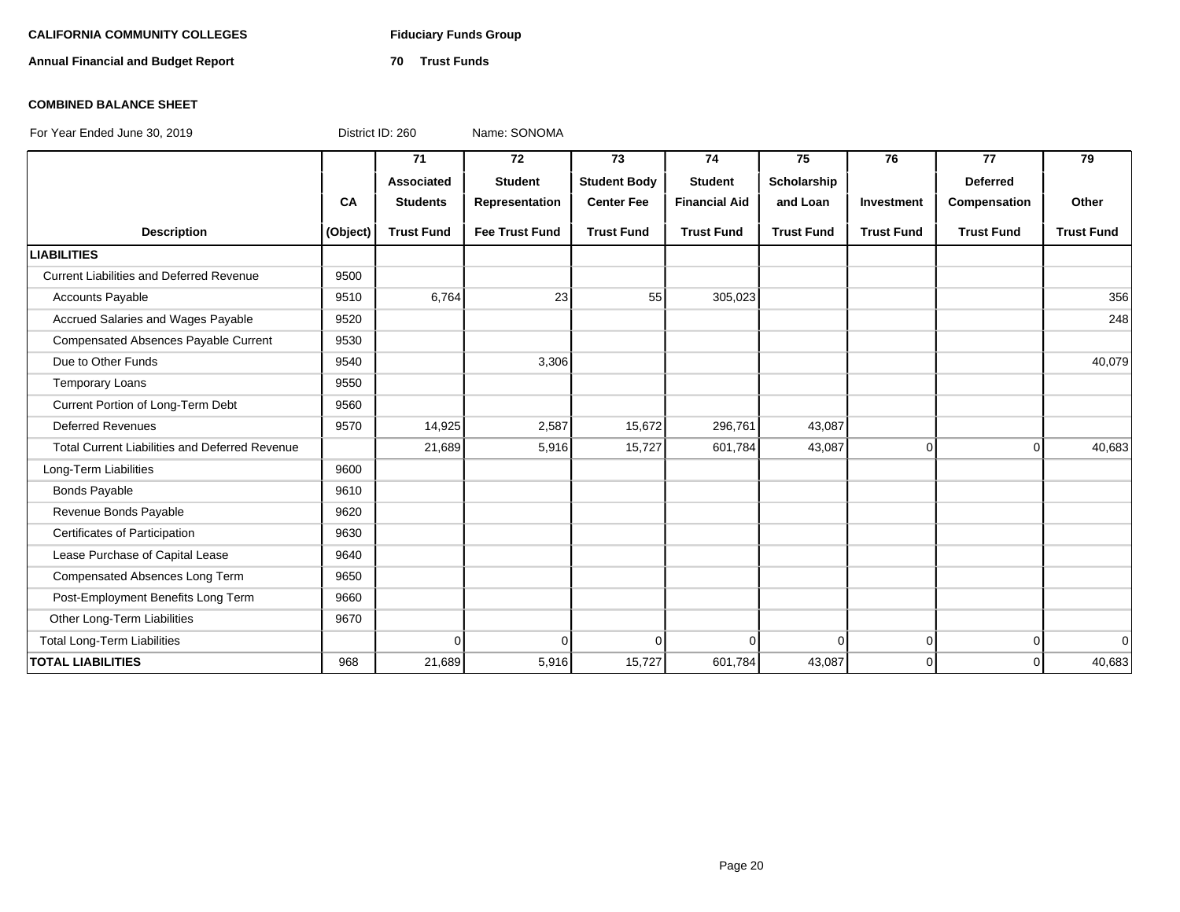**CALIFORNIA COMMUNITY COLLEGES** **Fiduciary Funds Group**

**Annual Financial and Budget Report** **70 Trust Funds**

**COMBINED BALANCE SHEET**

For Year Ended June 30, 2019 District ID: 260 Name: SONOMA

| Description | CA (Object) | 71 Associated Students Trust Fund | 72 Student Representation Fee Trust Fund | 73 Student Body Center Fee Trust Fund | 74 Student Financial Aid Trust Fund | 75 Scholarship and Loan Trust Fund | 76 Investment Trust Fund | 77 Deferred Compensation Trust Fund | 79 Other Trust Fund |
|---|---|---|---|---|---|---|---|---|---|
| **LIABILITIES** | | | | | | | | | |
| Current Liabilities and Deferred Revenue | 9500 | | | | | | | | |
| Accounts Payable | 9510 | 6,764 | 23 | 55 | 305,023 | | | | 356 |
| Accrued Salaries and Wages Payable | 9520 | | | | | | | | 248 |
| Compensated Absences Payable Current | 9530 | | | | | | | | |
| Due to Other Funds | 9540 | | 3,306 | | | | | | 40,079 |
| Temporary Loans | 9550 | | | | | | | | |
| Current Portion of Long-Term Debt | 9560 | | | | | | | | |
| Deferred Revenues | 9570 | 14,925 | 2,587 | 15,672 | 296,761 | 43,087 | | | |
| Total Current Liabilities and Deferred Revenue | | 21,689 | 5,916 | 15,727 | 601,784 | 43,087 | 0 | 0 | 40,683 |
| Long-Term Liabilities | 9600 | | | | | | | | |
| Bonds Payable | 9610 | | | | | | | | |
| Revenue Bonds Payable | 9620 | | | | | | | | |
| Certificates of Participation | 9630 | | | | | | | | |
| Lease Purchase of Capital Lease | 9640 | | | | | | | | |
| Compensated Absences Long Term | 9650 | | | | | | | | |
| Post-Employment Benefits Long Term | 9660 | | | | | | | | |
| Other Long-Term Liabilities | 9670 | | | | | | | | |
| Total Long-Term Liabilities | | 0 | 0 | 0 | 0 | 0 | 0 | 0 | 0 |
| **TOTAL LIABILITIES** | 968 | 21,689 | 5,916 | 15,727 | 601,784 | 43,087 | 0 | 0 | 40,683 |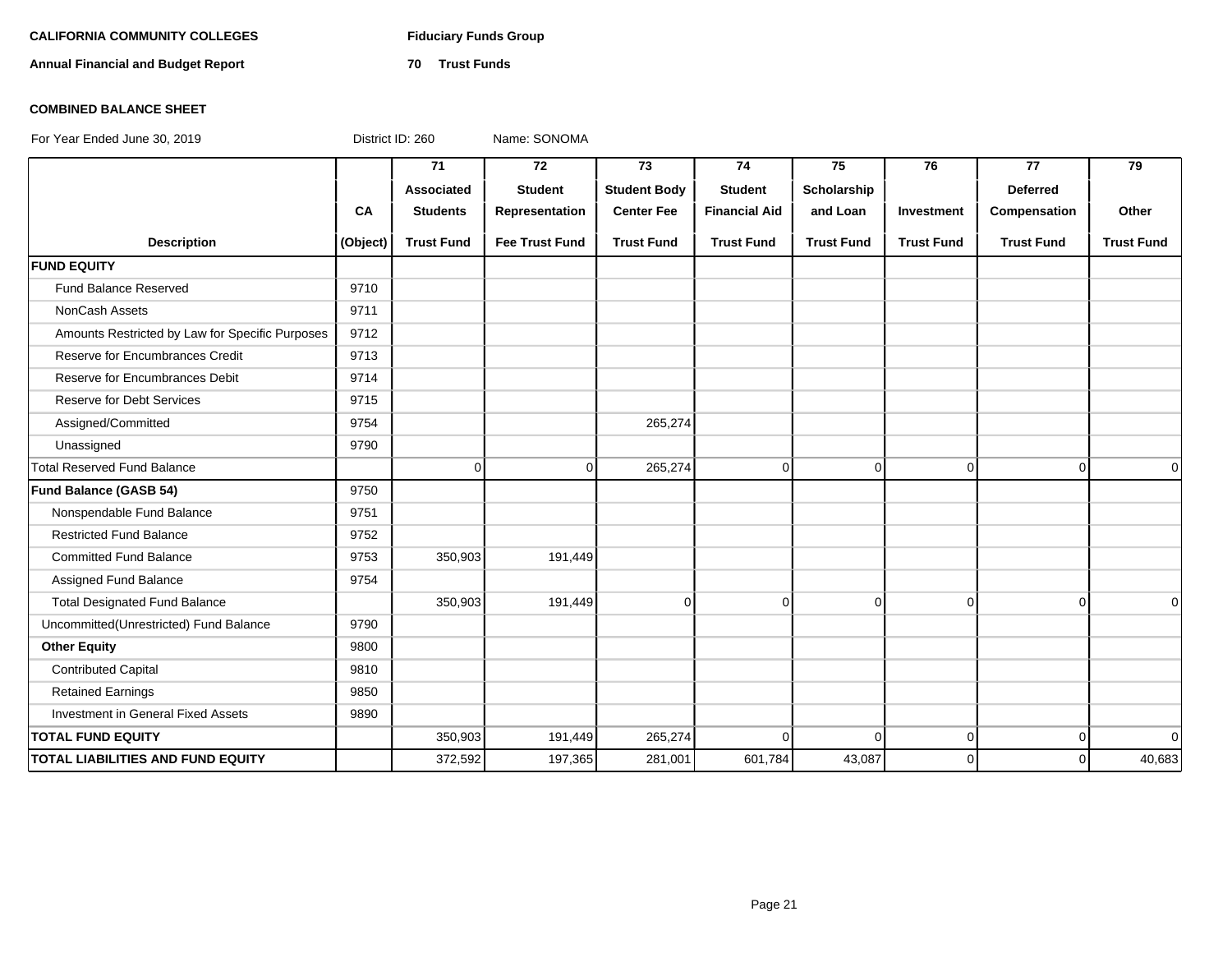**CALIFORNIA COMMUNITY COLLEGES** **Fiduciary Funds Group**

**Annual Financial and Budget Report** **70 Trust Funds**

**COMBINED BALANCE SHEET**

For Year Ended June 30, 2019 District ID: 260 Name: SONOMA

| Description | CA (Object) | 71 Associated Students Trust Fund | 72 Student Representation Fee Trust Fund | 73 Student Body Center Fee Trust Fund | 74 Student Financial Aid Trust Fund | 75 Scholarship and Loan Trust Fund | 76 Investment Trust Fund | 77 Deferred Compensation Trust Fund | 79 Other Trust Fund |
|---|---|---|---|---|---|---|---|---|---|
| **FUND EQUITY** | | | | | | | | | |
| Fund Balance Reserved | 9710 | | | | | | | | |
| NonCash Assets | 9711 | | | | | | | | |
| Amounts Restricted by Law for Specific Purposes | 9712 | | | | | | | | |
| Reserve for Encumbrances Credit | 9713 | | | | | | | | |
| Reserve for Encumbrances Debit | 9714 | | | | | | | | |
| Reserve for Debt Services | 9715 | | | | | | | | |
| Assigned/Committed | 9754 | | | 265,274 | | | | | |
| Unassigned | 9790 | | | | | | | | |
| Total Reserved Fund Balance | | 0 | 0 | 265,274 | 0 | 0 | 0 | 0 | 0 |
| **Fund Balance (GASB 54)** | 9750 | | | | | | | | |
| Nonspendable Fund Balance | 9751 | | | | | | | | |
| Restricted Fund Balance | 9752 | | | | | | | | |
| Committed Fund Balance | 9753 | 350,903 | 191,449 | | | | | | |
| Assigned Fund Balance | 9754 | | | | | | | | |
| Total Designated Fund Balance | | 350,903 | 191,449 | 0 | 0 | 0 | 0 | 0 | 0 |
| Uncommitted(Unrestricted) Fund Balance | 9790 | | | | | | | | |
| **Other Equity** | 9800 | | | | | | | | |
| Contributed Capital | 9810 | | | | | | | | |
| Retained Earnings | 9850 | | | | | | | | |
| Investment in General Fixed Assets | 9890 | | | | | | | | |
| **TOTAL FUND EQUITY** | | 350,903 | 191,449 | 265,274 | 0 | 0 | 0 | 0 | 0 |
| **TOTAL LIABILITIES AND FUND EQUITY** | | 372,592 | 197,365 | 281,001 | 601,784 | 43,087 | 0 | 0 | 40,683 |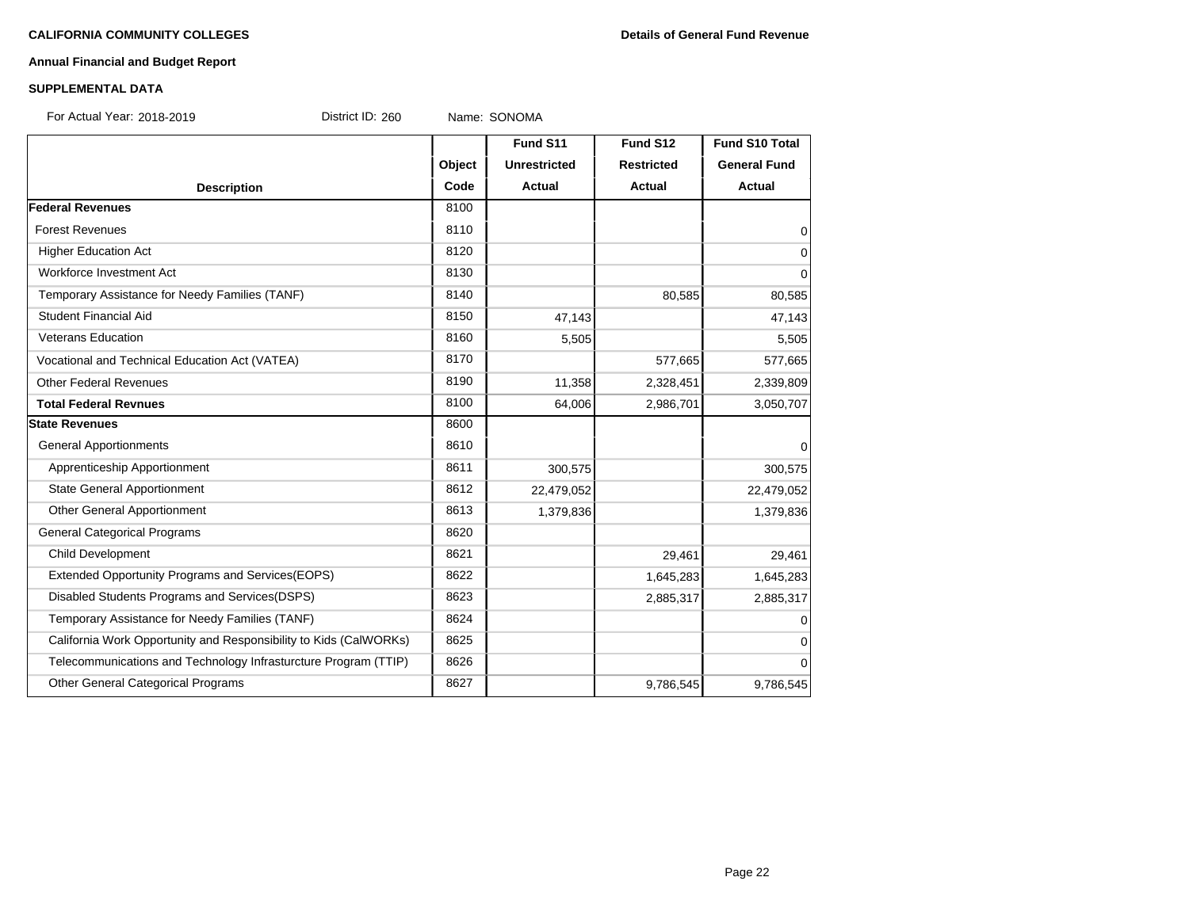**CALIFORNIA COMMUNITY COLLEGES** | **Details of General Fund Revenue**

**Annual Financial and Budget Report**

**SUPPLEMENTAL DATA**

For Actual Year: 2018-2019 District ID: 260 Name: SONOMA

| Description | Object Code | Fund S11 Unrestricted Actual | Fund S12 Restricted Actual | Fund S10 Total General Fund Actual |
|---|---|---|---|---|
| **Federal Revenues** | 8100 | | | |
| Forest Revenues | 8110 | | | 0 |
| Higher Education Act | 8120 | | | 0 |
| Workforce Investment Act | 8130 | | | 0 |
| Temporary Assistance for Needy Families (TANF) | 8140 | | 80,585 | 80,585 |
| Student Financial Aid | 8150 | 47,143 | | 47,143 |
| Veterans Education | 8160 | 5,505 | | 5,505 |
| Vocational and Technical Education Act (VATEA) | 8170 | | 577,665 | 577,665 |
| Other Federal Revenues | 8190 | 11,358 | 2,328,451 | 2,339,809 |
| **Total Federal Revnues** | 8100 | 64,006 | 2,986,701 | 3,050,707 |
| **State Revenues** | 8600 | | | |
| General Apportionments | 8610 | | | 0 |
| Apprenticeship Apportionment | 8611 | 300,575 | | 300,575 |
| State General Apportionment | 8612 | 22,479,052 | | 22,479,052 |
| Other General Apportionment | 8613 | 1,379,836 | | 1,379,836 |
| General Categorical Programs | 8620 | | | |
| Child Development | 8621 | | 29,461 | 29,461 |
| Extended Opportunity Programs and Services(EOPS) | 8622 | | 1,645,283 | 1,645,283 |
| Disabled Students Programs and Services(DSPS) | 8623 | | 2,885,317 | 2,885,317 |
| Temporary Assistance for Needy Families (TANF) | 8624 | | | 0 |
| California Work Opportunity and Responsibility to Kids (CalWORKs) | 8625 | | | 0 |
| Telecommunications and Technology Infrasturcture Program (TTIP) | 8626 | | | 0 |
| Other General Categorical Programs | 8627 | | 9,786,545 | 9,786,545 |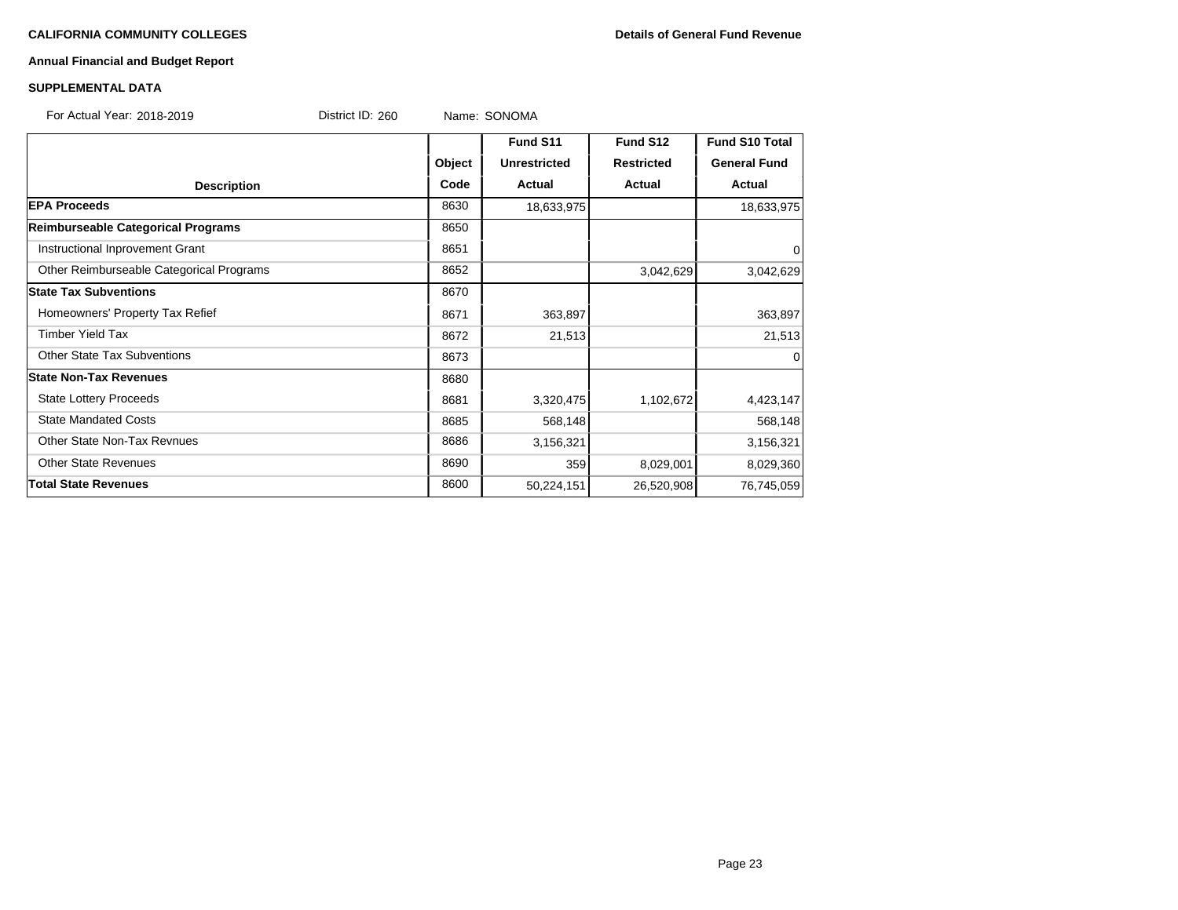**CALIFORNIA COMMUNITY COLLEGES** **Details of General Fund Revenue**

**Annual Financial and Budget Report**

**SUPPLEMENTAL DATA**

For Actual Year: 2018-2019 District ID: 260 Name: SONOMA

| Description | Object Code | Fund S11 Unrestricted Actual | Fund S12 Restricted Actual | Fund S10 Total General Fund Actual |
|---|---|---|---|---|
| **EPA Proceeds** | 8630 | 18,633,975 | | 18,633,975 |
| **Reimburseable Categorical Programs** | 8650 | | | |
| Instructional Inprovement Grant | 8651 | | | 0 |
| Other Reimburseable Categorical Programs | 8652 | | 3,042,629 | 3,042,629 |
| **State Tax Subventions** | 8670 | | | |
| Homeowners' Property Tax Refief | 8671 | 363,897 | | 363,897 |
| Timber Yield Tax | 8672 | 21,513 | | 21,513 |
| Other State Tax Subventions | 8673 | | | 0 |
| **State Non-Tax Revenues** | 8680 | | | |
| State Lottery Proceeds | 8681 | 3,320,475 | 1,102,672 | 4,423,147 |
| State Mandated Costs | 8685 | 568,148 | | 568,148 |
| Other State Non-Tax Revnues | 8686 | 3,156,321 | | 3,156,321 |
| Other State Revenues | 8690 | 359 | 8,029,001 | 8,029,360 |
| **Total State Revenues** | 8600 | 50,224,151 | 26,520,908 | 76,745,059 |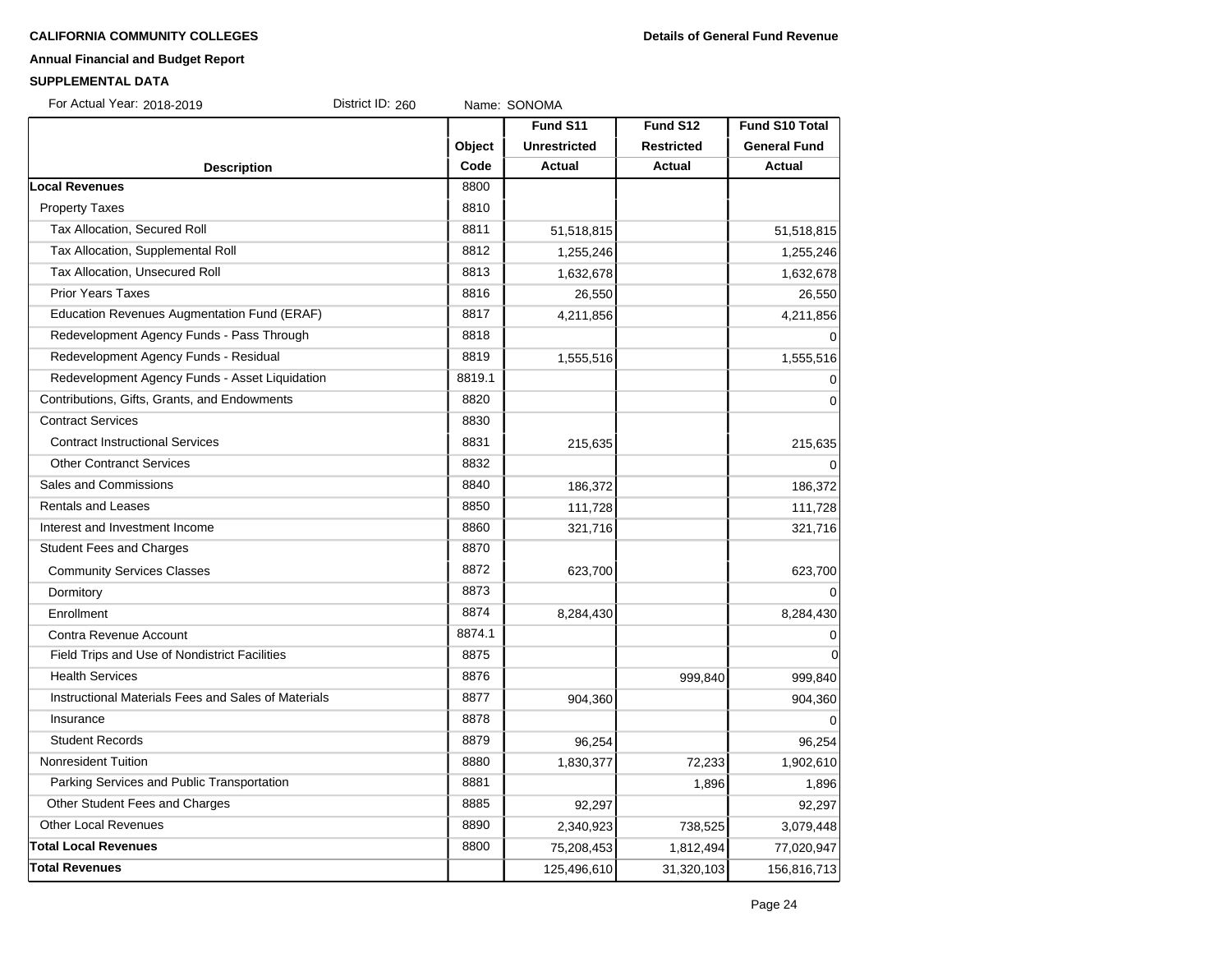**CALIFORNIA COMMUNITY COLLEGES** **Details of General Fund Revenue**

**Annual Financial and Budget Report**

**SUPPLEMENTAL DATA**

For Actual Year: 2018-2019 District ID: 260 Name: SONOMA

| Description | Object Code | Fund S11 Unrestricted Actual | Fund S12 Restricted Actual | Fund S10 Total General Fund Actual |
|---|---|---|---|---|
| **Local Revenues** | 8800 | | | |
| Property Taxes | 8810 | | | |
| Tax Allocation, Secured Roll | 8811 | 51,518,815 | | 51,518,815 |
| Tax Allocation, Supplemental Roll | 8812 | 1,255,246 | | 1,255,246 |
| Tax Allocation, Unsecured Roll | 8813 | 1,632,678 | | 1,632,678 |
| Prior Years Taxes | 8816 | 26,550 | | 26,550 |
| Education Revenues Augmentation Fund (ERAF) | 8817 | 4,211,856 | | 4,211,856 |
| Redevelopment Agency Funds - Pass Through | 8818 | | | 0 |
| Redevelopment Agency Funds - Residual | 8819 | 1,555,516 | | 1,555,516 |
| Redevelopment Agency Funds - Asset Liquidation | 8819.1 | | | 0 |
| Contributions, Gifts, Grants, and Endowments | 8820 | | | 0 |
| Contract Services | 8830 | | | |
| Contract Instructional Services | 8831 | 215,635 | | 215,635 |
| Other Contranct Services | 8832 | | | 0 |
| Sales and Commissions | 8840 | 186,372 | | 186,372 |
| Rentals and Leases | 8850 | 111,728 | | 111,728 |
| Interest and Investment Income | 8860 | 321,716 | | 321,716 |
| Student Fees and Charges | 8870 | | | |
| Community Services Classes | 8872 | 623,700 | | 623,700 |
| Dormitory | 8873 | | | 0 |
| Enrollment | 8874 | 8,284,430 | | 8,284,430 |
| Contra Revenue Account | 8874.1 | | | 0 |
| Field Trips and Use of Nondistrict Facilities | 8875 | | | 0 |
| Health Services | 8876 | | 999,840 | 999,840 |
| Instructional Materials Fees and Sales of Materials | 8877 | 904,360 | | 904,360 |
| Insurance | 8878 | | | 0 |
| Student Records | 8879 | 96,254 | | 96,254 |
| Nonresident Tuition | 8880 | 1,830,377 | 72,233 | 1,902,610 |
| Parking Services and Public Transportation | 8881 | | 1,896 | 1,896 |
| Other Student Fees and Charges | 8885 | 92,297 | | 92,297 |
| Other Local Revenues | 8890 | 2,340,923 | 738,525 | 3,079,448 |
| **Total Local Revenues** | 8800 | 75,208,453 | 1,812,494 | 77,020,947 |
| **Total Revenues** | | 125,496,610 | 31,320,103 | 156,816,713 |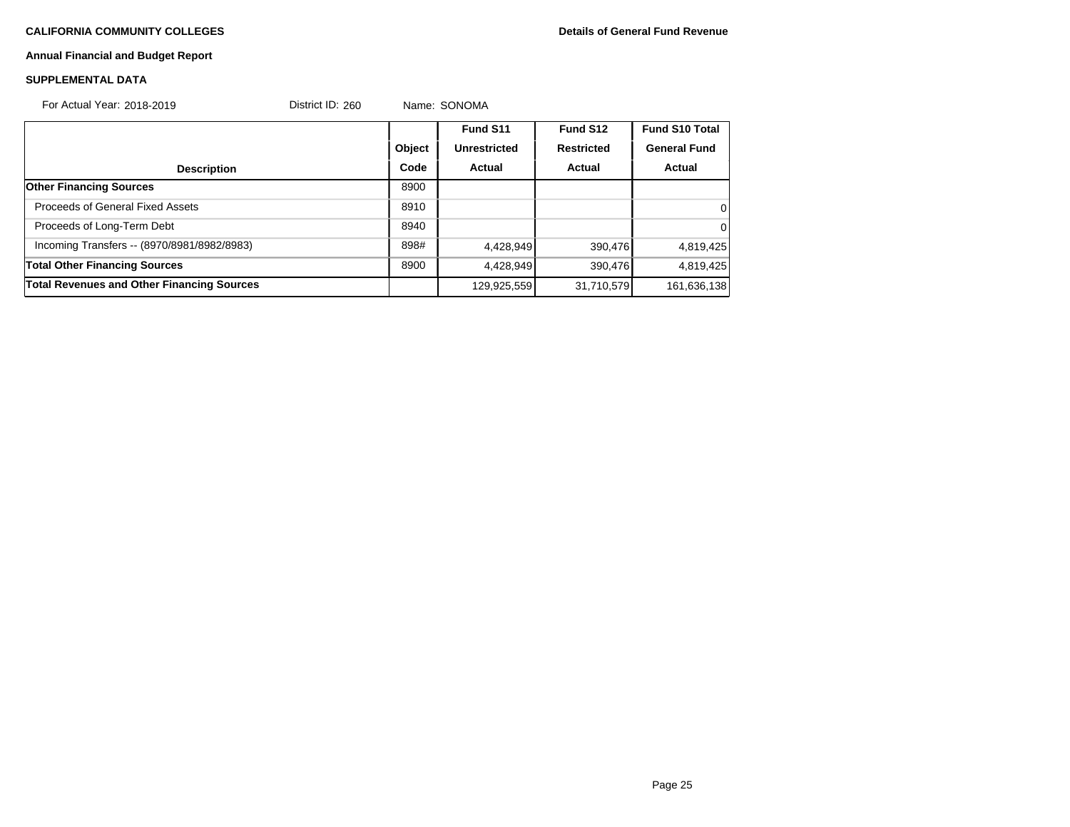**CALIFORNIA COMMUNITY COLLEGES** **Details of General Fund Revenue**

**Annual Financial and Budget Report**

**SUPPLEMENTAL DATA**

For Actual Year: 2018-2019 District ID: 260 Name: SONOMA

| Description | Object Code | Fund S11 Unrestricted Actual | Fund S12 Restricted Actual | Fund S10 Total General Fund Actual |
|---|---|---|---|---|
| **Other Financing Sources** | 8900 | | | |
| Proceeds of General Fixed Assets | 8910 | | | 0 |
| Proceeds of Long-Term Debt | 8940 | | | 0 |
| Incoming Transfers -- (8970/8981/8982/8983) | 898# | 4,428,949 | 390,476 | 4,819,425 |
| **Total Other Financing Sources** | 8900 | 4,428,949 | 390,476 | 4,819,425 |
| **Total Revenues and Other Financing Sources** | | 129,925,559 | 31,710,579 | 161,636,138 |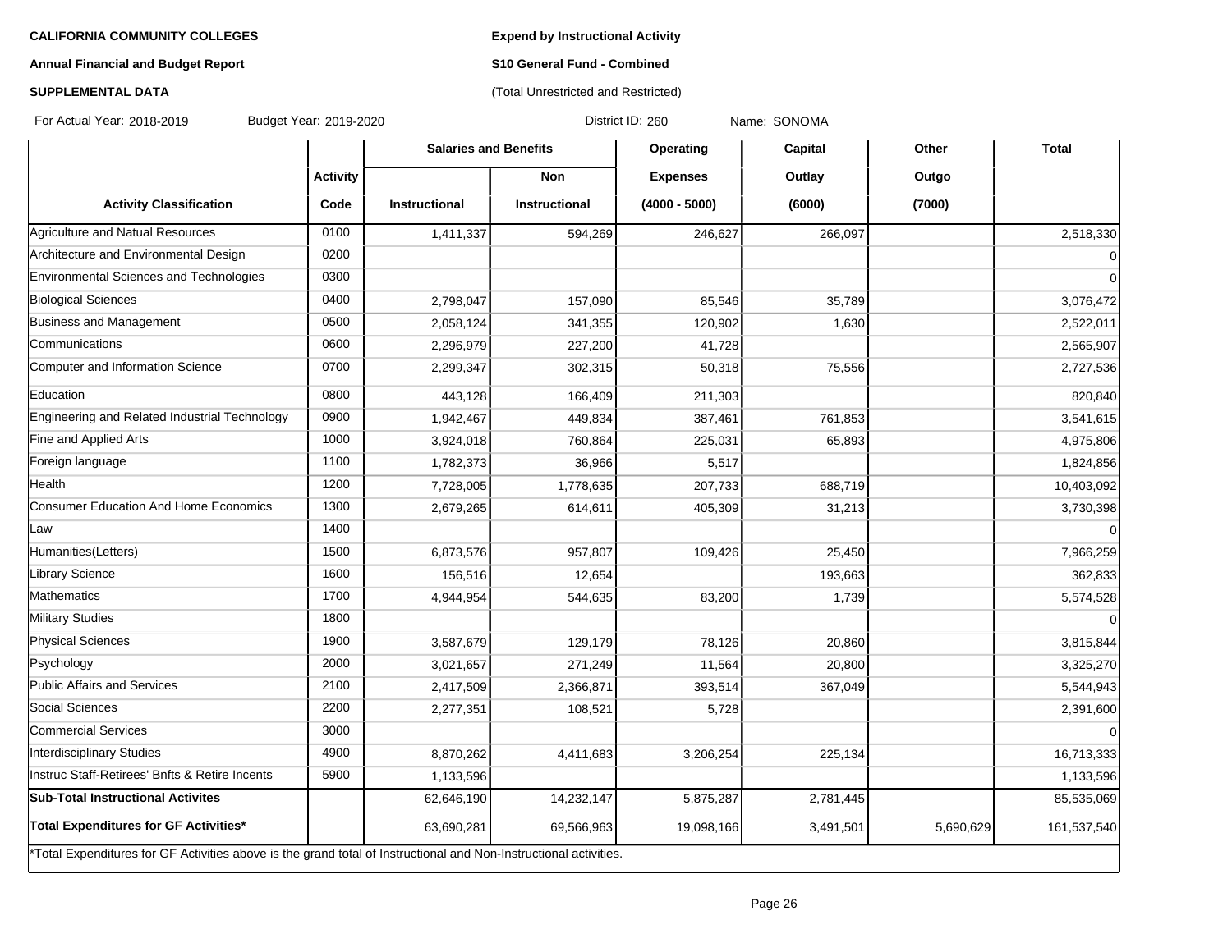**CALIFORNIA COMMUNITY COLLEGES**

**Annual Financial and Budget Report**

**SUPPLEMENTAL DATA**

**Expend by Instructional Activity**

**S10 General Fund - Combined**

(Total Unrestricted and Restricted)

For Actual Year: 2018-2019 Budget Year: 2019-2020 District ID: 260 Name: SONOMA

| | | Salaries and Benefits | | Operating | Capital | Other | Total |
|---|---|---|---|---|---|---|---|
| | Activity | | Non | Expenses | Outlay | Outgo | |
| Activity Classification | Code | Instructional | Instructional | (4000 - 5000) | (6000) | (7000) | |
| Agriculture and Natual Resources | 0100 | 1,411,337 | 594,269 | 246,627 | 266,097 | | 2,518,330 |
| Architecture and Environmental Design | 0200 | | | | | | 0 |
| Environmental Sciences and Technologies | 0300 | | | | | | 0 |
| Biological Sciences | 0400 | 2,798,047 | 157,090 | 85,546 | 35,789 | | 3,076,472 |
| Business and Management | 0500 | 2,058,124 | 341,355 | 120,902 | 1,630 | | 2,522,011 |
| Communications | 0600 | 2,296,979 | 227,200 | 41,728 | | | 2,565,907 |
| Computer and Information Science | 0700 | 2,299,347 | 302,315 | 50,318 | 75,556 | | 2,727,536 |
| Education | 0800 | 443,128 | 166,409 | 211,303 | | | 820,840 |
| Engineering and Related Industrial Technology | 0900 | 1,942,467 | 449,834 | 387,461 | 761,853 | | 3,541,615 |
| Fine and Applied Arts | 1000 | 3,924,018 | 760,864 | 225,031 | 65,893 | | 4,975,806 |
| Foreign language | 1100 | 1,782,373 | 36,966 | 5,517 | | | 1,824,856 |
| Health | 1200 | 7,728,005 | 1,778,635 | 207,733 | 688,719 | | 10,403,092 |
| Consumer Education And Home Economics | 1300 | 2,679,265 | 614,611 | 405,309 | 31,213 | | 3,730,398 |
| Law | 1400 | | | | | | 0 |
| Humanities(Letters) | 1500 | 6,873,576 | 957,807 | 109,426 | 25,450 | | 7,966,259 |
| Library Science | 1600 | 156,516 | 12,654 | | 193,663 | | 362,833 |
| Mathematics | 1700 | 4,944,954 | 544,635 | 83,200 | 1,739 | | 5,574,528 |
| Military Studies | 1800 | | | | | | 0 |
| Physical Sciences | 1900 | 3,587,679 | 129,179 | 78,126 | 20,860 | | 3,815,844 |
| Psychology | 2000 | 3,021,657 | 271,249 | 11,564 | 20,800 | | 3,325,270 |
| Public Affairs and Services | 2100 | 2,417,509 | 2,366,871 | 393,514 | 367,049 | | 5,544,943 |
| Social Sciences | 2200 | 2,277,351 | 108,521 | 5,728 | | | 2,391,600 |
| Commercial Services | 3000 | | | | | | 0 |
| Interdisciplinary Studies | 4900 | 8,870,262 | 4,411,683 | 3,206,254 | 225,134 | | 16,713,333 |
| Instruc Staff-Retirees' Bnfts & Retire Incents | 5900 | 1,133,596 | | | | | 1,133,596 |
| **Sub-Total Instructional Activites** | | 62,646,190 | 14,232,147 | 5,875,287 | 2,781,445 | | 85,535,069 |
| **Total Expenditures for GF Activities*** | | 63,690,281 | 69,566,963 | 19,098,166 | 3,491,501 | 5,690,629 | 161,537,540 |

*Total Expenditures for GF Activities above is the grand total of Instructional and Non-Instructional activities.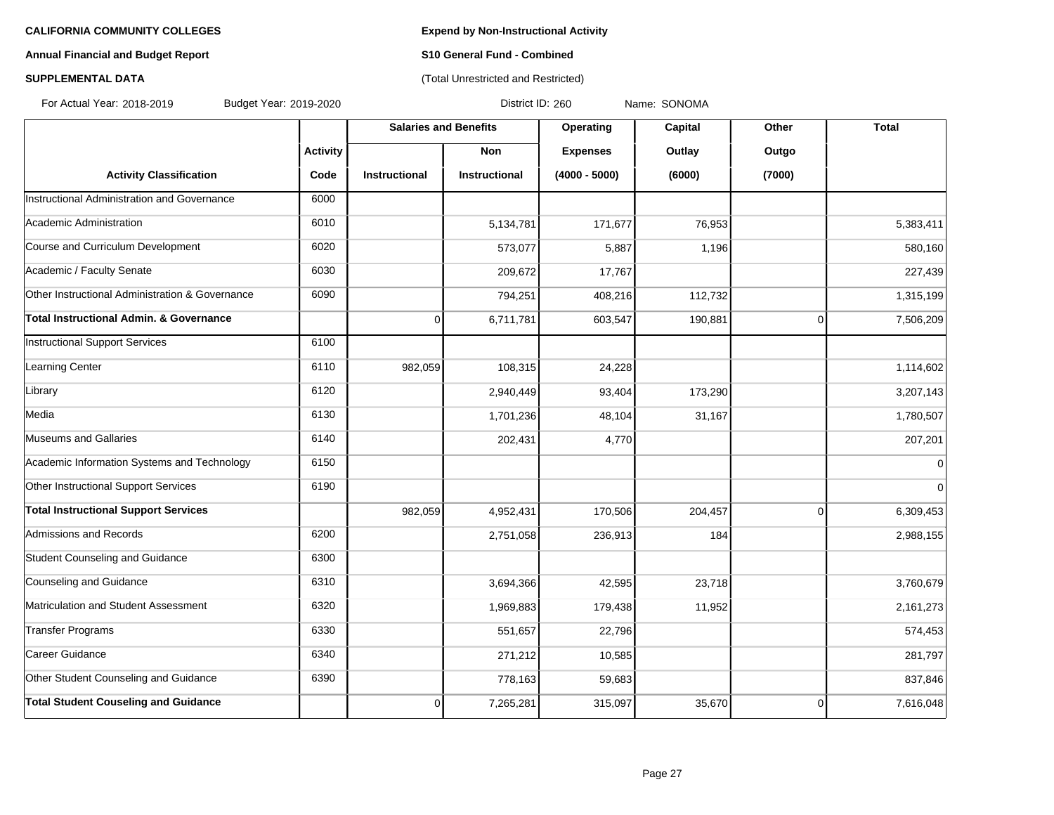**CALIFORNIA COMMUNITY COLLEGES**

**Annual Financial and Budget Report**

**SUPPLEMENTAL DATA**

**Expend by Non-Instructional Activity**

**S10 General Fund - Combined**

(Total Unrestricted and Restricted)

For Actual Year: 2018-2019 Budget Year: 2019-2020 District ID: 260 Name: SONOMA

| | | Salaries and Benefits | | Operating | Capital | Other | Total |
|---|---|---|---|---|---|---|---|
| | Activity | | Non | Expenses | Outlay | Outgo | |
| Activity Classification | Code | Instructional | Instructional | (4000 - 5000) | (6000) | (7000) | |
| Instructional Administration and Governance | 6000 | | | | | | |
| Academic Administration | 6010 | | 5,134,781 | 171,677 | 76,953 | | 5,383,411 |
| Course and Curriculum Development | 6020 | | 573,077 | 5,887 | 1,196 | | 580,160 |
| Academic / Faculty Senate | 6030 | | 209,672 | 17,767 | | | 227,439 |
| Other Instructional Administration & Governance | 6090 | | 794,251 | 408,216 | 112,732 | | 1,315,199 |
| **Total Instructional Admin. & Governance** | | 0 | 6,711,781 | 603,547 | 190,881 | 0 | 7,506,209 |
| Instructional Support Services | 6100 | | | | | | |
| Learning Center | 6110 | 982,059 | 108,315 | 24,228 | | | 1,114,602 |
| Library | 6120 | | 2,940,449 | 93,404 | 173,290 | | 3,207,143 |
| Media | 6130 | | 1,701,236 | 48,104 | 31,167 | | 1,780,507 |
| Museums and Gallaries | 6140 | | 202,431 | 4,770 | | | 207,201 |
| Academic Information Systems and Technology | 6150 | | | | | | 0 |
| Other Instructional Support Services | 6190 | | | | | | 0 |
| **Total Instructional Support Services** | | 982,059 | 4,952,431 | 170,506 | 204,457 | 0 | 6,309,453 |
| Admissions and Records | 6200 | | 2,751,058 | 236,913 | 184 | | 2,988,155 |
| Student Counseling and Guidance | 6300 | | | | | | |
| Counseling and Guidance | 6310 | | 3,694,366 | 42,595 | 23,718 | | 3,760,679 |
| Matriculation and Student Assessment | 6320 | | 1,969,883 | 179,438 | 11,952 | | 2,161,273 |
| Transfer Programs | 6330 | | 551,657 | 22,796 | | | 574,453 |
| Career Guidance | 6340 | | 271,212 | 10,585 | | | 281,797 |
| Other Student Counseling and Guidance | 6390 | | 778,163 | 59,683 | | | 837,846 |
| **Total Student Couseling and Guidance** | | 0 | 7,265,281 | 315,097 | 35,670 | 0 | 7,616,048 |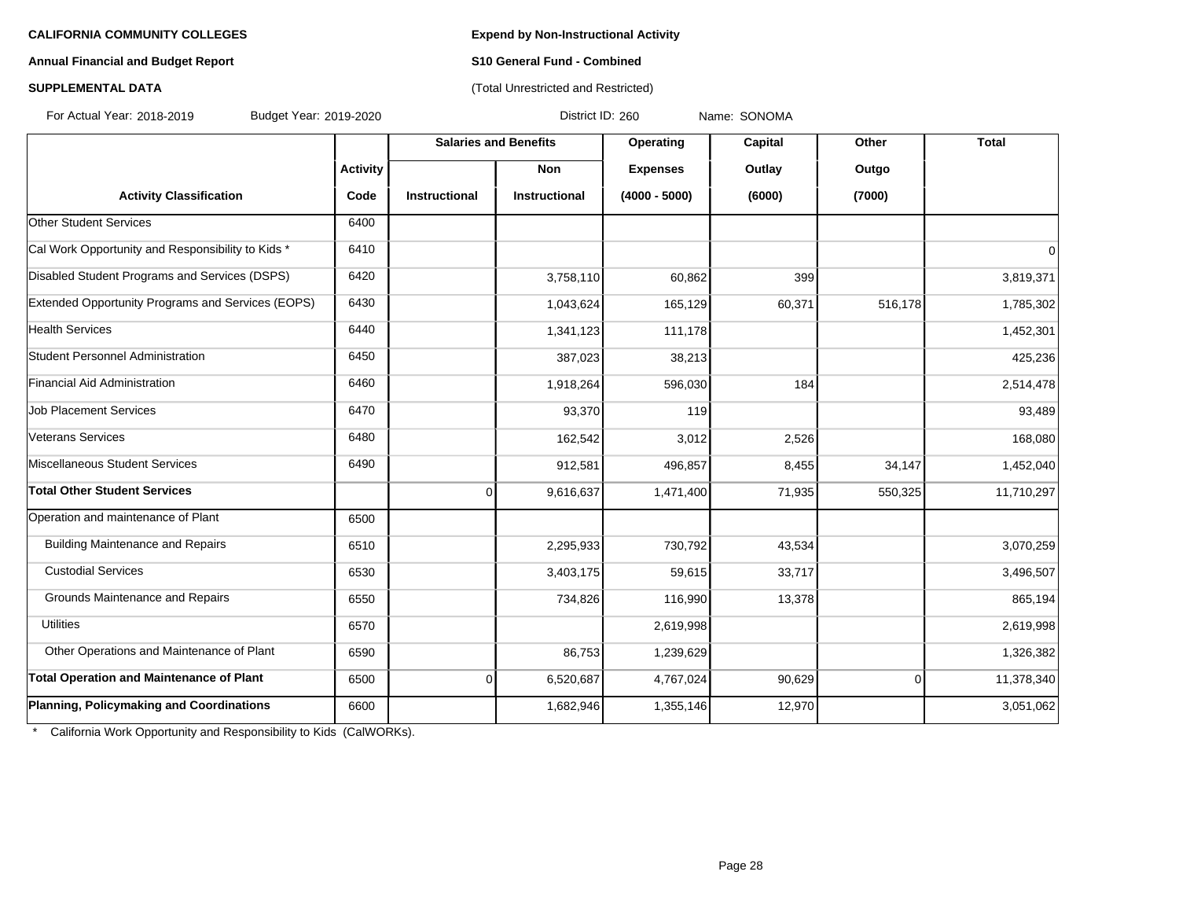**CALIFORNIA COMMUNITY COLLEGES**

**Annual Financial and Budget Report**

**SUPPLEMENTAL DATA**

**Expend by Non-Instructional Activity**

**S10 General Fund - Combined**

(Total Unrestricted and Restricted)

For Actual Year: 2018-2019 Budget Year: 2019-2020 District ID: 260 Name: SONOMA

| Activity Classification | Activity Code | Salaries and Benefits | | Operating Expenses (4000 - 5000) | Capital Outlay (6000) | Other Outgo (7000) | Total |
|---|---|---|---|---|---|---|---|
| | | Instructional | Non Instructional | | | | |
| Other Student Services | 6400 | | | | | | |
| Cal Work Opportunity and Responsibility to Kids * | 6410 | | | | | | 0 |
| Disabled Student Programs and Services (DSPS) | 6420 | | 3,758,110 | 60,862 | 399 | | 3,819,371 |
| Extended Opportunity Programs and Services (EOPS) | 6430 | | 1,043,624 | 165,129 | 60,371 | 516,178 | 1,785,302 |
| Health Services | 6440 | | 1,341,123 | 111,178 | | | 1,452,301 |
| Student Personnel Administration | 6450 | | 387,023 | 38,213 | | | 425,236 |
| Financial Aid Administration | 6460 | | 1,918,264 | 596,030 | 184 | | 2,514,478 |
| Job Placement Services | 6470 | | 93,370 | 119 | | | 93,489 |
| Veterans Services | 6480 | | 162,542 | 3,012 | 2,526 | | 168,080 |
| Miscellaneous Student Services | 6490 | | 912,581 | 496,857 | 8,455 | 34,147 | 1,452,040 |
| **Total Other Student Services** | | 0 | 9,616,637 | 1,471,400 | 71,935 | 550,325 | 11,710,297 |
| Operation and maintenance of Plant | 6500 | | | | | | |
| Building Maintenance and Repairs | 6510 | | 2,295,933 | 730,792 | 43,534 | | 3,070,259 |
| Custodial Services | 6530 | | 3,403,175 | 59,615 | 33,717 | | 3,496,507 |
| Grounds Maintenance and Repairs | 6550 | | 734,826 | 116,990 | 13,378 | | 865,194 |
| Utilities | 6570 | | | 2,619,998 | | | 2,619,998 |
| Other Operations and Maintenance of Plant | 6590 | | 86,753 | 1,239,629 | | | 1,326,382 |
| **Total Operation and Maintenance of Plant** | 6500 | 0 | 6,520,687 | 4,767,024 | 90,629 | 0 | 11,378,340 |
| **Planning, Policymaking and Coordinations** | 6600 | | 1,682,946 | 1,355,146 | 12,970 | | 3,051,062 |

* California Work Opportunity and Responsibility to Kids (CalWORKs).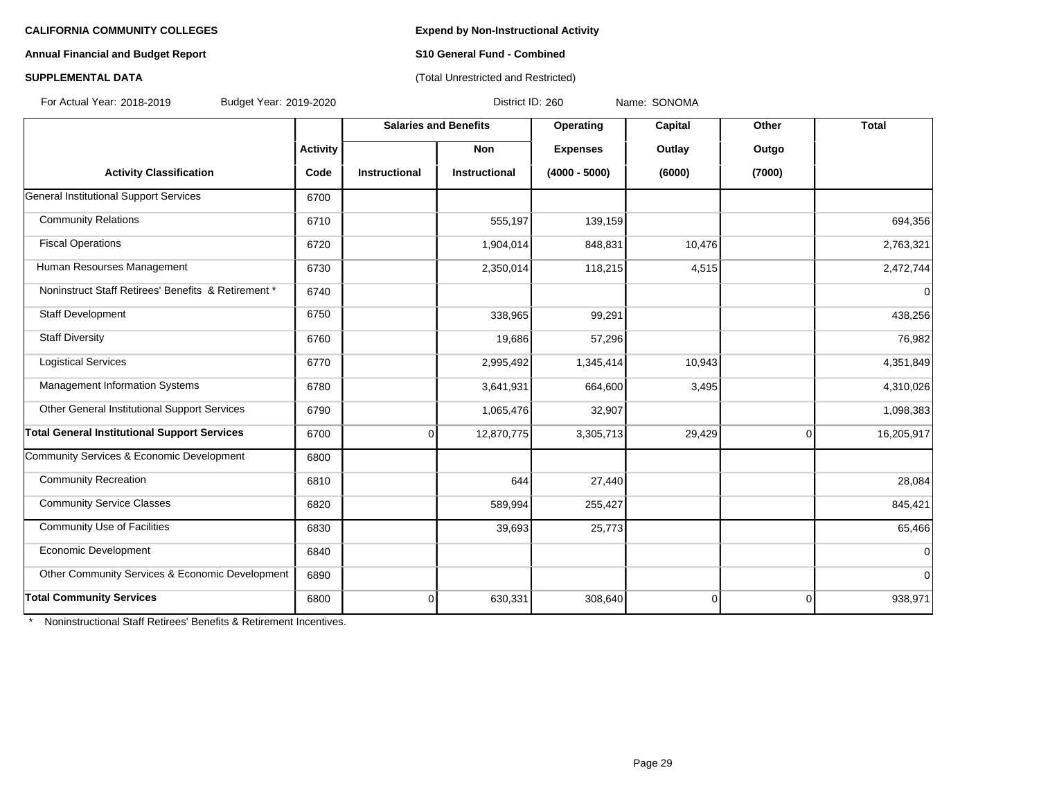**CALIFORNIA COMMUNITY COLLEGES**

**Annual Financial and Budget Report**

**SUPPLEMENTAL DATA**

**Expend by Non-Instructional Activity**

**S10 General Fund - Combined**

(Total Unrestricted and Restricted)

For Actual Year: 2018-2019 Budget Year: 2019-2020 District ID: 260 Name: SONOMA

| | | Salaries and Benefits | | Operating | Capital | Other | Total |
|---|---|---|---|---|---|---|---|
| | Activity | | Non | Expenses | Outlay | Outgo | |
| **Activity Classification** | **Code** | **Instructional** | **Instructional** | **(4000 - 5000)** | **(6000)** | **(7000)** | |
| General Institutional Support Services | 6700 | | | | | | |
| Community Relations | 6710 | | 555,197 | 139,159 | | | 694,356 |
| Fiscal Operations | 6720 | | 1,904,014 | 848,831 | 10,476 | | 2,763,321 |
| Human Resourses Management | 6730 | | 2,350,014 | 118,215 | 4,515 | | 2,472,744 |
| Noninstruct Staff Retirees' Benefits & Retirement * | 6740 | | | | | | 0 |
| Staff Development | 6750 | | 338,965 | 99,291 | | | 438,256 |
| Staff Diversity | 6760 | | 19,686 | 57,296 | | | 76,982 |
| Logistical Services | 6770 | | 2,995,492 | 1,345,414 | 10,943 | | 4,351,849 |
| Management Information Systems | 6780 | | 3,641,931 | 664,600 | 3,495 | | 4,310,026 |
| Other General Institutional Support Services | 6790 | | 1,065,476 | 32,907 | | | 1,098,383 |
| **Total General Institutional Support Services** | 6700 | 0 | 12,870,775 | 3,305,713 | 29,429 | 0 | 16,205,917 |
| Community Services & Economic Development | 6800 | | | | | | |
| Community Recreation | 6810 | | 644 | 27,440 | | | 28,084 |
| Community Service Classes | 6820 | | 589,994 | 255,427 | | | 845,421 |
| Community Use of Facilities | 6830 | | 39,693 | 25,773 | | | 65,466 |
| Economic Development | 6840 | | | | | | 0 |
| Other Community Services & Economic Development | 6890 | | | | | | 0 |
| **Total Community Services** | 6800 | 0 | 630,331 | 308,640 | 0 | 0 | 938,971 |

\* Noninstructional Staff Retirees' Benefits & Retirement Incentives.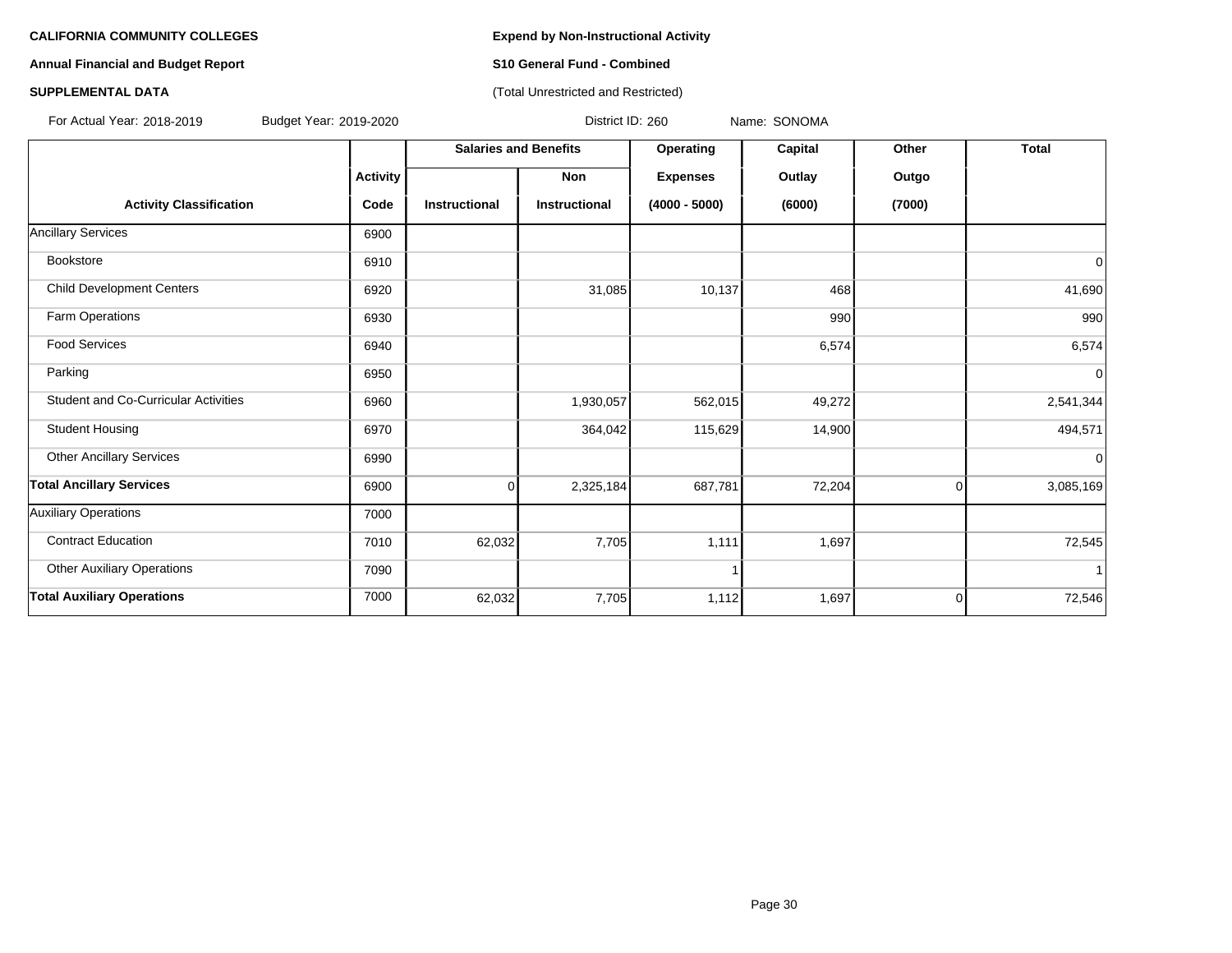**CALIFORNIA COMMUNITY COLLEGES**

**Annual Financial and Budget Report**

**SUPPLEMENTAL DATA**

**Expend by Non-Instructional Activity**

**S10 General Fund - Combined**

(Total Unrestricted and Restricted)

For Actual Year: 2018-2019 Budget Year: 2019-2020 District ID: 260 Name: SONOMA

| | | Salaries and Benefits | | Operating | Capital | Other | Total |
|---|---|---|---|---|---|---|---|
| | Activity | | Non | Expenses | Outlay | Outgo | |
| Activity Classification | Code | Instructional | Instructional | (4000 - 5000) | (6000) | (7000) | |
| Ancillary Services | 6900 | | | | | | |
| Bookstore | 6910 | | | | | | 0 |
| Child Development Centers | 6920 | | 31,085 | 10,137 | 468 | | 41,690 |
| Farm Operations | 6930 | | | | 990 | | 990 |
| Food Services | 6940 | | | | 6,574 | | 6,574 |
| Parking | 6950 | | | | | | 0 |
| Student and Co-Curricular Activities | 6960 | | 1,930,057 | 562,015 | 49,272 | | 2,541,344 |
| Student Housing | 6970 | | 364,042 | 115,629 | 14,900 | | 494,571 |
| Other Ancillary Services | 6990 | | | | | | 0 |
| **Total Ancillary Services** | 6900 | 0 | 2,325,184 | 687,781 | 72,204 | 0 | 3,085,169 |
| Auxiliary Operations | 7000 | | | | | | |
| Contract Education | 7010 | 62,032 | 7,705 | 1,111 | 1,697 | | 72,545 |
| Other Auxiliary Operations | 7090 | | | 1 | | | 1 |
| **Total Auxiliary Operations** | 7000 | 62,032 | 7,705 | 1,112 | 1,697 | 0 | 72,546 |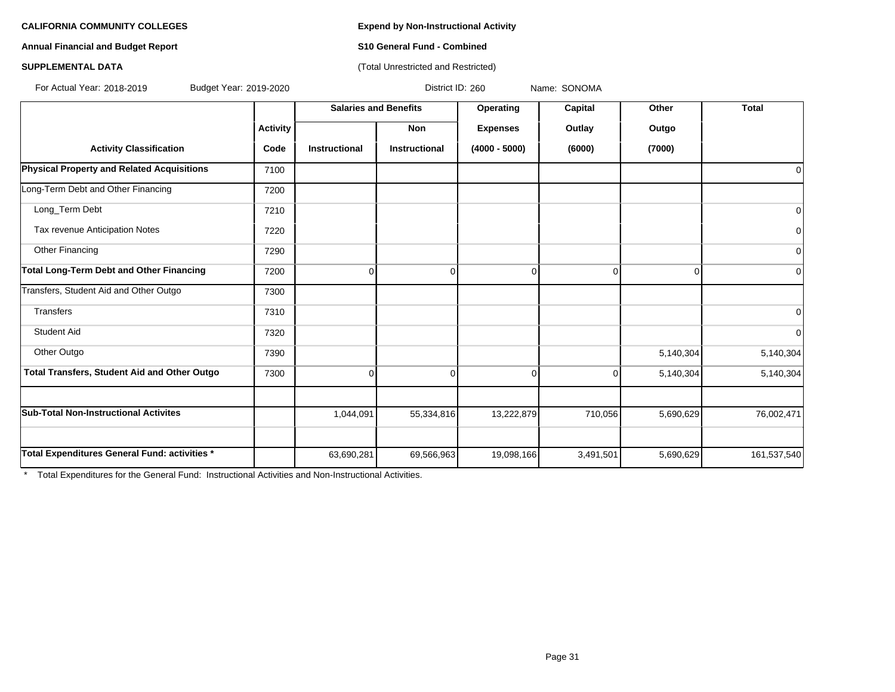**CALIFORNIA COMMUNITY COLLEGES** | **Expend by Non-Instructional Activity**

**Annual Financial and Budget Report** | **S10 General Fund - Combined**

**SUPPLEMENTAL DATA** | (Total Unrestricted and Restricted)

For Actual Year: 2018-2019 | Budget Year: 2019-2020 | District ID: 260 | Name: SONOMA

| | | Salaries and Benefits | | Operating | Capital | Other | Total |
|---|---|---|---|---|---|---|---|
| | Activity | | Non | Expenses | Outlay | Outgo | |
| Activity Classification | Code | Instructional | Instructional | (4000 - 5000) | (6000) | (7000) | |
| **Physical Property and Related Acquisitions** | 7100 | | | | | | 0 |
| Long-Term Debt and Other Financing | 7200 | | | | | | |
| Long_Term Debt | 7210 | | | | | | 0 |
| Tax revenue Anticipation Notes | 7220 | | | | | | 0 |
| Other Financing | 7290 | | | | | | 0 |
| **Total Long-Term Debt and Other Financing** | 7200 | 0 | 0 | 0 | 0 | 0 | 0 |
| Transfers, Student Aid and Other Outgo | 7300 | | | | | | |
| Transfers | 7310 | | | | | | 0 |
| Student Aid | 7320 | | | | | | 0 |
| Other Outgo | 7390 | | | | | 5,140,304 | 5,140,304 |
| **Total Transfers, Student Aid and Other Outgo** | 7300 | 0 | 0 | 0 | 0 | 5,140,304 | 5,140,304 |
| | | | | | | | |
| **Sub-Total Non-Instructional Activites** | | 1,044,091 | 55,334,816 | 13,222,879 | 710,056 | 5,690,629 | 76,002,471 |
| | | | | | | | |
| **Total Expenditures General Fund: activities *** | | 63,690,281 | 69,566,963 | 19,098,166 | 3,491,501 | 5,690,629 | 161,537,540 |

* Total Expenditures for the General Fund: Instructional Activities and Non-Instructional Activities.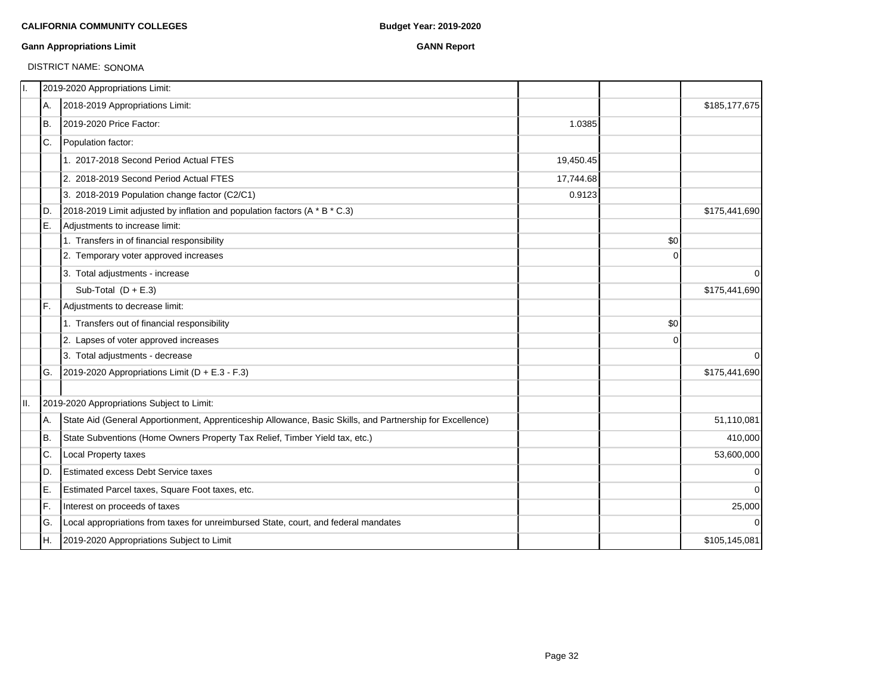**CALIFORNIA COMMUNITY COLLEGES** **Budget Year: 2019-2020**

**Gann Appropriations Limit** **GANN Report**

DISTRICT NAME: SONOMA

| | | | | | |
|---|---|---|---|---|---|
| I. | | 2019-2020 Appropriations Limit: | | | |
| | A. | 2018-2019 Appropriations Limit: | | | $185,177,675 |
| | B. | 2019-2020 Price Factor: | 1.0385 | | |
| | C. | Population factor: | | | |
| | | 1. 2017-2018 Second Period Actual FTES | 19,450.45 | | |
| | | 2. 2018-2019 Second Period Actual FTES | 17,744.68 | | |
| | | 3. 2018-2019 Population change factor (C2/C1) | 0.9123 | | |
| | D. | 2018-2019 Limit adjusted by inflation and population factors (A * B * C.3) | | | $175,441,690 |
| | E. | Adjustments to increase limit: | | | |
| | | 1. Transfers in of financial responsibility | | $0 | |
| | | 2. Temporary voter approved increases | | 0 | |
| | | 3. Total adjustments - increase | | | 0 |
| | | Sub-Total (D + E.3) | | | $175,441,690 |
| | F. | Adjustments to decrease limit: | | | |
| | | 1. Transfers out of financial responsibility | | $0 | |
| | | 2. Lapses of voter approved increases | | 0 | |
| | | 3. Total adjustments - decrease | | | 0 |
| | G. | 2019-2020 Appropriations Limit (D + E.3 - F.3) | | | $175,441,690 |
| | | | | | |
| II. | | 2019-2020 Appropriations Subject to Limit: | | | |
| | A. | State Aid (General Apportionment, Apprenticeship Allowance, Basic Skills, and Partnership for Excellence) | | | 51,110,081 |
| | B. | State Subventions (Home Owners Property Tax Relief, Timber Yield tax, etc.) | | | 410,000 |
| | C. | Local Property taxes | | | 53,600,000 |
| | D. | Estimated excess Debt Service taxes | | | 0 |
| | E. | Estimated Parcel taxes, Square Foot taxes, etc. | | | 0 |
| | F. | Interest on proceeds of taxes | | | 25,000 |
| | G. | Local appropriations from taxes for unreimbursed State, court, and federal mandates | | | 0 |
| | H. | 2019-2020 Appropriations Subject to Limit | | | $105,145,081 |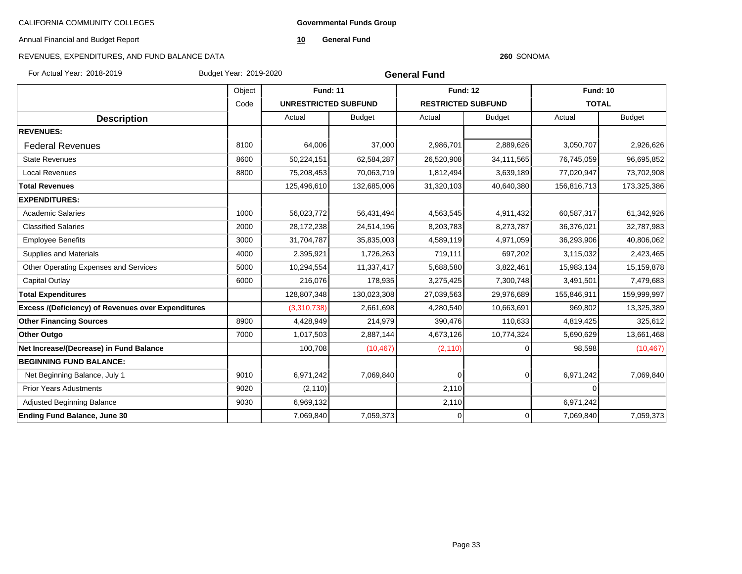CALIFORNIA COMMUNITY COLLEGES

**Governmental Funds Group**

Annual Financial and Budget Report

**10** **General Fund**

REVENUES, EXPENDITURES, AND FUND BALANCE DATA

**260** SONOMA

For Actual Year: 2018-2019 Budget Year: 2019-2020

## General Fund

| Description | Object Code | Fund: 11 UNRESTRICTED SUBFUND | | Fund: 12 RESTRICTED SUBFUND | | Fund: 10 TOTAL | |
|---|---|---|---|---|---|---|---|
| | | Actual | Budget | Actual | Budget | Actual | Budget |
| **REVENUES:** | | | | | | | |
| Federal Revenues | 8100 | 64,006 | 37,000 | 2,986,701 | 2,889,626 | 3,050,707 | 2,926,626 |
| State Revenues | 8600 | 50,224,151 | 62,584,287 | 26,520,908 | 34,111,565 | 76,745,059 | 96,695,852 |
| Local Revenues | 8800 | 75,208,453 | 70,063,719 | 1,812,494 | 3,639,189 | 77,020,947 | 73,702,908 |
| **Total Revenues** | | 125,496,610 | 132,685,006 | 31,320,103 | 40,640,380 | 156,816,713 | 173,325,386 |
| **EXPENDITURES:** | | | | | | | |
| Academic Salaries | 1000 | 56,023,772 | 56,431,494 | 4,563,545 | 4,911,432 | 60,587,317 | 61,342,926 |
| Classified Salaries | 2000 | 28,172,238 | 24,514,196 | 8,203,783 | 8,273,787 | 36,376,021 | 32,787,983 |
| Employee Benefits | 3000 | 31,704,787 | 35,835,003 | 4,589,119 | 4,971,059 | 36,293,906 | 40,806,062 |
| Supplies and Materials | 4000 | 2,395,921 | 1,726,263 | 719,111 | 697,202 | 3,115,032 | 2,423,465 |
| Other Operating Expenses and Services | 5000 | 10,294,554 | 11,337,417 | 5,688,580 | 3,822,461 | 15,983,134 | 15,159,878 |
| Capital Outlay | 6000 | 216,076 | 178,935 | 3,275,425 | 7,300,748 | 3,491,501 | 7,479,683 |
| **Total Expenditures** | | 128,807,348 | 130,023,308 | 27,039,563 | 29,976,689 | 155,846,911 | 159,999,997 |
| **Excess /(Deficiency) of Revenues over Expenditures** | | (3,310,738) | 2,661,698 | 4,280,540 | 10,663,691 | 969,802 | 13,325,389 |
| **Other Financing Sources** | 8900 | 4,428,949 | 214,979 | 390,476 | 110,633 | 4,819,425 | 325,612 |
| **Other Outgo** | 7000 | 1,017,503 | 2,887,144 | 4,673,126 | 10,774,324 | 5,690,629 | 13,661,468 |
| **Net Increase/(Decrease) in Fund Balance** | | 100,708 | (10,467) | (2,110) | 0 | 98,598 | (10,467) |
| **BEGINNING FUND BALANCE:** | | | | | | | |
| Net Beginning Balance, July 1 | 9010 | 6,971,242 | 7,069,840 | 0 | 0 | 6,971,242 | 7,069,840 |
| Prior Years Adustments | 9020 | (2,110) | | 2,110 | | 0 | |
| Adjusted Beginning Balance | 9030 | 6,969,132 | | 2,110 | | 6,971,242 | |
| **Ending Fund Balance, June 30** | | 7,069,840 | 7,059,373 | 0 | 0 | 7,069,840 | 7,059,373 |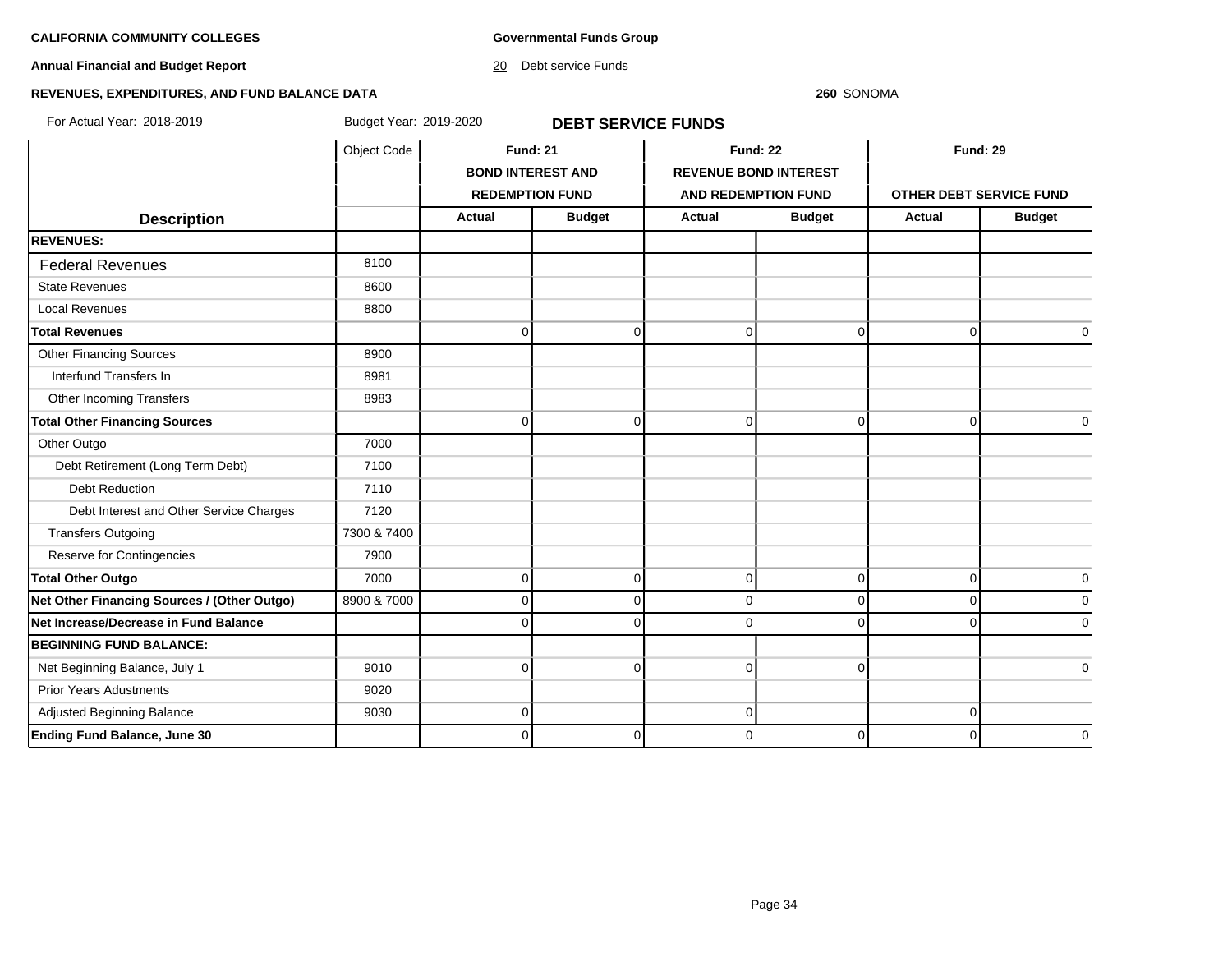**CALIFORNIA COMMUNITY COLLEGES**

**Annual Financial and Budget Report**

**REVENUES, EXPENDITURES, AND FUND BALANCE DATA**

For Actual Year: 2018-2019 Budget Year: 2019-2020

**Governmental Funds Group**

20 Debt service Funds

**260** SONOMA

## DEBT SERVICE FUNDS

| Description | Object Code | Fund: 21 BOND INTEREST AND REDEMPTION FUND | | Fund: 22 REVENUE BOND INTEREST AND REDEMPTION FUND | | Fund: 29 OTHER DEBT SERVICE FUND | |
|---|---|---|---|---|---|---|---|
| | | **Actual** | **Budget** | **Actual** | **Budget** | **Actual** | **Budget** |
| **REVENUES:** | | | | | | | |
| Federal Revenues | 8100 | | | | | | |
| State Revenues | 8600 | | | | | | |
| Local Revenues | 8800 | | | | | | |
| **Total Revenues** | | 0 | 0 | 0 | 0 | 0 | 0 |
| Other Financing Sources | 8900 | | | | | | |
| Interfund Transfers In | 8981 | | | | | | |
| Other Incoming Transfers | 8983 | | | | | | |
| **Total Other Financing Sources** | | 0 | 0 | 0 | 0 | 0 | 0 |
| Other Outgo | 7000 | | | | | | |
| Debt Retirement (Long Term Debt) | 7100 | | | | | | |
| Debt Reduction | 7110 | | | | | | |
| Debt Interest and Other Service Charges | 7120 | | | | | | |
| Transfers Outgoing | 7300 & 7400 | | | | | | |
| Reserve for Contingencies | 7900 | | | | | | |
| **Total Other Outgo** | 7000 | 0 | 0 | 0 | 0 | 0 | 0 |
| **Net Other Financing Sources / (Other Outgo)** | 8900 & 7000 | 0 | 0 | 0 | 0 | 0 | 0 |
| **Net Increase/Decrease in Fund Balance** | | 0 | 0 | 0 | 0 | 0 | 0 |
| **BEGINNING FUND BALANCE:** | | | | | | | |
| Net Beginning Balance, July 1 | 9010 | 0 | 0 | 0 | 0 | | 0 |
| Prior Years Adustments | 9020 | | | | | | |
| Adjusted Beginning Balance | 9030 | 0 | | 0 | | 0 | |
| **Ending Fund Balance, June 30** | | 0 | 0 | 0 | 0 | 0 | 0 |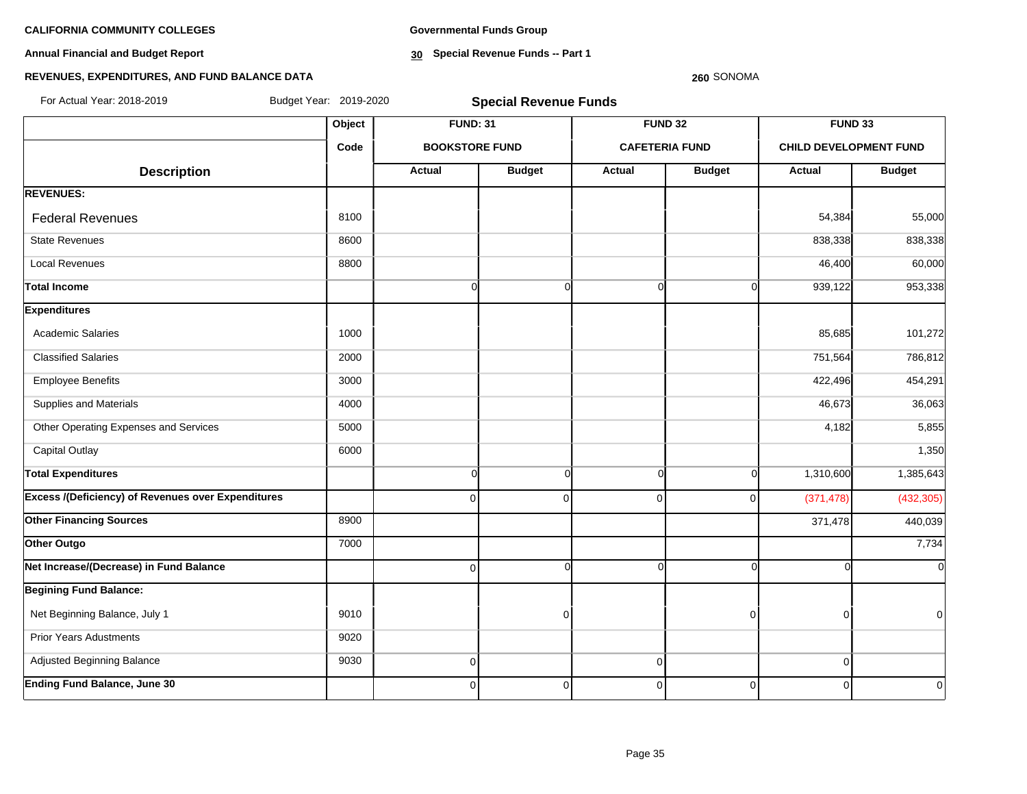**CALIFORNIA COMMUNITY COLLEGES**

**Annual Financial and Budget Report**

**REVENUES, EXPENDITURES, AND FUND BALANCE DATA**

**Governmental Funds Group**

**30 Special Revenue Funds -- Part 1**

**260** SONOMA

For Actual Year: 2018-2019 Budget Year: 2019-2020

## Special Revenue Funds

| Description | Object Code | FUND: 31 BOOKSTORE FUND | | FUND 32 CAFETERIA FUND | | FUND 33 CHILD DEVELOPMENT FUND | |
|---|---|---|---|---|---|---|---|
| | | Actual | Budget | Actual | Budget | Actual | Budget |
| **REVENUES:** | | | | | | | |
| Federal Revenues | 8100 | | | | | 54,384 | 55,000 |
| State Revenues | 8600 | | | | | 838,338 | 838,338 |
| Local Revenues | 8800 | | | | | 46,400 | 60,000 |
| **Total Income** | | 0 | 0 | 0 | 0 | 939,122 | 953,338 |
| **Expenditures** | | | | | | | |
| Academic Salaries | 1000 | | | | | 85,685 | 101,272 |
| Classified Salaries | 2000 | | | | | 751,564 | 786,812 |
| Employee Benefits | 3000 | | | | | 422,496 | 454,291 |
| Supplies and Materials | 4000 | | | | | 46,673 | 36,063 |
| Other Operating Expenses and Services | 5000 | | | | | 4,182 | 5,855 |
| Capital Outlay | 6000 | | | | | | 1,350 |
| **Total Expenditures** | | 0 | 0 | 0 | 0 | 1,310,600 | 1,385,643 |
| **Excess /(Deficiency) of Revenues over Expenditures** | | 0 | 0 | 0 | 0 | (371,478) | (432,305) |
| **Other Financing Sources** | 8900 | | | | | 371,478 | 440,039 |
| **Other Outgo** | 7000 | | | | | | 7,734 |
| **Net Increase/(Decrease) in Fund Balance** | | 0 | 0 | 0 | 0 | 0 | 0 |
| **Begining Fund Balance:** | | | | | | | |
| Net Beginning Balance, July 1 | 9010 | | 0 | | 0 | 0 | 0 |
| Prior Years Adustments | 9020 | | | | | | |
| Adjusted Beginning Balance | 9030 | 0 | | 0 | | 0 | |
| **Ending Fund Balance, June 30** | | 0 | 0 | 0 | 0 | 0 | 0 |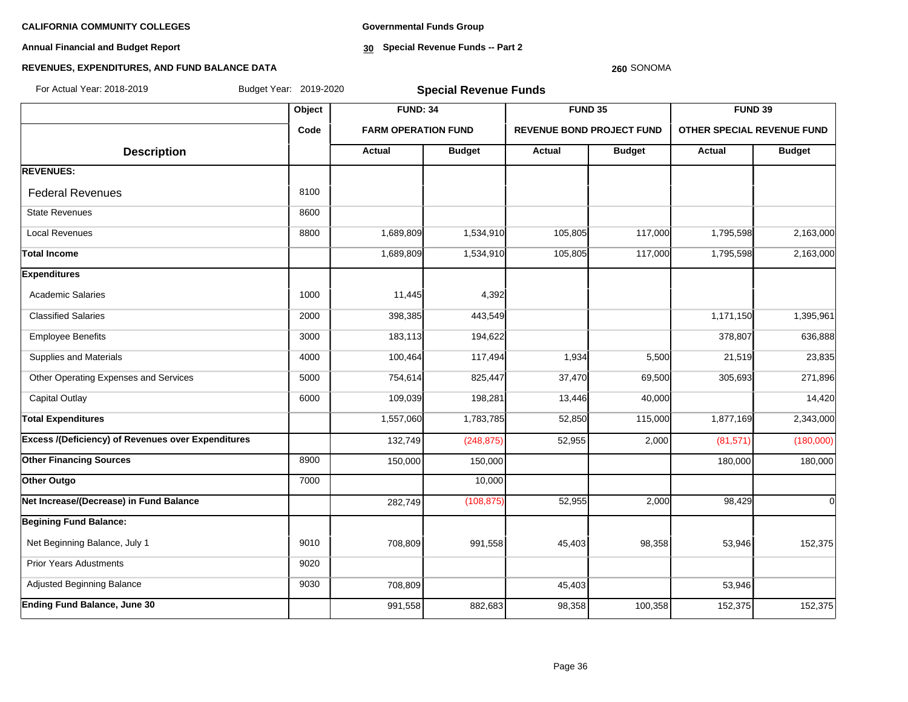**CALIFORNIA COMMUNITY COLLEGES**

**Annual Financial and Budget Report**

**REVENUES, EXPENDITURES, AND FUND BALANCE DATA**

**Governmental Funds Group**

**30 Special Revenue Funds -- Part 2**

**260** SONOMA

For Actual Year: 2018-2019 Budget Year: 2019-2020

## Special Revenue Funds

| Description | Object Code | FUND: 34 FARM OPERATION FUND | | FUND 35 REVENUE BOND PROJECT FUND | | FUND 39 OTHER SPECIAL REVENUE FUND | |
|---|---|---|---|---|---|---|---|
| | | Actual | Budget | Actual | Budget | Actual | Budget |
| **REVENUES:** | | | | | | | |
| Federal Revenues | 8100 | | | | | | |
| State Revenues | 8600 | | | | | | |
| Local Revenues | 8800 | 1,689,809 | 1,534,910 | 105,805 | 117,000 | 1,795,598 | 2,163,000 |
| **Total Income** | | 1,689,809 | 1,534,910 | 105,805 | 117,000 | 1,795,598 | 2,163,000 |
| **Expenditures** | | | | | | | |
| Academic Salaries | 1000 | 11,445 | 4,392 | | | | |
| Classified Salaries | 2000 | 398,385 | 443,549 | | | 1,171,150 | 1,395,961 |
| Employee Benefits | 3000 | 183,113 | 194,622 | | | 378,807 | 636,888 |
| Supplies and Materials | 4000 | 100,464 | 117,494 | 1,934 | 5,500 | 21,519 | 23,835 |
| Other Operating Expenses and Services | 5000 | 754,614 | 825,447 | 37,470 | 69,500 | 305,693 | 271,896 |
| Capital Outlay | 6000 | 109,039 | 198,281 | 13,446 | 40,000 | | 14,420 |
| **Total Expenditures** | | 1,557,060 | 1,783,785 | 52,850 | 115,000 | 1,877,169 | 2,343,000 |
| **Excess /(Deficiency) of Revenues over Expenditures** | | 132,749 | (248,875) | 52,955 | 2,000 | (81,571) | (180,000) |
| **Other Financing Sources** | 8900 | 150,000 | 150,000 | | | 180,000 | 180,000 |
| **Other Outgo** | 7000 | | 10,000 | | | | |
| **Net Increase/(Decrease) in Fund Balance** | | 282,749 | (108,875) | 52,955 | 2,000 | 98,429 | 0 |
| **Begining Fund Balance:** | | | | | | | |
| Net Beginning Balance, July 1 | 9010 | 708,809 | 991,558 | 45,403 | 98,358 | 53,946 | 152,375 |
| Prior Years Adustments | 9020 | | | | | | |
| Adjusted Beginning Balance | 9030 | 708,809 | | 45,403 | | 53,946 | |
| **Ending Fund Balance, June 30** | | 991,558 | 882,683 | 98,358 | 100,358 | 152,375 | 152,375 |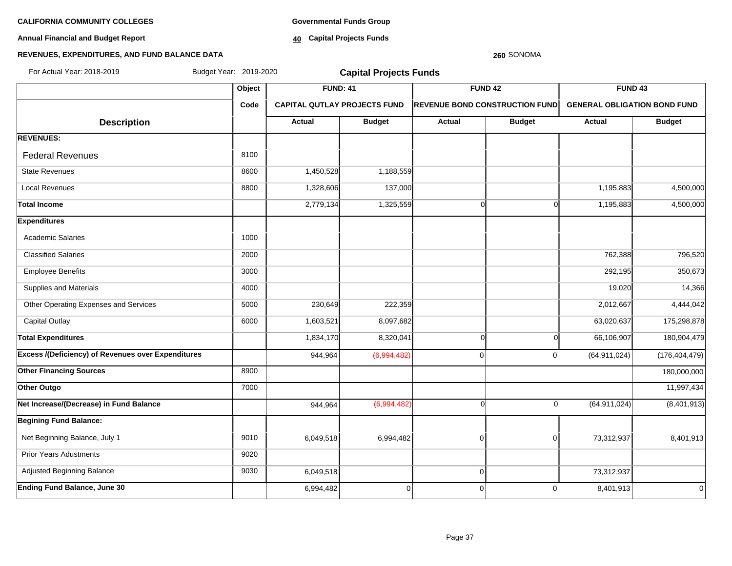**CALIFORNIA COMMUNITY COLLEGES**

**Annual Financial and Budget Report**

**REVENUES, EXPENDITURES, AND FUND BALANCE DATA**

**Governmental Funds Group**

**40 Capital Projects Funds**

**260** SONOMA

For Actual Year: 2018-2019 Budget Year: 2019-2020

## Capital Projects Funds

| Description | Object Code | FUND: 41 CAPITAL QUTLAY PROJECTS FUND | | FUND 42 REVENUE BOND CONSTRUCTION FUND | | FUND 43 GENERAL OBLIGATION BOND FUND | |
|---|---|---|---|---|---|---|---|
| | | Actual | Budget | Actual | Budget | Actual | Budget |
| **REVENUES:** | | | | | | | |
| Federal Revenues | 8100 | | | | | | |
| State Revenues | 8600 | 1,450,528 | 1,188,559 | | | | |
| Local Revenues | 8800 | 1,328,606 | 137,000 | | | 1,195,883 | 4,500,000 |
| **Total Income** | | 2,779,134 | 1,325,559 | 0 | 0 | 1,195,883 | 4,500,000 |
| **Expenditures** | | | | | | | |
| Academic Salaries | 1000 | | | | | | |
| Classified Salaries | 2000 | | | | | 762,388 | 796,520 |
| Employee Benefits | 3000 | | | | | 292,195 | 350,673 |
| Supplies and Materials | 4000 | | | | | 19,020 | 14,366 |
| Other Operating Expenses and Services | 5000 | 230,649 | 222,359 | | | 2,012,667 | 4,444,042 |
| Capital Outlay | 6000 | 1,603,521 | 8,097,682 | | | 63,020,637 | 175,298,878 |
| **Total Expenditures** | | 1,834,170 | 8,320,041 | 0 | 0 | 66,106,907 | 180,904,479 |
| **Excess /(Deficiency) of Revenues over Expenditures** | | 944,964 | (6,994,482) | 0 | 0 | (64,911,024) | (176,404,479) |
| **Other Financing Sources** | 8900 | | | | | | 180,000,000 |
| **Other Outgo** | 7000 | | | | | | 11,997,434 |
| **Net Increase/(Decrease) in Fund Balance** | | 944,964 | (6,994,482) | 0 | 0 | (64,911,024) | (8,401,913) |
| **Begining Fund Balance:** | | | | | | | |
| Net Beginning Balance, July 1 | 9010 | 6,049,518 | 6,994,482 | 0 | 0 | 73,312,937 | 8,401,913 |
| Prior Years Adustments | 9020 | | | | | | |
| Adjusted Beginning Balance | 9030 | 6,049,518 | | 0 | | 73,312,937 | |
| **Ending Fund Balance, June 30** | | 6,994,482 | 0 | 0 | 0 | 8,401,913 | 0 |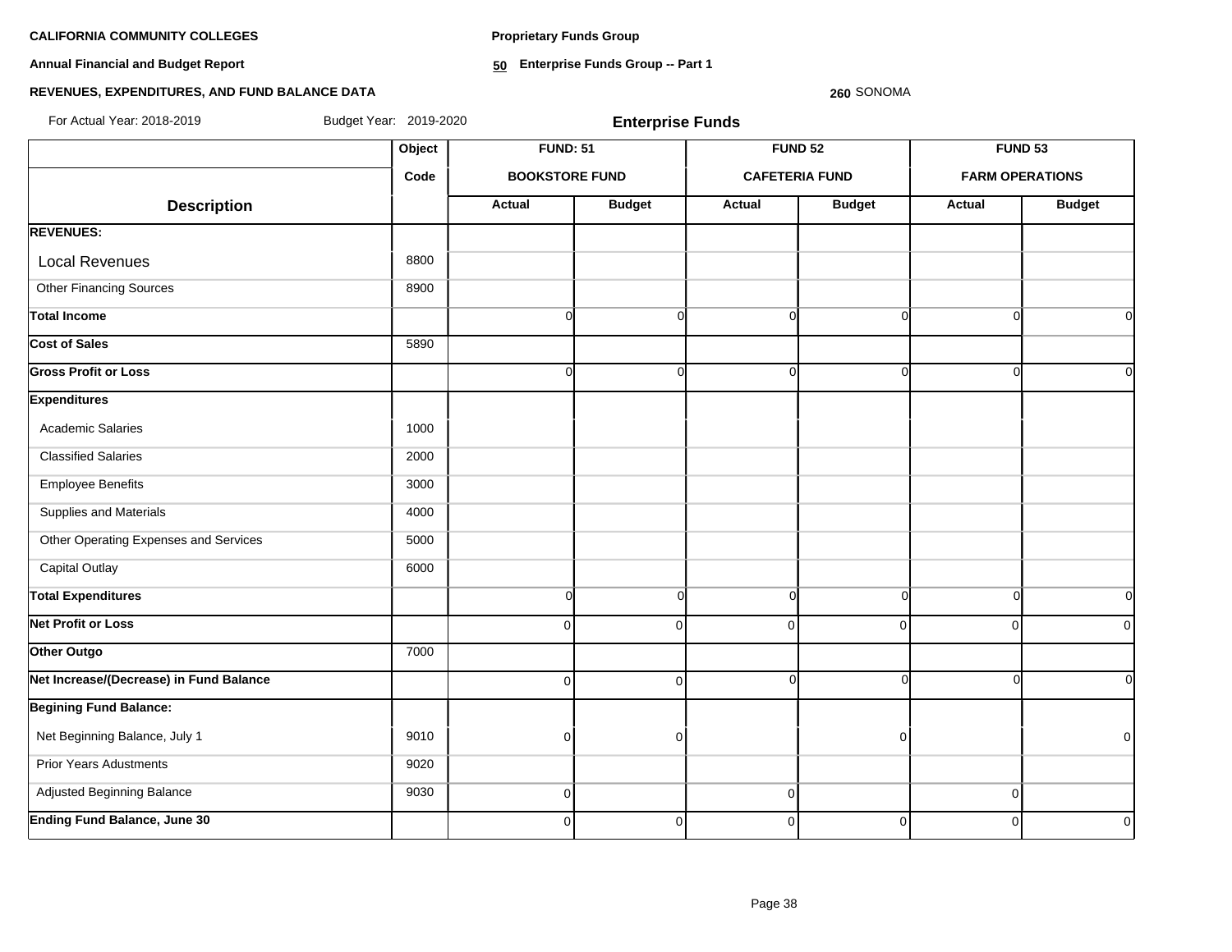**CALIFORNIA COMMUNITY COLLEGES**

**Annual Financial and Budget Report**

**REVENUES, EXPENDITURES, AND FUND BALANCE DATA**

**Proprietary Funds Group**

**50 Enterprise Funds Group -- Part 1**

**260** SONOMA

For Actual Year: 2018-2019 Budget Year: 2019-2020

**Enterprise Funds**

| | Object | FUND: 51 | | FUND 52 | | FUND 53 | |
|---|---|---|---|---|---|---|---|
| | Code | BOOKSTORE FUND | | CAFETERIA FUND | | FARM OPERATIONS | |
| **Description** | | **Actual** | **Budget** | **Actual** | **Budget** | **Actual** | **Budget** |
| **REVENUES:** | | | | | | | |
| Local Revenues | 8800 | | | | | | |
| Other Financing Sources | 8900 | | | | | | |
| **Total Income** | | 0 | 0 | 0 | 0 | 0 | 0 |
| **Cost of Sales** | 5890 | | | | | | |
| **Gross Profit or Loss** | | 0 | 0 | 0 | 0 | 0 | 0 |
| **Expenditures** | | | | | | | |
| Academic Salaries | 1000 | | | | | | |
| Classified Salaries | 2000 | | | | | | |
| Employee Benefits | 3000 | | | | | | |
| Supplies and Materials | 4000 | | | | | | |
| Other Operating Expenses and Services | 5000 | | | | | | |
| Capital Outlay | 6000 | | | | | | |
| **Total Expenditures** | | 0 | 0 | 0 | 0 | 0 | 0 |
| **Net Profit or Loss** | | 0 | 0 | 0 | 0 | 0 | 0 |
| **Other Outgo** | 7000 | | | | | | |
| **Net Increase/(Decrease) in Fund Balance** | | 0 | 0 | 0 | 0 | 0 | 0 |
| **Begining Fund Balance:** | | | | | | | |
| Net Beginning Balance, July 1 | 9010 | 0 | 0 | | 0 | | 0 |
| Prior Years Adustments | 9020 | | | | | | |
| Adjusted Beginning Balance | 9030 | 0 | | 0 | | 0 | |
| **Ending Fund Balance, June 30** | | 0 | 0 | 0 | 0 | 0 | 0 |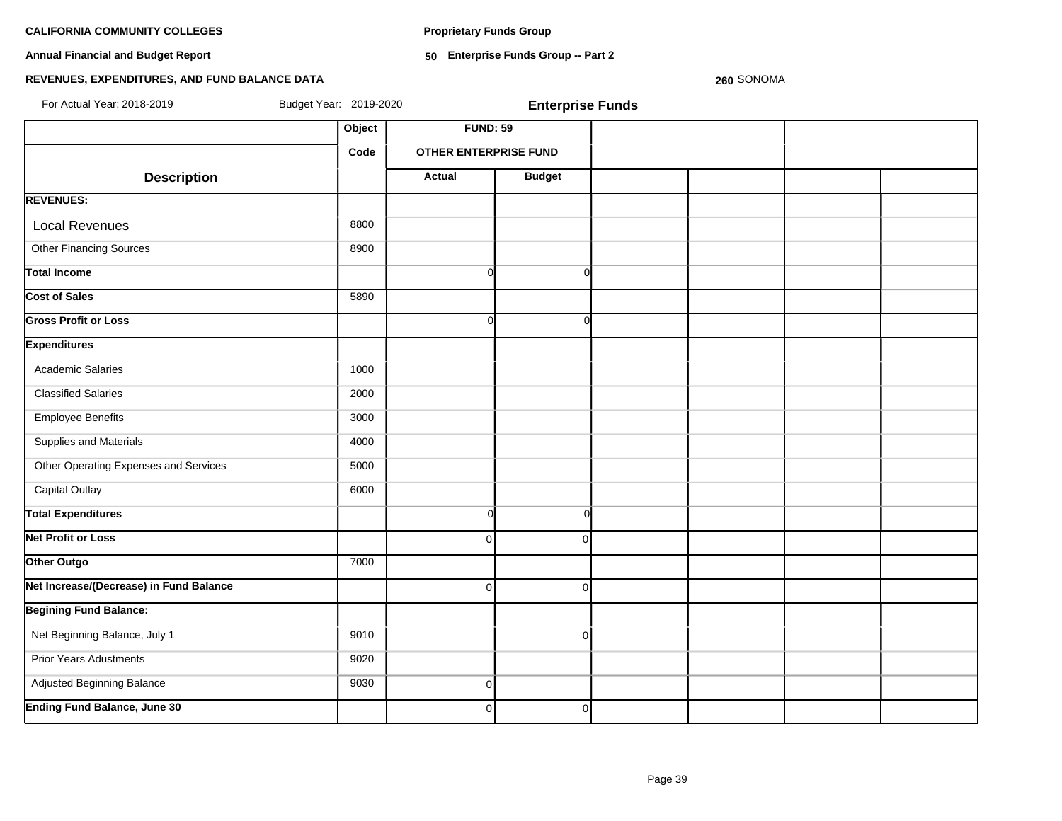**CALIFORNIA COMMUNITY COLLEGES**

**Annual Financial and Budget Report**

**REVENUES, EXPENDITURES, AND FUND BALANCE DATA**

**Proprietary Funds Group**

**50 Enterprise Funds Group -- Part 2**

**260** SONOMA

For Actual Year: 2018-2019 Budget Year: 2019-2020

**Enterprise Funds**

| | Object | FUND: 59 | | | | | |
|---|---|---|---|---|---|---|---|
| | Code | OTHER ENTERPRISE FUND | | | | | |
| **Description** | | **Actual** | **Budget** | | | | |
| **REVENUES:** | | | | | | | |
| Local Revenues | 8800 | | | | | | |
| Other Financing Sources | 8900 | | | | | | |
| **Total Income** | | 0 | 0 | | | | |
| **Cost of Sales** | 5890 | | | | | | |
| **Gross Profit or Loss** | | 0 | 0 | | | | |
| **Expenditures** | | | | | | | |
| Academic Salaries | 1000 | | | | | | |
| Classified Salaries | 2000 | | | | | | |
| Employee Benefits | 3000 | | | | | | |
| Supplies and Materials | 4000 | | | | | | |
| Other Operating Expenses and Services | 5000 | | | | | | |
| Capital Outlay | 6000 | | | | | | |
| **Total Expenditures** | | 0 | 0 | | | | |
| **Net Profit or Loss** | | 0 | 0 | | | | |
| **Other Outgo** | 7000 | | | | | | |
| **Net Increase/(Decrease) in Fund Balance** | | 0 | 0 | | | | |
| **Begining Fund Balance:** | | | | | | | |
| Net Beginning Balance, July 1 | 9010 | | 0 | | | | |
| Prior Years Adustments | 9020 | | | | | | |
| Adjusted Beginning Balance | 9030 | 0 | | | | | |
| **Ending Fund Balance, June 30** | | 0 | 0 | | | | |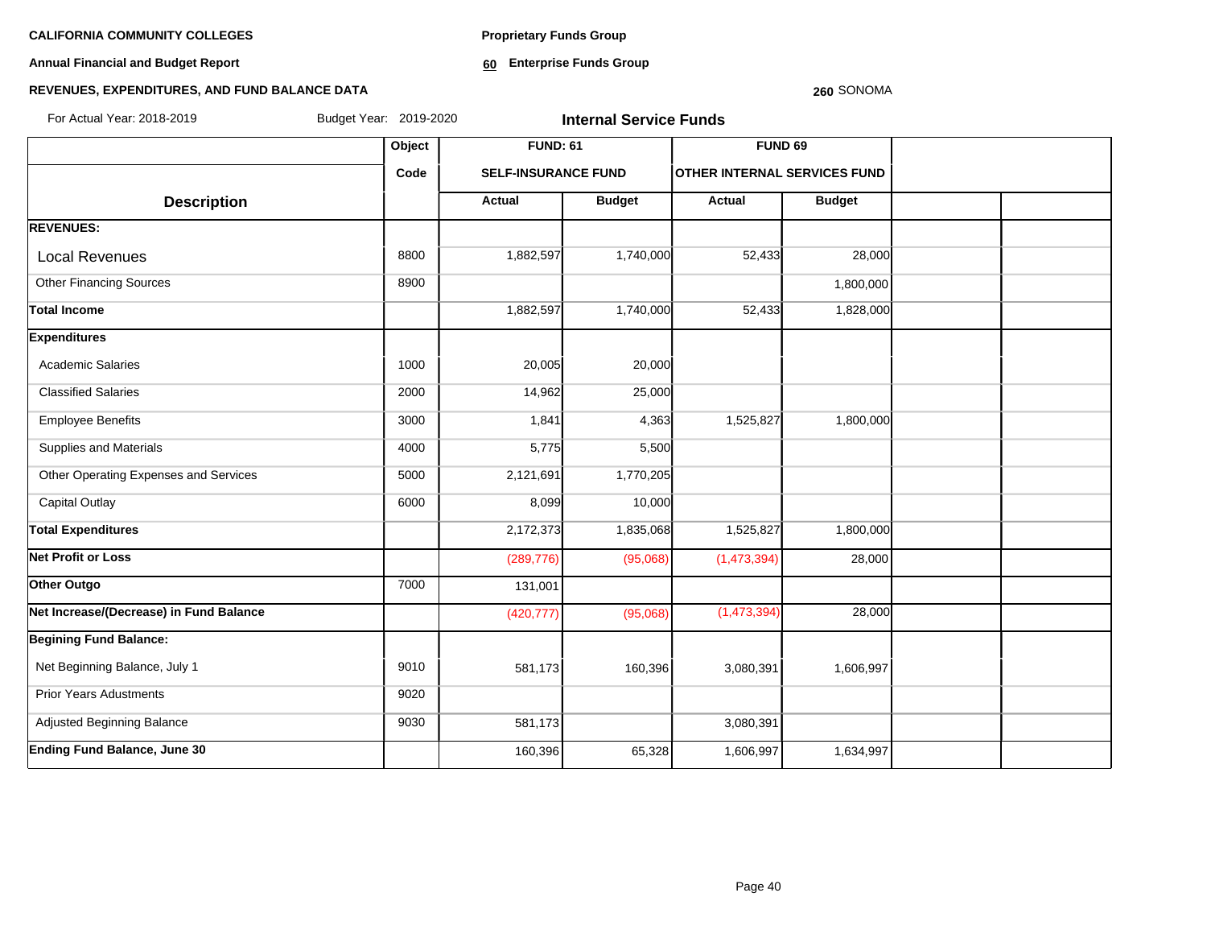**CALIFORNIA COMMUNITY COLLEGES**

**Annual Financial and Budget Report**

**REVENUES, EXPENDITURES, AND FUND BALANCE DATA**

**Proprietary Funds Group**

**60 Enterprise Funds Group**

**260** SONOMA

For Actual Year: 2018-2019 Budget Year: 2019-2020

**Internal Service Funds**

| Description | Object Code | FUND: 61 SELF-INSURANCE FUND Actual | FUND: 61 SELF-INSURANCE FUND Budget | FUND 69 OTHER INTERNAL SERVICES FUND Actual | FUND 69 OTHER INTERNAL SERVICES FUND Budget | | |
|---|---|---|---|---|---|---|---|
| **REVENUES:** | | | | | | | |
| Local Revenues | 8800 | 1,882,597 | 1,740,000 | 52,433 | 28,000 | | |
| Other Financing Sources | 8900 | | | | 1,800,000 | | |
| **Total Income** | | 1,882,597 | 1,740,000 | 52,433 | 1,828,000 | | |
| **Expenditures** | | | | | | | |
| Academic Salaries | 1000 | 20,005 | 20,000 | | | | |
| Classified Salaries | 2000 | 14,962 | 25,000 | | | | |
| Employee Benefits | 3000 | 1,841 | 4,363 | 1,525,827 | 1,800,000 | | |
| Supplies and Materials | 4000 | 5,775 | 5,500 | | | | |
| Other Operating Expenses and Services | 5000 | 2,121,691 | 1,770,205 | | | | |
| Capital Outlay | 6000 | 8,099 | 10,000 | | | | |
| **Total Expenditures** | | 2,172,373 | 1,835,068 | 1,525,827 | 1,800,000 | | |
| **Net Profit or Loss** | | (289,776) | (95,068) | (1,473,394) | 28,000 | | |
| **Other Outgo** | 7000 | 131,001 | | | | | |
| **Net Increase/(Decrease) in Fund Balance** | | (420,777) | (95,068) | (1,473,394) | 28,000 | | |
| **Begining Fund Balance:** | | | | | | | |
| Net Beginning Balance, July 1 | 9010 | 581,173 | 160,396 | 3,080,391 | 1,606,997 | | |
| Prior Years Adustments | 9020 | | | | | | |
| Adjusted Beginning Balance | 9030 | 581,173 | | 3,080,391 | | | |
| **Ending Fund Balance, June 30** | | 160,396 | 65,328 | 1,606,997 | 1,634,997 | | |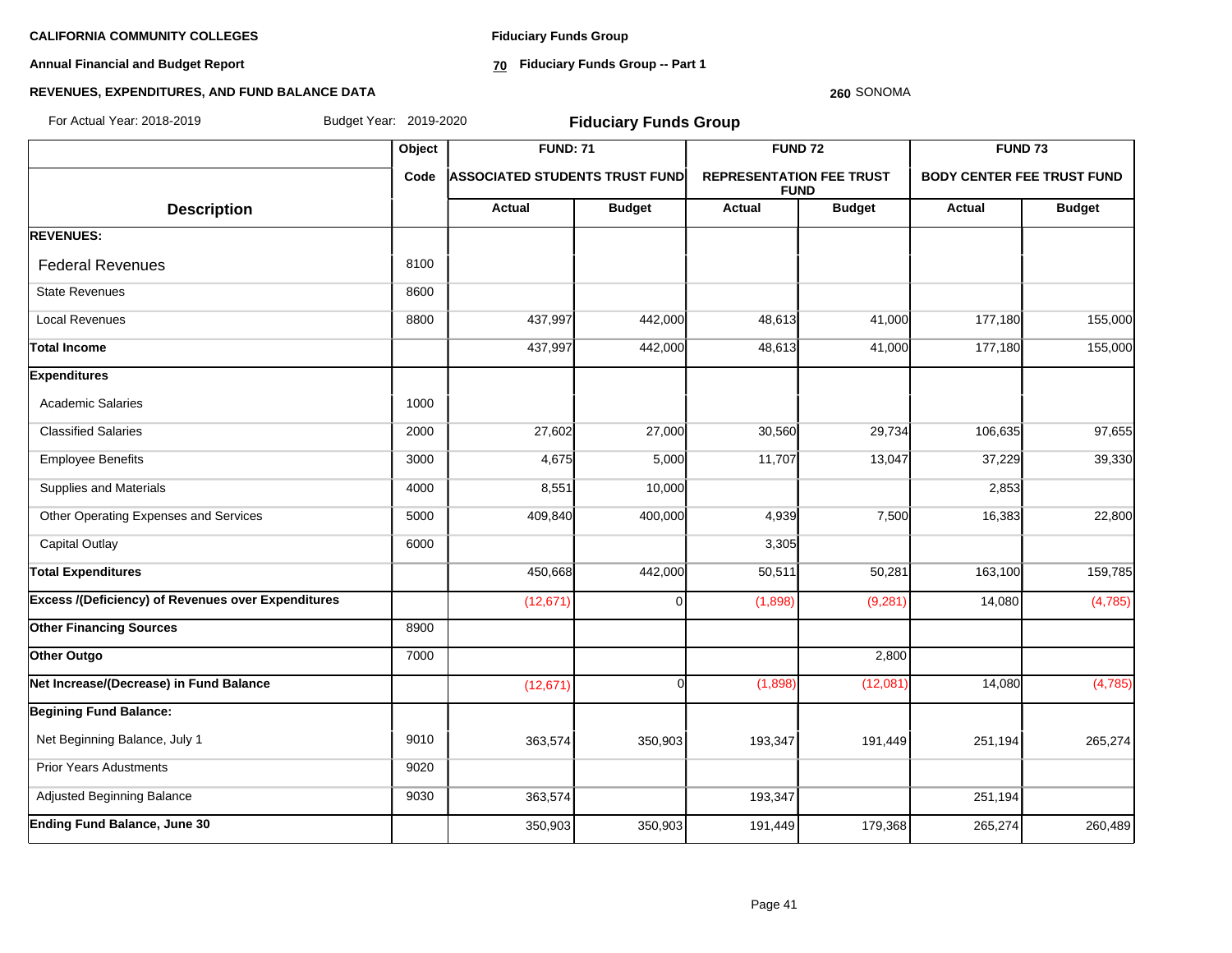**CALIFORNIA COMMUNITY COLLEGES**

**Annual Financial and Budget Report**

**REVENUES, EXPENDITURES, AND FUND BALANCE DATA**

**Fiduciary Funds Group**

**70 Fiduciary Funds Group -- Part 1**

**260** SONOMA

For Actual Year: 2018-2019 Budget Year: 2019-2020

## Fiduciary Funds Group

| Description | Object Code | FUND: 71 ASSOCIATED STUDENTS TRUST FUND Actual | Budget | FUND 72 REPRESENTATION FEE TRUST FUND Actual | Budget | FUND 73 BODY CENTER FEE TRUST FUND Actual | Budget |
|---|---|---|---|---|---|---|---|
| **REVENUES:** | | | | | | | |
| Federal Revenues | 8100 | | | | | | |
| State Revenues | 8600 | | | | | | |
| Local Revenues | 8800 | 437,997 | 442,000 | 48,613 | 41,000 | 177,180 | 155,000 |
| **Total Income** | | 437,997 | 442,000 | 48,613 | 41,000 | 177,180 | 155,000 |
| **Expenditures** | | | | | | | |
| Academic Salaries | 1000 | | | | | | |
| Classified Salaries | 2000 | 27,602 | 27,000 | 30,560 | 29,734 | 106,635 | 97,655 |
| Employee Benefits | 3000 | 4,675 | 5,000 | 11,707 | 13,047 | 37,229 | 39,330 |
| Supplies and Materials | 4000 | 8,551 | 10,000 | | | 2,853 | |
| Other Operating Expenses and Services | 5000 | 409,840 | 400,000 | 4,939 | 7,500 | 16,383 | 22,800 |
| Capital Outlay | 6000 | | | 3,305 | | | |
| **Total Expenditures** | | 450,668 | 442,000 | 50,511 | 50,281 | 163,100 | 159,785 |
| **Excess /(Deficiency) of Revenues over Expenditures** | | (12,671) | 0 | (1,898) | (9,281) | 14,080 | (4,785) |
| **Other Financing Sources** | 8900 | | | | | | |
| **Other Outgo** | 7000 | | | | 2,800 | | |
| **Net Increase/(Decrease) in Fund Balance** | | (12,671) | 0 | (1,898) | (12,081) | 14,080 | (4,785) |
| **Begining Fund Balance:** | | | | | | | |
| Net Beginning Balance, July 1 | 9010 | 363,574 | 350,903 | 193,347 | 191,449 | 251,194 | 265,274 |
| Prior Years Adustments | 9020 | | | | | | |
| Adjusted Beginning Balance | 9030 | 363,574 | | 193,347 | | 251,194 | |
| **Ending Fund Balance, June 30** | | 350,903 | 350,903 | 191,449 | 179,368 | 265,274 | 260,489 |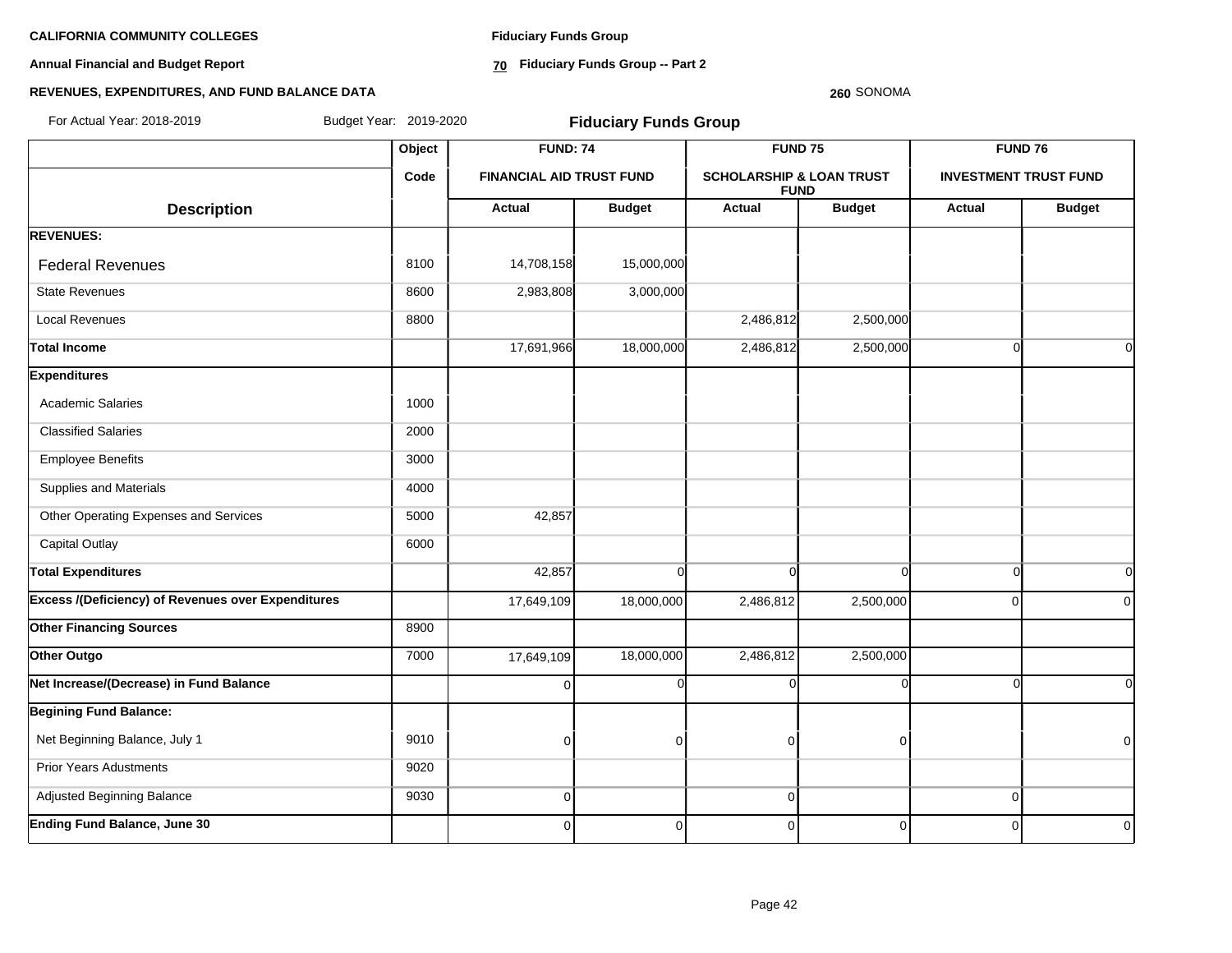**CALIFORNIA COMMUNITY COLLEGES**

**Annual Financial and Budget Report**

**REVENUES, EXPENDITURES, AND FUND BALANCE DATA**

**Fiduciary Funds Group**

**70 Fiduciary Funds Group -- Part 2**

**260** SONOMA

For Actual Year: 2018-2019 Budget Year: 2019-2020

## Fiduciary Funds Group

| | Object | FUND: 74 | | FUND 75 | | FUND 76 | |
|---|---|---|---|---|---|---|---|
| | Code | FINANCIAL AID TRUST FUND | | SCHOLARSHIP & LOAN TRUST FUND | | INVESTMENT TRUST FUND | |
| **Description** | | **Actual** | **Budget** | **Actual** | **Budget** | **Actual** | **Budget** |
| **REVENUES:** | | | | | | | |
| Federal Revenues | 8100 | 14,708,158 | 15,000,000 | | | | |
| State Revenues | 8600 | 2,983,808 | 3,000,000 | | | | |
| Local Revenues | 8800 | | | 2,486,812 | 2,500,000 | | |
| **Total Income** | | 17,691,966 | 18,000,000 | 2,486,812 | 2,500,000 | 0 | 0 |
| **Expenditures** | | | | | | | |
| Academic Salaries | 1000 | | | | | | |
| Classified Salaries | 2000 | | | | | | |
| Employee Benefits | 3000 | | | | | | |
| Supplies and Materials | 4000 | | | | | | |
| Other Operating Expenses and Services | 5000 | 42,857 | | | | | |
| Capital Outlay | 6000 | | | | | | |
| **Total Expenditures** | | 42,857 | 0 | 0 | 0 | 0 | 0 |
| **Excess /(Deficiency) of Revenues over Expenditures** | | 17,649,109 | 18,000,000 | 2,486,812 | 2,500,000 | 0 | 0 |
| **Other Financing Sources** | 8900 | | | | | | |
| **Other Outgo** | 7000 | 17,649,109 | 18,000,000 | 2,486,812 | 2,500,000 | | |
| **Net Increase/(Decrease) in Fund Balance** | | 0 | 0 | 0 | 0 | 0 | 0 |
| **Begining Fund Balance:** | | | | | | | |
| Net Beginning Balance, July 1 | 9010 | 0 | 0 | 0 | 0 | | 0 |
| Prior Years Adustments | 9020 | | | | | | |
| Adjusted Beginning Balance | 9030 | 0 | | 0 | | 0 | |
| **Ending Fund Balance, June 30** | | 0 | 0 | 0 | 0 | 0 | 0 |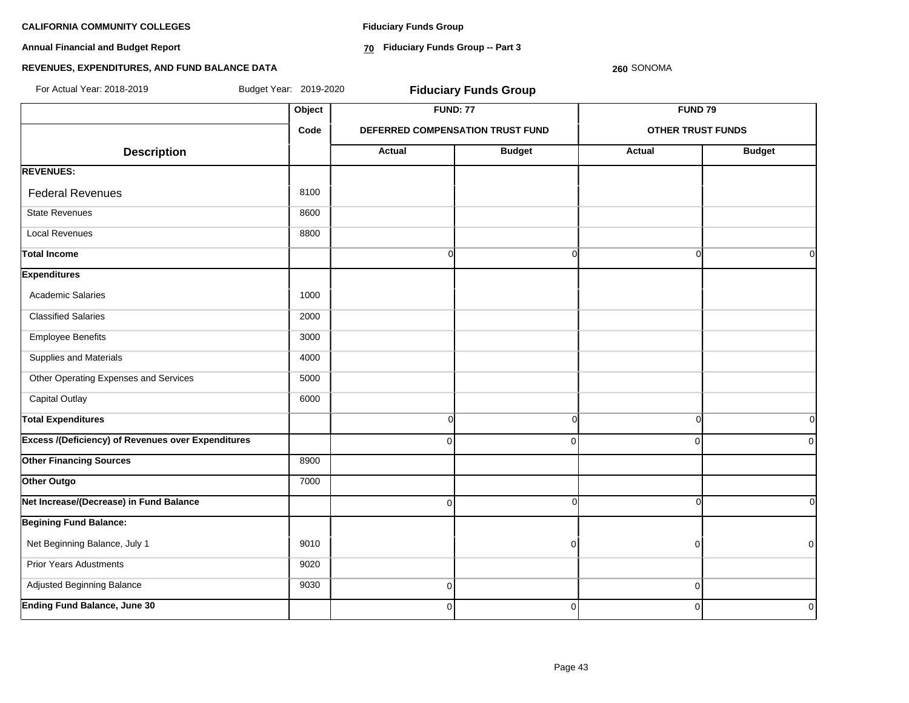**CALIFORNIA COMMUNITY COLLEGES**

**Annual Financial and Budget Report**

**REVENUES, EXPENDITURES, AND FUND BALANCE DATA**

**Fiduciary Funds Group**

**70 Fiduciary Funds Group -- Part 3**

**260** SONOMA

For Actual Year: 2018-2019 Budget Year: 2019-2020

## Fiduciary Funds Group

| Description | Object Code | FUND: 77 DEFERRED COMPENSATION TRUST FUND | | FUND 79 OTHER TRUST FUNDS | |
|---|---|---|---|---|---|
| | | Actual | Budget | Actual | Budget |
| **REVENUES:** | | | | | |
| Federal Revenues | 8100 | | | | |
| State Revenues | 8600 | | | | |
| Local Revenues | 8800 | | | | |
| **Total Income** | | 0 | 0 | 0 | 0 |
| **Expenditures** | | | | | |
| Academic Salaries | 1000 | | | | |
| Classified Salaries | 2000 | | | | |
| Employee Benefits | 3000 | | | | |
| Supplies and Materials | 4000 | | | | |
| Other Operating Expenses and Services | 5000 | | | | |
| Capital Outlay | 6000 | | | | |
| **Total Expenditures** | | 0 | 0 | 0 | 0 |
| **Excess /(Deficiency) of Revenues over Expenditures** | | 0 | 0 | 0 | 0 |
| **Other Financing Sources** | 8900 | | | | |
| **Other Outgo** | 7000 | | | | |
| **Net Increase/(Decrease) in Fund Balance** | | 0 | 0 | 0 | 0 |
| **Begining Fund Balance:** | | | | | |
| Net Beginning Balance, July 1 | 9010 | | 0 | 0 | 0 |
| Prior Years Adustments | 9020 | | | | |
| Adjusted Beginning Balance | 9030 | 0 | | 0 | |
| **Ending Fund Balance, June 30** | | 0 | 0 | 0 | 0 |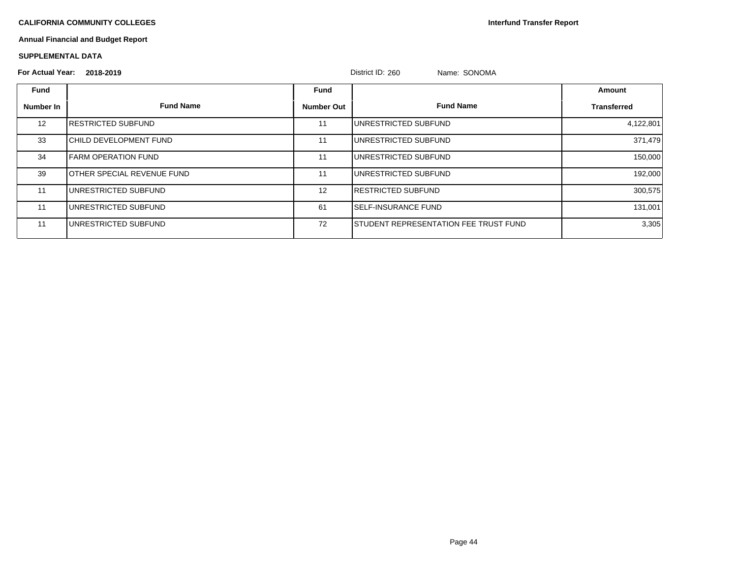**CALIFORNIA COMMUNITY COLLEGES**

**Interfund Transfer Report**

**Annual Financial and Budget Report**

**SUPPLEMENTAL DATA**

**For Actual Year: 2018-2019**

District ID: 260 Name: SONOMA

| Fund Number In | Fund Name | Fund Number Out | Fund Name | Amount Transferred |
|---|---|---|---|---|
| 12 | RESTRICTED SUBFUND | 11 | UNRESTRICTED SUBFUND | 4,122,801 |
| 33 | CHILD DEVELOPMENT FUND | 11 | UNRESTRICTED SUBFUND | 371,479 |
| 34 | FARM OPERATION FUND | 11 | UNRESTRICTED SUBFUND | 150,000 |
| 39 | OTHER SPECIAL REVENUE FUND | 11 | UNRESTRICTED SUBFUND | 192,000 |
| 11 | UNRESTRICTED SUBFUND | 12 | RESTRICTED SUBFUND | 300,575 |
| 11 | UNRESTRICTED SUBFUND | 61 | SELF-INSURANCE FUND | 131,001 |
| 11 | UNRESTRICTED SUBFUND | 72 | STUDENT REPRESENTATION FEE TRUST FUND | 3,305 |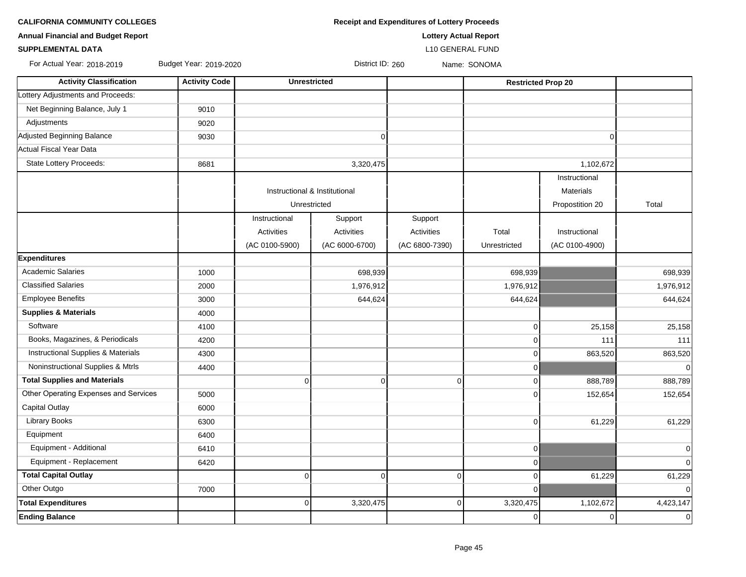**CALIFORNIA COMMUNITY COLLEGES**

**Annual Financial and Budget Report**

**SUPPLEMENTAL DATA**

**Receipt and Expenditures of Lottery Proceeds**

**Lottery Actual Report**

L10 GENERAL FUND

For Actual Year: 2018-2019 Budget Year: 2019-2020 District ID: 260 Name: SONOMA

| Activity Classification | Activity Code | Unrestricted | | | Restricted Prop 20 | | |
|---|---|---|---|---|---|---|---|
| Lottery Adjustments and Proceeds: | | | | | | | |
| Net Beginning Balance, July 1 | 9010 | | | | | | |
| Adjustments | 9020 | | | | | | |
| Adjusted Beginning Balance | 9030 | | 0 | | | 0 | |
| Actual Fiscal Year Data | | | | | | | |
| State Lottery Proceeds: | 8681 | | 3,320,475 | | | 1,102,672 | |
| | | Instructional & Institutional Unrestricted | | | | Instructional Materials Propostition 20 | Total |
| | | Instructional Activities (AC 0100-5900) | Support Activities (AC 6000-6700) | Support Activities (AC 6800-7390) | Total Unrestricted | Instructional (AC 0100-4900) | |
| **Expenditures** | | | | | | | |
| Academic Salaries | 1000 | | 698,939 | | 698,939 | | 698,939 |
| Classified Salaries | 2000 | | 1,976,912 | | 1,976,912 | | 1,976,912 |
| Employee Benefits | 3000 | | 644,624 | | 644,624 | | 644,624 |
| **Supplies & Materials** | 4000 | | | | | | |
| Software | 4100 | | | | 0 | 25,158 | 25,158 |
| Books, Magazines, & Periodicals | 4200 | | | | 0 | 111 | 111 |
| Instructional Supplies & Materials | 4300 | | | | 0 | 863,520 | 863,520 |
| Noninstructional Supplies & Mtrls | 4400 | | | | 0 | | 0 |
| **Total Supplies and Materials** | | 0 | 0 | 0 | 0 | 888,789 | 888,789 |
| Other Operating Expenses and Services | 5000 | | | | 0 | 152,654 | 152,654 |
| Capital Outlay | 6000 | | | | | | |
| Library Books | 6300 | | | | 0 | 61,229 | 61,229 |
| Equipment | 6400 | | | | | | |
| Equipment - Additional | 6410 | | | | 0 | | 0 |
| Equipment - Replacement | 6420 | | | | 0 | | 0 |
| **Total Capital Outlay** | | 0 | 0 | 0 | 0 | 61,229 | 61,229 |
| Other Outgo | 7000 | | | | 0 | | 0 |
| **Total Expenditures** | | 0 | 3,320,475 | 0 | 3,320,475 | 1,102,672 | 4,423,147 |
| **Ending Balance** | | | | | 0 | 0 | 0 |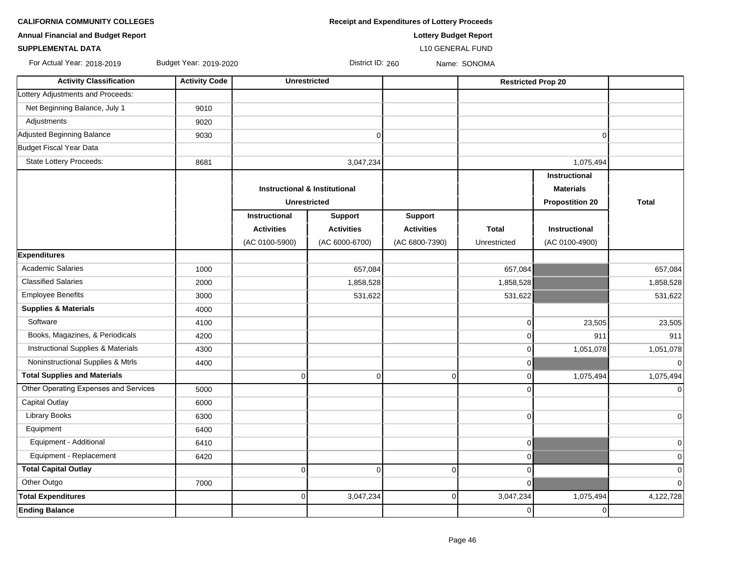**CALIFORNIA COMMUNITY COLLEGES**

**Annual Financial and Budget Report**

**SUPPLEMENTAL DATA**

**Receipt and Expenditures of Lottery Proceeds**

**Lottery Budget Report**

L10 GENERAL FUND

For Actual Year: 2018-2019 Budget Year: 2019-2020 District ID: 260 Name: SONOMA

| Activity Classification | Activity Code | Unrestricted | | | Restricted Prop 20 | | |
|---|---|---|---|---|---|---|---|
| Lottery Adjustments and Proceeds: | | | | | | | |
| Net Beginning Balance, July 1 | 9010 | | | | | | |
| Adjustments | 9020 | | | | | | |
| Adjusted Beginning Balance | 9030 | | 0 | | | 0 | |
| Budget Fiscal Year Data | | | | | | | |
| State Lottery Proceeds: | 8681 | | 3,047,234 | | | 1,075,494 | |
| | | Instructional & Institutional Unrestricted | | | | Instructional Materials Propostition 20 | Total |
| | | Instructional Activities (AC 0100-5900) | Support Activities (AC 6000-6700) | Support Activities (AC 6800-7390) | Total Unrestricted | Instructional (AC 0100-4900) | |
| **Expenditures** | | | | | | | |
| Academic Salaries | 1000 | | 657,084 | | 657,084 | | 657,084 |
| Classified Salaries | 2000 | | 1,858,528 | | 1,858,528 | | 1,858,528 |
| Employee Benefits | 3000 | | 531,622 | | 531,622 | | 531,622 |
| **Supplies & Materials** | 4000 | | | | | | |
| Software | 4100 | | | | 0 | 23,505 | 23,505 |
| Books, Magazines, & Periodicals | 4200 | | | | 0 | 911 | 911 |
| Instructional Supplies & Materials | 4300 | | | | 0 | 1,051,078 | 1,051,078 |
| Noninstructional Supplies & Mtrls | 4400 | | | | 0 | | 0 |
| **Total Supplies and Materials** | | 0 | 0 | 0 | 0 | 1,075,494 | 1,075,494 |
| Other Operating Expenses and Services | 5000 | | | | 0 | | 0 |
| Capital Outlay | 6000 | | | | | | |
| Library Books | 6300 | | | | 0 | | 0 |
| Equipment | 6400 | | | | | | |
| Equipment - Additional | 6410 | | | | 0 | | 0 |
| Equipment - Replacement | 6420 | | | | 0 | | 0 |
| **Total Capital Outlay** | | 0 | 0 | 0 | 0 | | 0 |
| Other Outgo | 7000 | | | | 0 | | 0 |
| **Total Expenditures** | | 0 | 3,047,234 | 0 | 3,047,234 | 1,075,494 | 4,122,728 |
| **Ending Balance** | | | | | 0 | 0 | |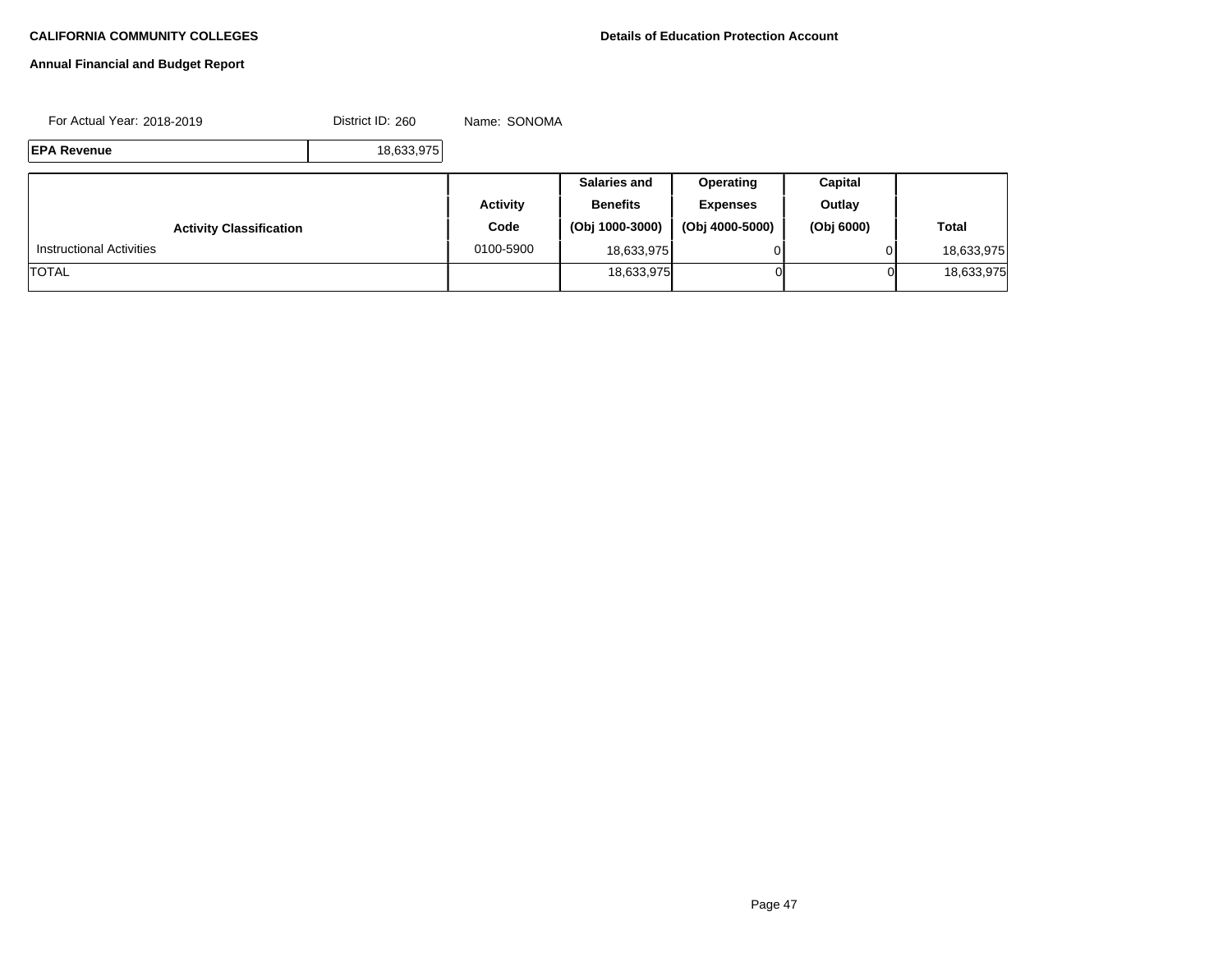**CALIFORNIA COMMUNITY COLLEGES**

**Details of Education Protection Account**

**Annual Financial and Budget Report**

For Actual Year: 2018-2019 District ID: 260 Name: SONOMA

| **EPA Revenue** | 18,633,975 |
|---|---|

| **Activity Classification** | **Activity Code** | **Salaries and Benefits (Obj 1000-3000)** | **Operating Expenses (Obj 4000-5000)** | **Capital Outlay (Obj 6000)** | **Total** |
|---|---|---|---|---|---|
| Instructional Activities | 0100-5900 | 18,633,975 | 0 | 0 | 18,633,975 |
| TOTAL | | 18,633,975 | 0 | 0 | 18,633,975 |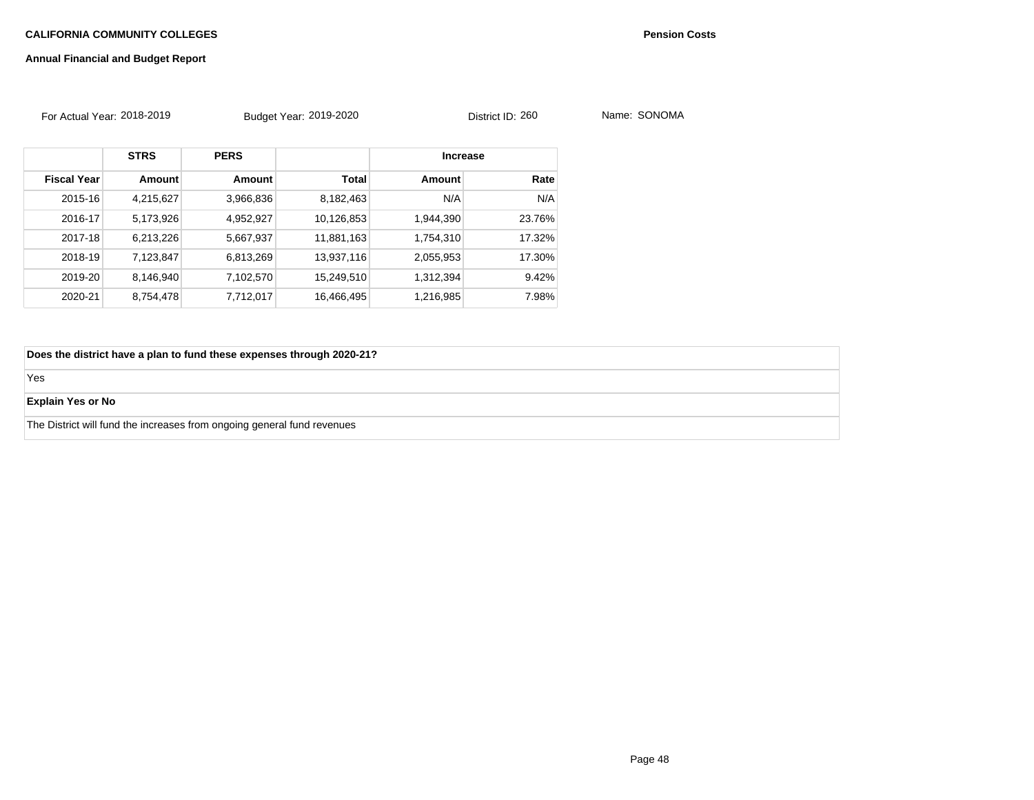**CALIFORNIA COMMUNITY COLLEGES**

**Pension Costs**

**Annual Financial and Budget Report**

For Actual Year: 2018-2019 Budget Year: 2019-2020 District ID: 260 Name: SONOMA

| | STRS | PERS | | Increase | |
|---|---|---|---|---|---|
| **Fiscal Year** | **Amount** | **Amount** | **Total** | **Amount** | **Rate** |
| 2015-16 | 4,215,627 | 3,966,836 | 8,182,463 | N/A | N/A |
| 2016-17 | 5,173,926 | 4,952,927 | 10,126,853 | 1,944,390 | 23.76% |
| 2017-18 | 6,213,226 | 5,667,937 | 11,881,163 | 1,754,310 | 17.32% |
| 2018-19 | 7,123,847 | 6,813,269 | 13,937,116 | 2,055,953 | 17.30% |
| 2019-20 | 8,146,940 | 7,102,570 | 15,249,510 | 1,312,394 | 9.42% |
| 2020-21 | 8,754,478 | 7,712,017 | 16,466,495 | 1,216,985 | 7.98% |

**Does the district have a plan to fund these expenses through 2020-21?**

Yes

**Explain Yes or No**

The District will fund the increases from ongoing general fund revenues